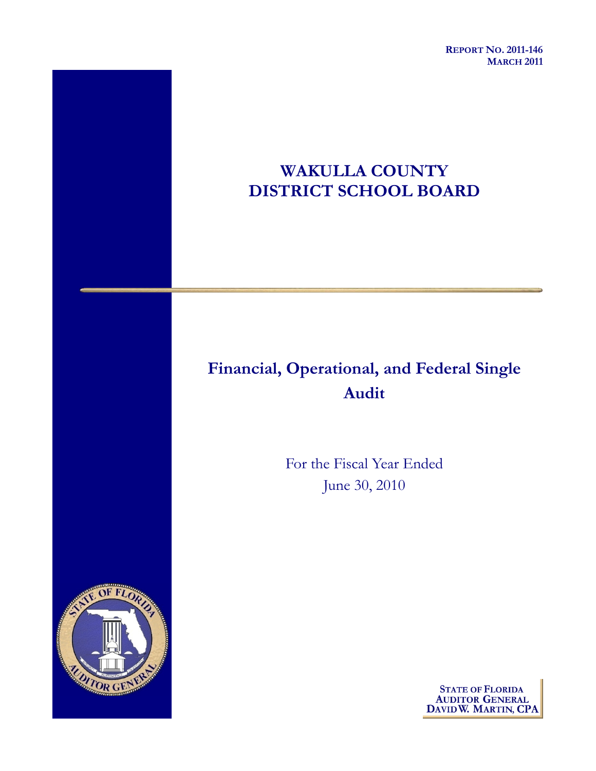**REPORT NO. 2011-146**
**MARCH 2011**

# WAKULLA COUNTY DISTRICT SCHOOL BOARD

## Financial, Operational, and Federal Single Audit

For the Fiscal Year Ended
June 30, 2010

**STATE OF FLORIDA**
**AUDITOR GENERAL**
**DAVID W. MARTIN, CPA**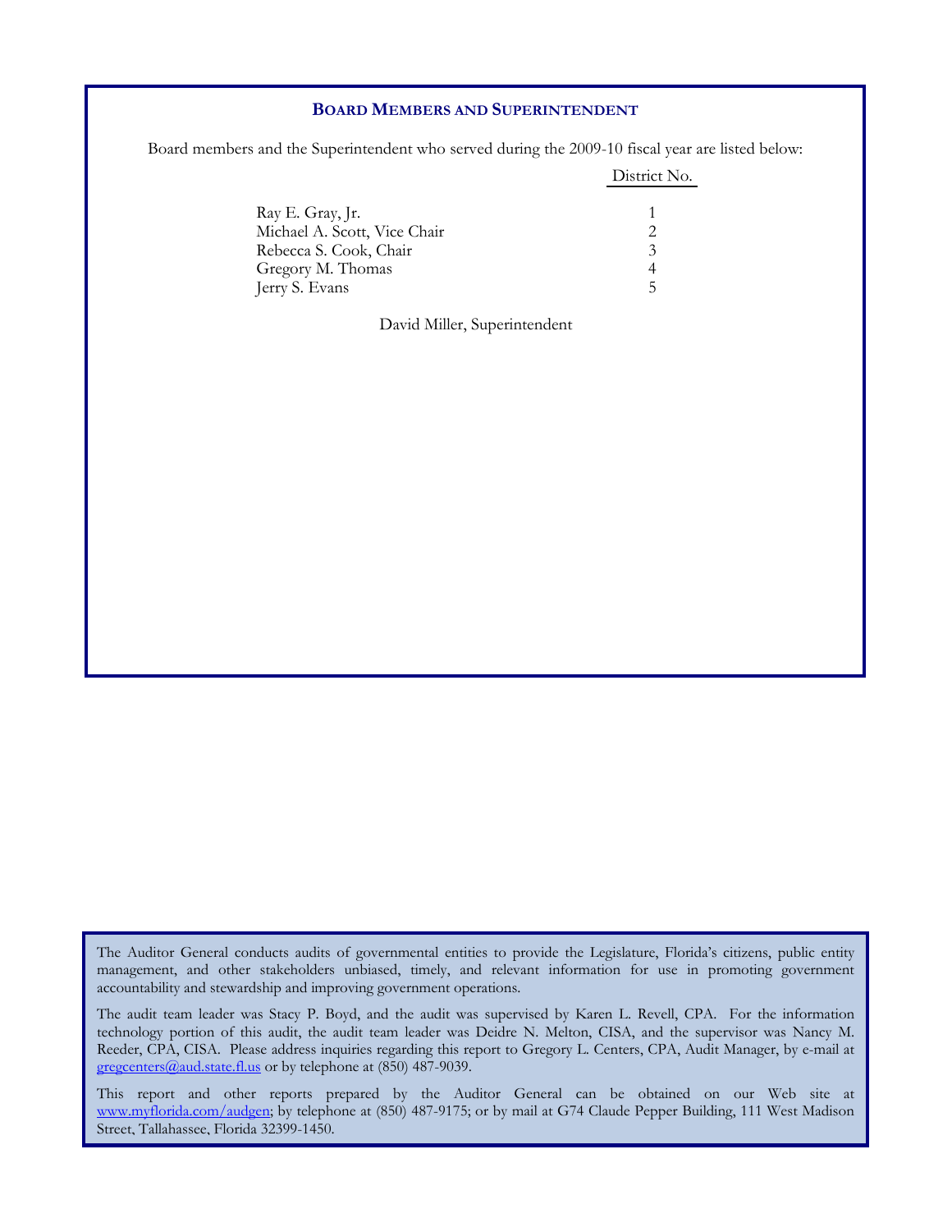## BOARD MEMBERS AND SUPERINTENDENT

Board members and the Superintendent who served during the 2009-10 fiscal year are listed below:

| | District No. |
|---|---|
| Ray E. Gray, Jr. | 1 |
| Michael A. Scott, Vice Chair | 2 |
| Rebecca S. Cook, Chair | 3 |
| Gregory M. Thomas | 4 |
| Jerry S. Evans | 5 |

David Miller, Superintendent

The Auditor General conducts audits of governmental entities to provide the Legislature, Florida's citizens, public entity management, and other stakeholders unbiased, timely, and relevant information for use in promoting government accountability and stewardship and improving government operations.

The audit team leader was Stacy P. Boyd, and the audit was supervised by Karen L. Revell, CPA. For the information technology portion of this audit, the audit team leader was Deidre N. Melton, CISA, and the supervisor was Nancy M. Reeder, CPA, CISA. Please address inquiries regarding this report to Gregory L. Centers, CPA, Audit Manager, by e-mail at gregcenters@aud.state.fl.us or by telephone at (850) 487-9039.

This report and other reports prepared by the Auditor General can be obtained on our Web site at www.myflorida.com/audgen; by telephone at (850) 487-9175; or by mail at G74 Claude Pepper Building, 111 West Madison Street, Tallahassee, Florida 32399-1450.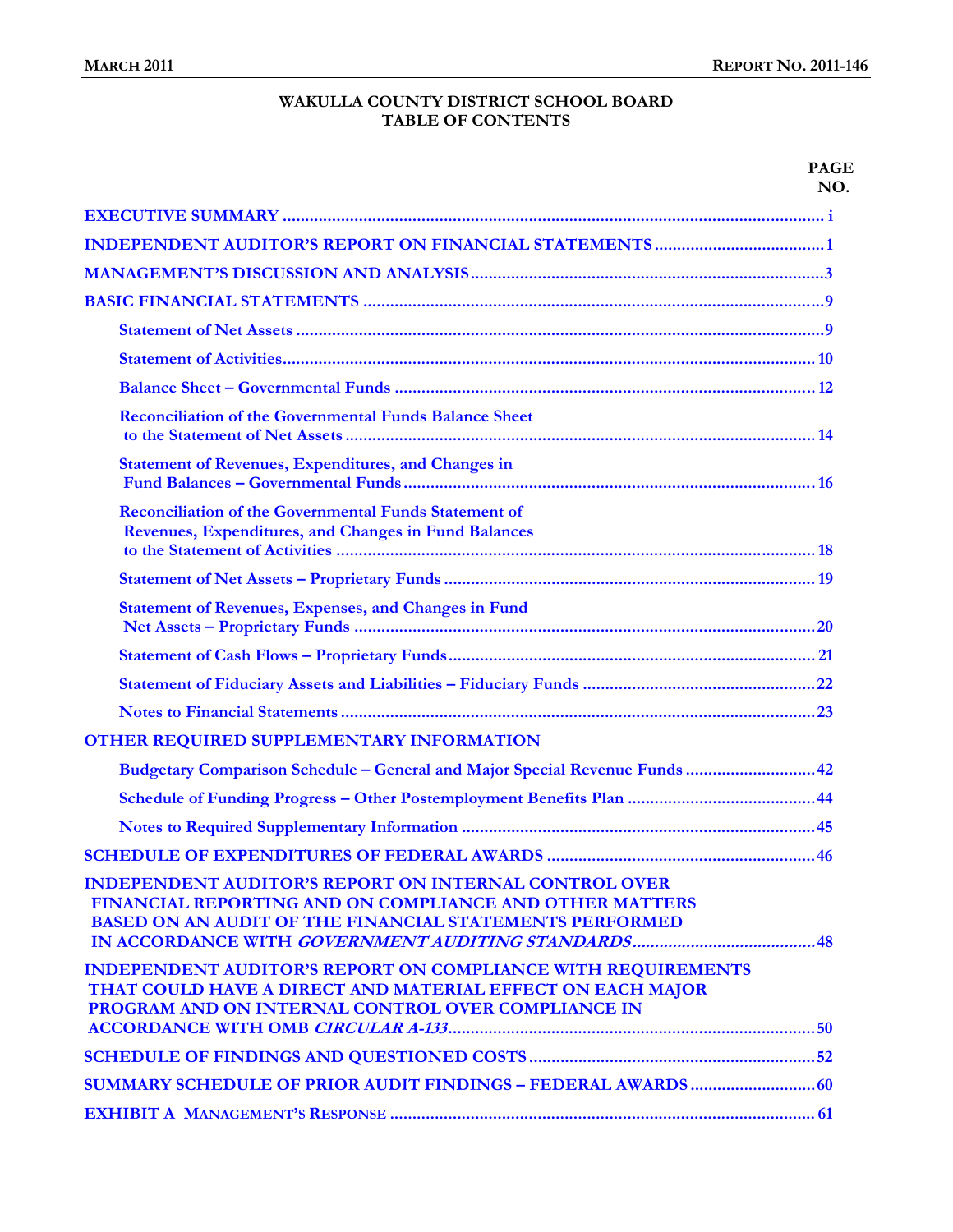# WAKULLA COUNTY DISTRICT SCHOOL BOARD
## TABLE OF CONTENTS

| | PAGE NO. |
|---|---|
| **EXECUTIVE SUMMARY** | i |
| **INDEPENDENT AUDITOR'S REPORT ON FINANCIAL STATEMENTS** | 1 |
| **MANAGEMENT'S DISCUSSION AND ANALYSIS** | 3 |
| **BASIC FINANCIAL STATEMENTS** | 9 |
| Statement of Net Assets | 9 |
| Statement of Activities | 10 |
| Balance Sheet – Governmental Funds | 12 |
| Reconciliation of the Governmental Funds Balance Sheet to the Statement of Net Assets | 14 |
| Statement of Revenues, Expenditures, and Changes in Fund Balances – Governmental Funds | 16 |
| Reconciliation of the Governmental Funds Statement of Revenues, Expenditures, and Changes in Fund Balances to the Statement of Activities | 18 |
| Statement of Net Assets – Proprietary Funds | 19 |
| Statement of Revenues, Expenses, and Changes in Fund Net Assets – Proprietary Funds | 20 |
| Statement of Cash Flows – Proprietary Funds | 21 |
| Statement of Fiduciary Assets and Liabilities – Fiduciary Funds | 22 |
| Notes to Financial Statements | 23 |
| **OTHER REQUIRED SUPPLEMENTARY INFORMATION** | |
| Budgetary Comparison Schedule – General and Major Special Revenue Funds | 42 |
| Schedule of Funding Progress – Other Postemployment Benefits Plan | 44 |
| Notes to Required Supplementary Information | 45 |
| **SCHEDULE OF EXPENDITURES OF FEDERAL AWARDS** | 46 |
| **INDEPENDENT AUDITOR'S REPORT ON INTERNAL CONTROL OVER FINANCIAL REPORTING AND ON COMPLIANCE AND OTHER MATTERS BASED ON AN AUDIT OF THE FINANCIAL STATEMENTS PERFORMED IN ACCORDANCE WITH *GOVERNMENT AUDITING STANDARDS*** | 48 |
| **INDEPENDENT AUDITOR'S REPORT ON COMPLIANCE WITH REQUIREMENTS THAT COULD HAVE A DIRECT AND MATERIAL EFFECT ON EACH MAJOR PROGRAM AND ON INTERNAL CONTROL OVER COMPLIANCE IN ACCORDANCE WITH OMB *CIRCULAR A-133*** | 50 |
| **SCHEDULE OF FINDINGS AND QUESTIONED COSTS** | 52 |
| **SUMMARY SCHEDULE OF PRIOR AUDIT FINDINGS – FEDERAL AWARDS** | 60 |
| **EXHIBIT A MANAGEMENT'S RESPONSE** | 61 |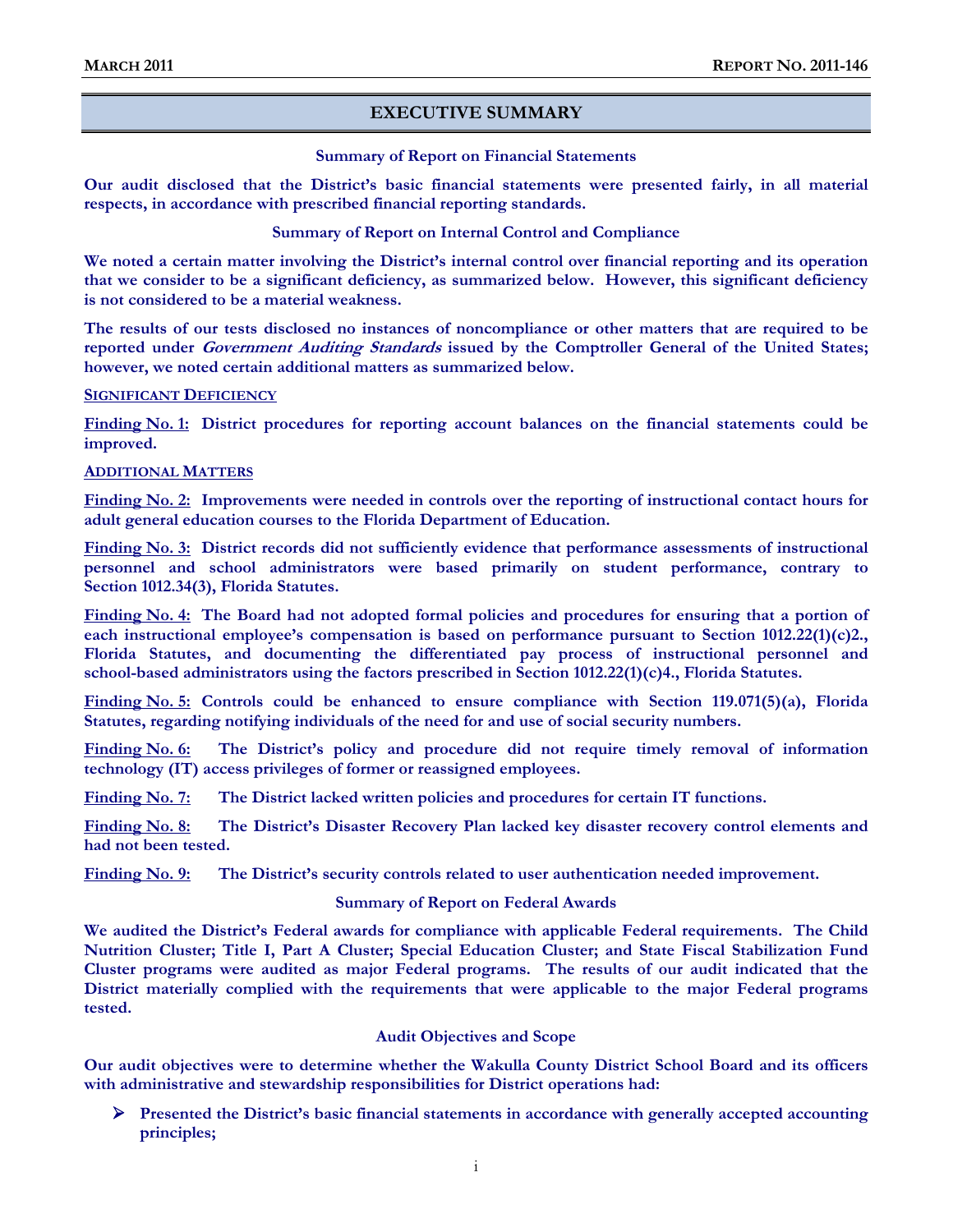## EXECUTIVE SUMMARY

### Summary of Report on Financial Statements

**Our audit disclosed that the District's basic financial statements were presented fairly, in all material respects, in accordance with prescribed financial reporting standards.**

### Summary of Report on Internal Control and Compliance

**We noted a certain matter involving the District's internal control over financial reporting and its operation that we consider to be a significant deficiency, as summarized below. However, this significant deficiency is not considered to be a material weakness.**

**The results of our tests disclosed no instances of noncompliance or other matters that are required to be reported under *Government Auditing Standards* issued by the Comptroller General of the United States; however, we noted certain additional matters as summarized below.**

**SIGNIFICANT DEFICIENCY**

**Finding No. 1: District procedures for reporting account balances on the financial statements could be improved.**

**ADDITIONAL MATTERS**

**Finding No. 2: Improvements were needed in controls over the reporting of instructional contact hours for adult general education courses to the Florida Department of Education.**

**Finding No. 3: District records did not sufficiently evidence that performance assessments of instructional personnel and school administrators were based primarily on student performance, contrary to Section 1012.34(3), Florida Statutes.**

**Finding No. 4: The Board had not adopted formal policies and procedures for ensuring that a portion of each instructional employee's compensation is based on performance pursuant to Section 1012.22(1)(c)2., Florida Statutes, and documenting the differentiated pay process of instructional personnel and school-based administrators using the factors prescribed in Section 1012.22(1)(c)4., Florida Statutes.**

**Finding No. 5: Controls could be enhanced to ensure compliance with Section 119.071(5)(a), Florida Statutes, regarding notifying individuals of the need for and use of social security numbers.**

**Finding No. 6: The District's policy and procedure did not require timely removal of information technology (IT) access privileges of former or reassigned employees.**

**Finding No. 7: The District lacked written policies and procedures for certain IT functions.**

**Finding No. 8: The District's Disaster Recovery Plan lacked key disaster recovery control elements and had not been tested.**

**Finding No. 9: The District's security controls related to user authentication needed improvement.**

### Summary of Report on Federal Awards

**We audited the District's Federal awards for compliance with applicable Federal requirements. The Child Nutrition Cluster; Title I, Part A Cluster; Special Education Cluster; and State Fiscal Stabilization Fund Cluster programs were audited as major Federal programs. The results of our audit indicated that the District materially complied with the requirements that were applicable to the major Federal programs tested.**

### Audit Objectives and Scope

**Our audit objectives were to determine whether the Wakulla County District School Board and its officers with administrative and stewardship responsibilities for District operations had:**

- **Presented the District's basic financial statements in accordance with generally accepted accounting principles;**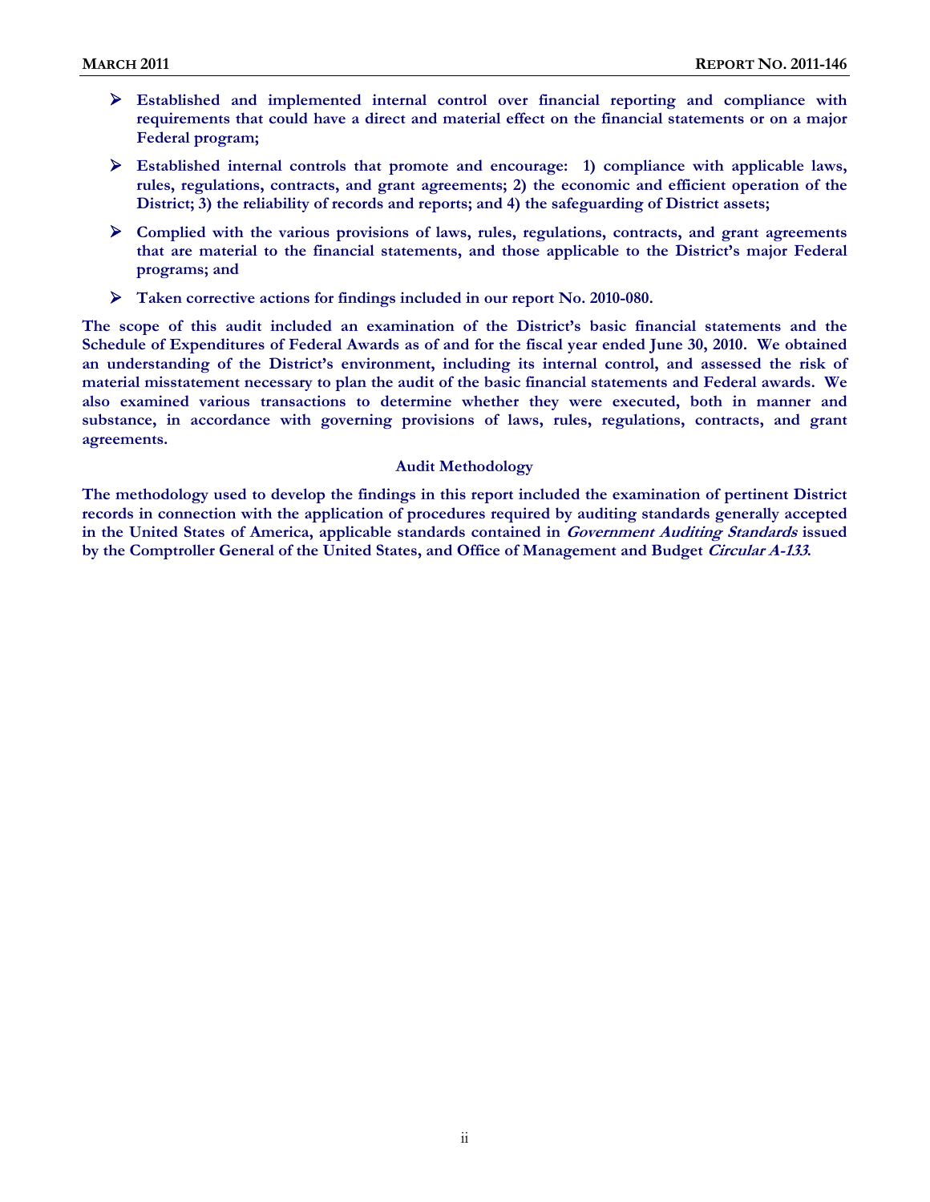- **Established and implemented internal control over financial reporting and compliance with requirements that could have a direct and material effect on the financial statements or on a major Federal program;**
- **Established internal controls that promote and encourage: 1) compliance with applicable laws, rules, regulations, contracts, and grant agreements; 2) the economic and efficient operation of the District; 3) the reliability of records and reports; and 4) the safeguarding of District assets;**
- **Complied with the various provisions of laws, rules, regulations, contracts, and grant agreements that are material to the financial statements, and those applicable to the District's major Federal programs; and**
- **Taken corrective actions for findings included in our report No. 2010-080.**

**The scope of this audit included an examination of the District's basic financial statements and the Schedule of Expenditures of Federal Awards as of and for the fiscal year ended June 30, 2010. We obtained an understanding of the District's environment, including its internal control, and assessed the risk of material misstatement necessary to plan the audit of the basic financial statements and Federal awards. We also examined various transactions to determine whether they were executed, both in manner and substance, in accordance with governing provisions of laws, rules, regulations, contracts, and grant agreements.**

**Audit Methodology**

**The methodology used to develop the findings in this report included the examination of pertinent District records in connection with the application of procedures required by auditing standards generally accepted in the United States of America, applicable standards contained in *Government Auditing Standards* issued by the Comptroller General of the United States, and Office of Management and Budget *Circular A-133*.**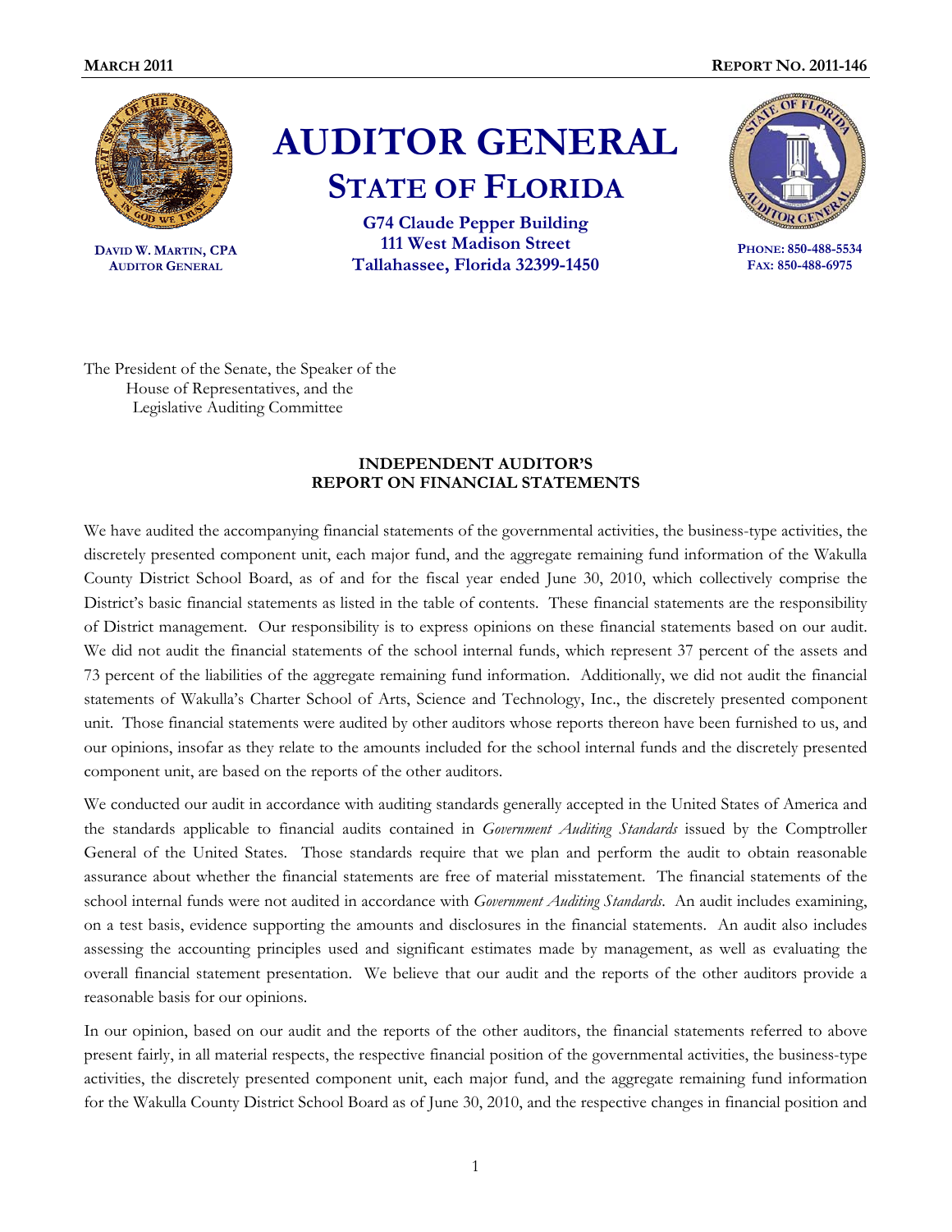**MARCH 2011** **REPORT NO. 2011-146**

# AUDITOR GENERAL
## STATE OF FLORIDA

**G74 Claude Pepper Building**
**111 West Madison Street**
**Tallahassee, Florida 32399-1450**

**DAVID W. MARTIN, CPA**
**AUDITOR GENERAL**

**PHONE: 850-488-5534**
**FAX: 850-488-6975**

The President of the Senate, the Speaker of the House of Representatives, and the Legislative Auditing Committee

### INDEPENDENT AUDITOR'S REPORT ON FINANCIAL STATEMENTS

We have audited the accompanying financial statements of the governmental activities, the business-type activities, the discretely presented component unit, each major fund, and the aggregate remaining fund information of the Wakulla County District School Board, as of and for the fiscal year ended June 30, 2010, which collectively comprise the District's basic financial statements as listed in the table of contents. These financial statements are the responsibility of District management. Our responsibility is to express opinions on these financial statements based on our audit. We did not audit the financial statements of the school internal funds, which represent 37 percent of the assets and 73 percent of the liabilities of the aggregate remaining fund information. Additionally, we did not audit the financial statements of Wakulla's Charter School of Arts, Science and Technology, Inc., the discretely presented component unit. Those financial statements were audited by other auditors whose reports thereon have been furnished to us, and our opinions, insofar as they relate to the amounts included for the school internal funds and the discretely presented component unit, are based on the reports of the other auditors.

We conducted our audit in accordance with auditing standards generally accepted in the United States of America and the standards applicable to financial audits contained in *Government Auditing Standards* issued by the Comptroller General of the United States. Those standards require that we plan and perform the audit to obtain reasonable assurance about whether the financial statements are free of material misstatement. The financial statements of the school internal funds were not audited in accordance with *Government Auditing Standards*. An audit includes examining, on a test basis, evidence supporting the amounts and disclosures in the financial statements. An audit also includes assessing the accounting principles used and significant estimates made by management, as well as evaluating the overall financial statement presentation. We believe that our audit and the reports of the other auditors provide a reasonable basis for our opinions.

In our opinion, based on our audit and the reports of the other auditors, the financial statements referred to above present fairly, in all material respects, the respective financial position of the governmental activities, the business-type activities, the discretely presented component unit, each major fund, and the aggregate remaining fund information for the Wakulla County District School Board as of June 30, 2010, and the respective changes in financial position and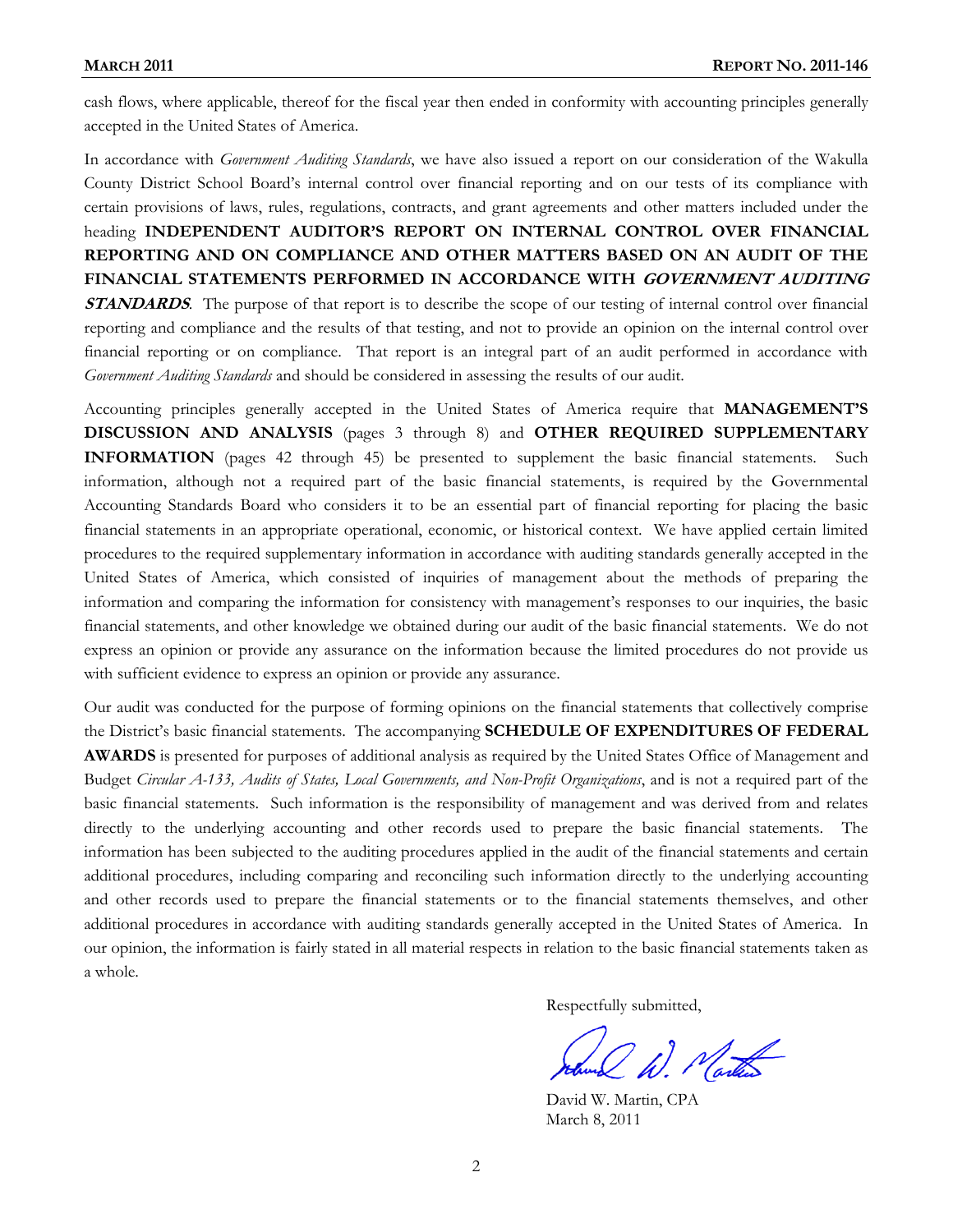cash flows, where applicable, thereof for the fiscal year then ended in conformity with accounting principles generally accepted in the United States of America.

In accordance with *Government Auditing Standards*, we have also issued a report on our consideration of the Wakulla County District School Board's internal control over financial reporting and on our tests of its compliance with certain provisions of laws, rules, regulations, contracts, and grant agreements and other matters included under the heading **INDEPENDENT AUDITOR'S REPORT ON INTERNAL CONTROL OVER FINANCIAL REPORTING AND ON COMPLIANCE AND OTHER MATTERS BASED ON AN AUDIT OF THE FINANCIAL STATEMENTS PERFORMED IN ACCORDANCE WITH *GOVERNMENT AUDITING STANDARDS***. The purpose of that report is to describe the scope of our testing of internal control over financial reporting and compliance and the results of that testing, and not to provide an opinion on the internal control over financial reporting or on compliance. That report is an integral part of an audit performed in accordance with *Government Auditing Standards* and should be considered in assessing the results of our audit.

Accounting principles generally accepted in the United States of America require that **MANAGEMENT'S DISCUSSION AND ANALYSIS** (pages 3 through 8) and **OTHER REQUIRED SUPPLEMENTARY INFORMATION** (pages 42 through 45) be presented to supplement the basic financial statements. Such information, although not a required part of the basic financial statements, is required by the Governmental Accounting Standards Board who considers it to be an essential part of financial reporting for placing the basic financial statements in an appropriate operational, economic, or historical context. We have applied certain limited procedures to the required supplementary information in accordance with auditing standards generally accepted in the United States of America, which consisted of inquiries of management about the methods of preparing the information and comparing the information for consistency with management's responses to our inquiries, the basic financial statements, and other knowledge we obtained during our audit of the basic financial statements. We do not express an opinion or provide any assurance on the information because the limited procedures do not provide us with sufficient evidence to express an opinion or provide any assurance.

Our audit was conducted for the purpose of forming opinions on the financial statements that collectively comprise the District's basic financial statements. The accompanying **SCHEDULE OF EXPENDITURES OF FEDERAL AWARDS** is presented for purposes of additional analysis as required by the United States Office of Management and Budget *Circular A-133, Audits of States, Local Governments, and Non-Profit Organizations*, and is not a required part of the basic financial statements. Such information is the responsibility of management and was derived from and relates directly to the underlying accounting and other records used to prepare the basic financial statements. The information has been subjected to the auditing procedures applied in the audit of the financial statements and certain additional procedures, including comparing and reconciling such information directly to the underlying accounting and other records used to prepare the financial statements or to the financial statements themselves, and other additional procedures in accordance with auditing standards generally accepted in the United States of America. In our opinion, the information is fairly stated in all material respects in relation to the basic financial statements taken as a whole.

Respectfully submitted,

David W. Martin, CPA
March 8, 2011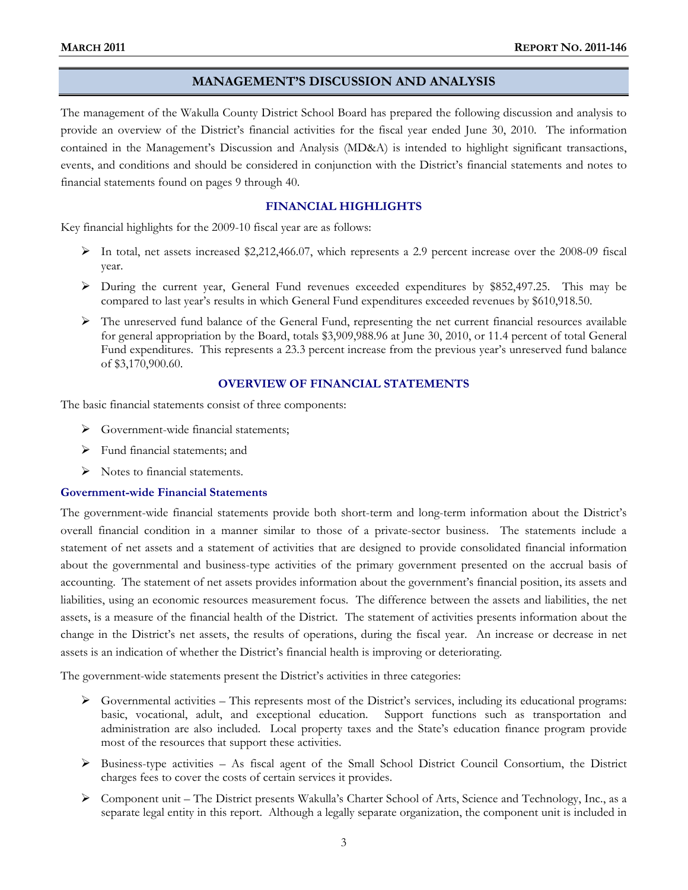## MANAGEMENT'S DISCUSSION AND ANALYSIS

The management of the Wakulla County District School Board has prepared the following discussion and analysis to provide an overview of the District's financial activities for the fiscal year ended June 30, 2010. The information contained in the Management's Discussion and Analysis (MD&A) is intended to highlight significant transactions, events, and conditions and should be considered in conjunction with the District's financial statements and notes to financial statements found on pages 9 through 40.

### FINANCIAL HIGHLIGHTS

Key financial highlights for the 2009-10 fiscal year are as follows:

- In total, net assets increased $2,212,466.07, which represents a 2.9 percent increase over the 2008-09 fiscal year.
- During the current year, General Fund revenues exceeded expenditures by $852,497.25. This may be compared to last year's results in which General Fund expenditures exceeded revenues by $610,918.50.
- The unreserved fund balance of the General Fund, representing the net current financial resources available for general appropriation by the Board, totals $3,909,988.96 at June 30, 2010, or 11.4 percent of total General Fund expenditures. This represents a 23.3 percent increase from the previous year's unreserved fund balance of $3,170,900.60.

### OVERVIEW OF FINANCIAL STATEMENTS

The basic financial statements consist of three components:

- Government-wide financial statements;
- Fund financial statements; and
- Notes to financial statements.

#### Government-wide Financial Statements

The government-wide financial statements provide both short-term and long-term information about the District's overall financial condition in a manner similar to those of a private-sector business. The statements include a statement of net assets and a statement of activities that are designed to provide consolidated financial information about the governmental and business-type activities of the primary government presented on the accrual basis of accounting. The statement of net assets provides information about the government's financial position, its assets and liabilities, using an economic resources measurement focus. The difference between the assets and liabilities, the net assets, is a measure of the financial health of the District. The statement of activities presents information about the change in the District's net assets, the results of operations, during the fiscal year. An increase or decrease in net assets is an indication of whether the District's financial health is improving or deteriorating.

The government-wide statements present the District's activities in three categories:

- Governmental activities – This represents most of the District's services, including its educational programs: basic, vocational, adult, and exceptional education. Support functions such as transportation and administration are also included. Local property taxes and the State's education finance program provide most of the resources that support these activities.
- Business-type activities – As fiscal agent of the Small School District Council Consortium, the District charges fees to cover the costs of certain services it provides.
- Component unit – The District presents Wakulla's Charter School of Arts, Science and Technology, Inc., as a separate legal entity in this report. Although a legally separate organization, the component unit is included in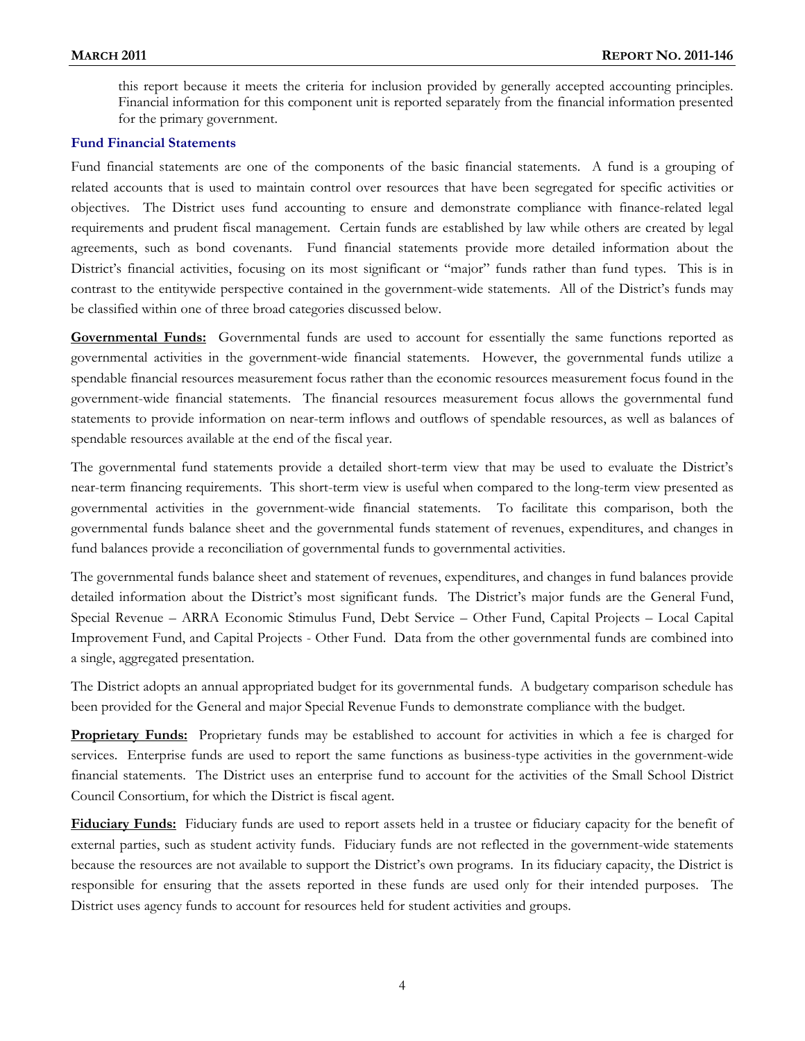this report because it meets the criteria for inclusion provided by generally accepted accounting principles. Financial information for this component unit is reported separately from the financial information presented for the primary government.

### Fund Financial Statements

Fund financial statements are one of the components of the basic financial statements. A fund is a grouping of related accounts that is used to maintain control over resources that have been segregated for specific activities or objectives. The District uses fund accounting to ensure and demonstrate compliance with finance-related legal requirements and prudent fiscal management. Certain funds are established by law while others are created by legal agreements, such as bond covenants. Fund financial statements provide more detailed information about the District's financial activities, focusing on its most significant or "major" funds rather than fund types. This is in contrast to the entitywide perspective contained in the government-wide statements. All of the District's funds may be classified within one of three broad categories discussed below.

**Governmental Funds:** Governmental funds are used to account for essentially the same functions reported as governmental activities in the government-wide financial statements. However, the governmental funds utilize a spendable financial resources measurement focus rather than the economic resources measurement focus found in the government-wide financial statements. The financial resources measurement focus allows the governmental fund statements to provide information on near-term inflows and outflows of spendable resources, as well as balances of spendable resources available at the end of the fiscal year.

The governmental fund statements provide a detailed short-term view that may be used to evaluate the District's near-term financing requirements. This short-term view is useful when compared to the long-term view presented as governmental activities in the government-wide financial statements. To facilitate this comparison, both the governmental funds balance sheet and the governmental funds statement of revenues, expenditures, and changes in fund balances provide a reconciliation of governmental funds to governmental activities.

The governmental funds balance sheet and statement of revenues, expenditures, and changes in fund balances provide detailed information about the District's most significant funds. The District's major funds are the General Fund, Special Revenue – ARRA Economic Stimulus Fund, Debt Service – Other Fund, Capital Projects – Local Capital Improvement Fund, and Capital Projects - Other Fund. Data from the other governmental funds are combined into a single, aggregated presentation.

The District adopts an annual appropriated budget for its governmental funds. A budgetary comparison schedule has been provided for the General and major Special Revenue Funds to demonstrate compliance with the budget.

**Proprietary Funds:** Proprietary funds may be established to account for activities in which a fee is charged for services. Enterprise funds are used to report the same functions as business-type activities in the government-wide financial statements. The District uses an enterprise fund to account for the activities of the Small School District Council Consortium, for which the District is fiscal agent.

**Fiduciary Funds:** Fiduciary funds are used to report assets held in a trustee or fiduciary capacity for the benefit of external parties, such as student activity funds. Fiduciary funds are not reflected in the government-wide statements because the resources are not available to support the District's own programs. In its fiduciary capacity, the District is responsible for ensuring that the assets reported in these funds are used only for their intended purposes. The District uses agency funds to account for resources held for student activities and groups.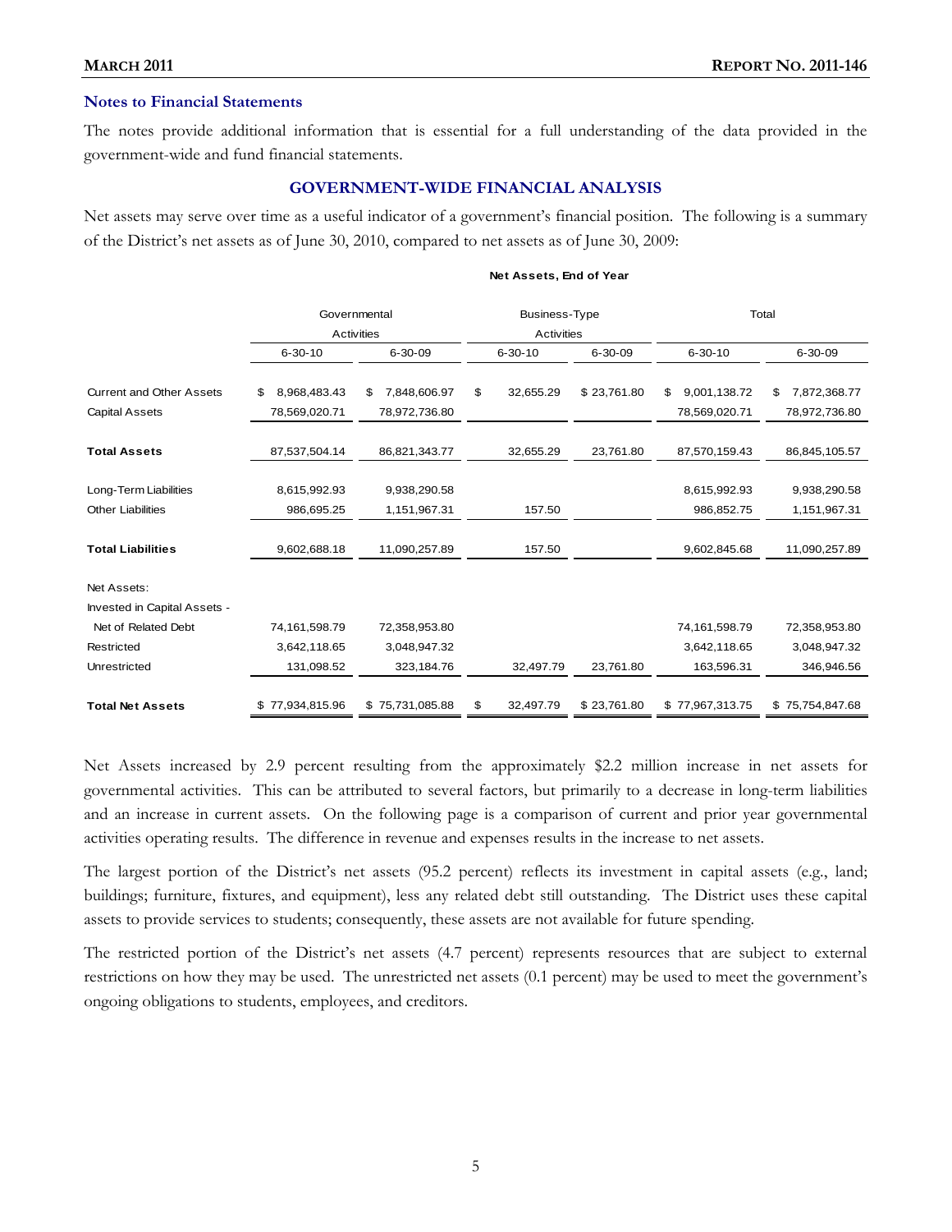### Notes to Financial Statements

The notes provide additional information that is essential for a full understanding of the data provided in the government-wide and fund financial statements.

## GOVERNMENT-WIDE FINANCIAL ANALYSIS

Net assets may serve over time as a useful indicator of a government's financial position. The following is a summary of the District's net assets as of June 30, 2010, compared to net assets as of June 30, 2009:

**Net Assets, End of Year**

| | Governmental Activities | | Business-Type Activities | | Total | |
|---|---|---|---|---|---|---|
| | 6-30-10 | 6-30-09 | 6-30-10 | 6-30-09 | 6-30-10 | 6-30-09 |
| Current and Other Assets | $ 8,968,483.43 | $ 7,848,606.97 | $ 32,655.29 | $ 23,761.80 | $ 9,001,138.72 | $ 7,872,368.77 |
| Capital Assets | 78,569,020.71 | 78,972,736.80 | | | 78,569,020.71 | 78,972,736.80 |
| **Total Assets** | 87,537,504.14 | 86,821,343.77 | 32,655.29 | 23,761.80 | 87,570,159.43 | 86,845,105.57 |
| Long-Term Liabilities | 8,615,992.93 | 9,938,290.58 | | | 8,615,992.93 | 9,938,290.58 |
| Other Liabilities | 986,695.25 | 1,151,967.31 | 157.50 | | 986,852.75 | 1,151,967.31 |
| **Total Liabilities** | 9,602,688.18 | 11,090,257.89 | 157.50 | | 9,602,845.68 | 11,090,257.89 |
| Net Assets: | | | | | | |
| Invested in Capital Assets - Net of Related Debt | 74,161,598.79 | 72,358,953.80 | | | 74,161,598.79 | 72,358,953.80 |
| Restricted | 3,642,118.65 | 3,048,947.32 | | | 3,642,118.65 | 3,048,947.32 |
| Unrestricted | 131,098.52 | 323,184.76 | 32,497.79 | 23,761.80 | 163,596.31 | 346,946.56 |
| **Total Net Assets** | $ 77,934,815.96 | $ 75,731,085.88 | $ 32,497.79 | $ 23,761.80 | $ 77,967,313.75 | $ 75,754,847.68 |

Net Assets increased by 2.9 percent resulting from the approximately $2.2 million increase in net assets for governmental activities. This can be attributed to several factors, but primarily to a decrease in long-term liabilities and an increase in current assets. On the following page is a comparison of current and prior year governmental activities operating results. The difference in revenue and expenses results in the increase to net assets.

The largest portion of the District's net assets (95.2 percent) reflects its investment in capital assets (e.g., land; buildings; furniture, fixtures, and equipment), less any related debt still outstanding. The District uses these capital assets to provide services to students; consequently, these assets are not available for future spending.

The restricted portion of the District's net assets (4.7 percent) represents resources that are subject to external restrictions on how they may be used. The unrestricted net assets (0.1 percent) may be used to meet the government's ongoing obligations to students, employees, and creditors.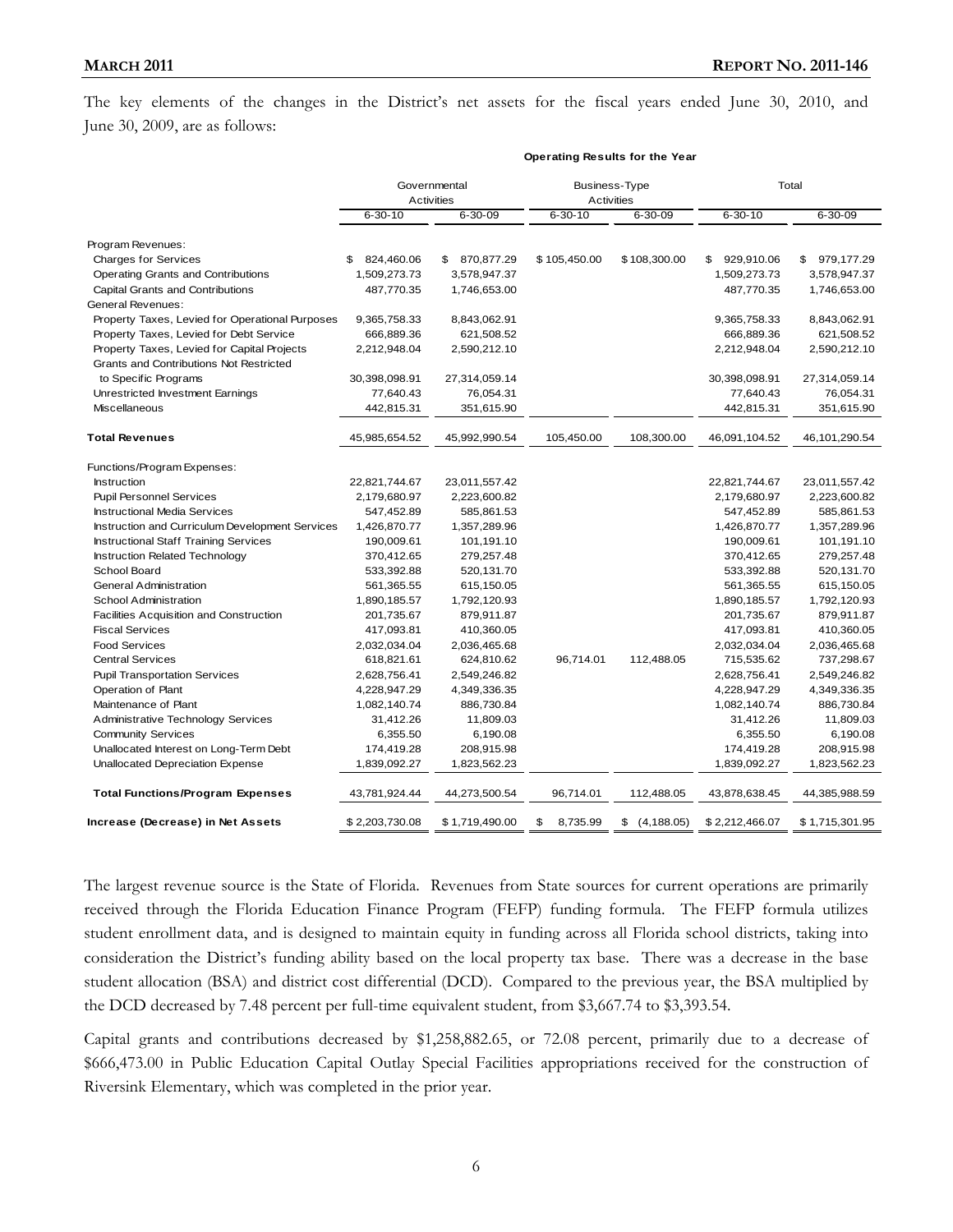The key elements of the changes in the District's net assets for the fiscal years ended June 30, 2010, and June 30, 2009, are as follows:

**Operating Results for the Year**

| | Governmental Activities | | Business-Type Activities | | Total | |
|---|---|---|---|---|---|---|
| | 6-30-10 | 6-30-09 | 6-30-10 | 6-30-09 | 6-30-10 | 6-30-09 |
| Program Revenues: | | | | | | |
| Charges for Services | $ 824,460.06 | $ 870,877.29 | $ 105,450.00 | $ 108,300.00 | $ 929,910.06 | $ 979,177.29 |
| Operating Grants and Contributions | 1,509,273.73 | 3,578,947.37 | | | 1,509,273.73 | 3,578,947.37 |
| Capital Grants and Contributions | 487,770.35 | 1,746,653.00 | | | 487,770.35 | 1,746,653.00 |
| General Revenues: | | | | | | |
| Property Taxes, Levied for Operational Purposes | 9,365,758.33 | 8,843,062.91 | | | 9,365,758.33 | 8,843,062.91 |
| Property Taxes, Levied for Debt Service | 666,889.36 | 621,508.52 | | | 666,889.36 | 621,508.52 |
| Property Taxes, Levied for Capital Projects | 2,212,948.04 | 2,590,212.10 | | | 2,212,948.04 | 2,590,212.10 |
| Grants and Contributions Not Restricted to Specific Programs | 30,398,098.91 | 27,314,059.14 | | | 30,398,098.91 | 27,314,059.14 |
| Unrestricted Investment Earnings | 77,640.43 | 76,054.31 | | | 77,640.43 | 76,054.31 |
| Miscellaneous | 442,815.31 | 351,615.90 | | | 442,815.31 | 351,615.90 |
| **Total Revenues** | 45,985,654.52 | 45,992,990.54 | 105,450.00 | 108,300.00 | 46,091,104.52 | 46,101,290.54 |
| Functions/Program Expenses: | | | | | | |
| Instruction | 22,821,744.67 | 23,011,557.42 | | | 22,821,744.67 | 23,011,557.42 |
| Pupil Personnel Services | 2,179,680.97 | 2,223,600.82 | | | 2,179,680.97 | 2,223,600.82 |
| Instructional Media Services | 547,452.89 | 585,861.53 | | | 547,452.89 | 585,861.53 |
| Instruction and Curriculum Development Services | 1,426,870.77 | 1,357,289.96 | | | 1,426,870.77 | 1,357,289.96 |
| Instructional Staff Training Services | 190,009.61 | 101,191.10 | | | 190,009.61 | 101,191.10 |
| Instruction Related Technology | 370,412.65 | 279,257.48 | | | 370,412.65 | 279,257.48 |
| School Board | 533,392.88 | 520,131.70 | | | 533,392.88 | 520,131.70 |
| General Administration | 561,365.55 | 615,150.05 | | | 561,365.55 | 615,150.05 |
| School Administration | 1,890,185.57 | 1,792,120.93 | | | 1,890,185.57 | 1,792,120.93 |
| Facilities Acquisition and Construction | 201,735.67 | 879,911.87 | | | 201,735.67 | 879,911.87 |
| Fiscal Services | 417,093.81 | 410,360.05 | | | 417,093.81 | 410,360.05 |
| Food Services | 2,032,034.04 | 2,036,465.68 | | | 2,032,034.04 | 2,036,465.68 |
| Central Services | 618,821.61 | 624,810.62 | 96,714.01 | 112,488.05 | 715,535.62 | 737,298.67 |
| Pupil Transportation Services | 2,628,756.41 | 2,549,246.82 | | | 2,628,756.41 | 2,549,246.82 |
| Operation of Plant | 4,228,947.29 | 4,349,336.35 | | | 4,228,947.29 | 4,349,336.35 |
| Maintenance of Plant | 1,082,140.74 | 886,730.84 | | | 1,082,140.74 | 886,730.84 |
| Administrative Technology Services | 31,412.26 | 11,809.03 | | | 31,412.26 | 11,809.03 |
| Community Services | 6,355.50 | 6,190.08 | | | 6,355.50 | 6,190.08 |
| Unallocated Interest on Long-Term Debt | 174,419.28 | 208,915.98 | | | 174,419.28 | 208,915.98 |
| Unallocated Depreciation Expense | 1,839,092.27 | 1,823,562.23 | | | 1,839,092.27 | 1,823,562.23 |
| **Total Functions/Program Expenses** | 43,781,924.44 | 44,273,500.54 | 96,714.01 | 112,488.05 | 43,878,638.45 | 44,385,988.59 |
| **Increase (Decrease) in Net Assets** | $ 2,203,730.08 | $ 1,719,490.00 | $ 8,735.99 | $ (4,188.05) | $ 2,212,466.07 | $ 1,715,301.95 |

The largest revenue source is the State of Florida. Revenues from State sources for current operations are primarily received through the Florida Education Finance Program (FEFP) funding formula. The FEFP formula utilizes student enrollment data, and is designed to maintain equity in funding across all Florida school districts, taking into consideration the District's funding ability based on the local property tax base. There was a decrease in the base student allocation (BSA) and district cost differential (DCD). Compared to the previous year, the BSA multiplied by the DCD decreased by 7.48 percent per full-time equivalent student, from $3,667.74 to $3,393.54.

Capital grants and contributions decreased by $1,258,882.65, or 72.08 percent, primarily due to a decrease of $666,473.00 in Public Education Capital Outlay Special Facilities appropriations received for the construction of Riversink Elementary, which was completed in the prior year.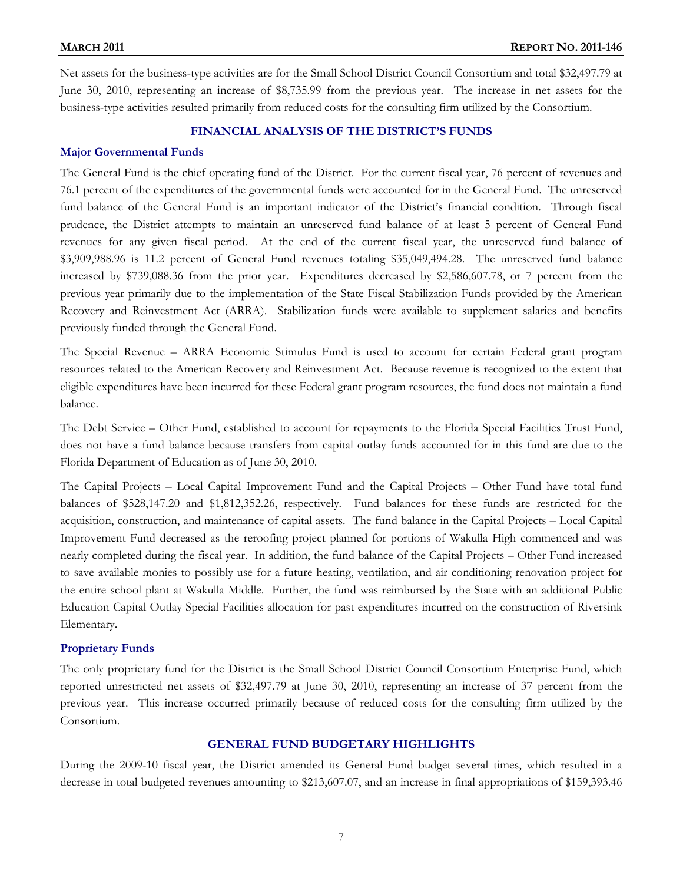Net assets for the business-type activities are for the Small School District Council Consortium and total $32,497.79 at June 30, 2010, representing an increase of $8,735.99 from the previous year. The increase in net assets for the business-type activities resulted primarily from reduced costs for the consulting firm utilized by the Consortium.

## FINANCIAL ANALYSIS OF THE DISTRICT'S FUNDS

### Major Governmental Funds

The General Fund is the chief operating fund of the District. For the current fiscal year, 76 percent of revenues and 76.1 percent of the expenditures of the governmental funds were accounted for in the General Fund. The unreserved fund balance of the General Fund is an important indicator of the District's financial condition. Through fiscal prudence, the District attempts to maintain an unreserved fund balance of at least 5 percent of General Fund revenues for any given fiscal period. At the end of the current fiscal year, the unreserved fund balance of $3,909,988.96 is 11.2 percent of General Fund revenues totaling $35,049,494.28. The unreserved fund balance increased by $739,088.36 from the prior year. Expenditures decreased by $2,586,607.78, or 7 percent from the previous year primarily due to the implementation of the State Fiscal Stabilization Funds provided by the American Recovery and Reinvestment Act (ARRA). Stabilization funds were available to supplement salaries and benefits previously funded through the General Fund.

The Special Revenue – ARRA Economic Stimulus Fund is used to account for certain Federal grant program resources related to the American Recovery and Reinvestment Act. Because revenue is recognized to the extent that eligible expenditures have been incurred for these Federal grant program resources, the fund does not maintain a fund balance.

The Debt Service – Other Fund, established to account for repayments to the Florida Special Facilities Trust Fund, does not have a fund balance because transfers from capital outlay funds accounted for in this fund are due to the Florida Department of Education as of June 30, 2010.

The Capital Projects – Local Capital Improvement Fund and the Capital Projects – Other Fund have total fund balances of $528,147.20 and $1,812,352.26, respectively. Fund balances for these funds are restricted for the acquisition, construction, and maintenance of capital assets. The fund balance in the Capital Projects – Local Capital Improvement Fund decreased as the reroofing project planned for portions of Wakulla High commenced and was nearly completed during the fiscal year. In addition, the fund balance of the Capital Projects – Other Fund increased to save available monies to possibly use for a future heating, ventilation, and air conditioning renovation project for the entire school plant at Wakulla Middle. Further, the fund was reimbursed by the State with an additional Public Education Capital Outlay Special Facilities allocation for past expenditures incurred on the construction of Riversink Elementary.

### Proprietary Funds

The only proprietary fund for the District is the Small School District Council Consortium Enterprise Fund, which reported unrestricted net assets of $32,497.79 at June 30, 2010, representing an increase of 37 percent from the previous year. This increase occurred primarily because of reduced costs for the consulting firm utilized by the Consortium.

## GENERAL FUND BUDGETARY HIGHLIGHTS

During the 2009-10 fiscal year, the District amended its General Fund budget several times, which resulted in a decrease in total budgeted revenues amounting to $213,607.07, and an increase in final appropriations of $159,393.46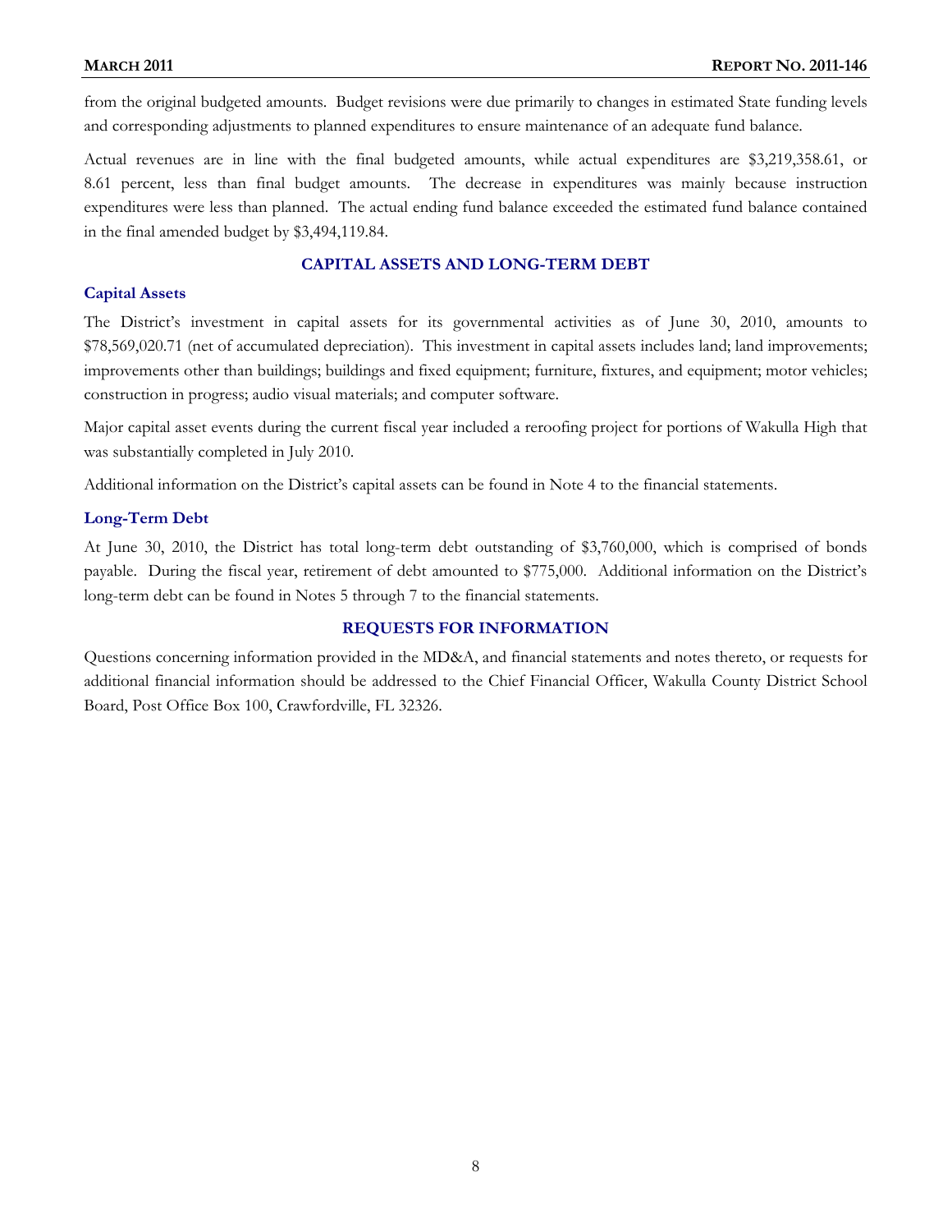from the original budgeted amounts. Budget revisions were due primarily to changes in estimated State funding levels and corresponding adjustments to planned expenditures to ensure maintenance of an adequate fund balance.

Actual revenues are in line with the final budgeted amounts, while actual expenditures are $3,219,358.61, or 8.61 percent, less than final budget amounts. The decrease in expenditures was mainly because instruction expenditures were less than planned. The actual ending fund balance exceeded the estimated fund balance contained in the final amended budget by $3,494,119.84.

## CAPITAL ASSETS AND LONG-TERM DEBT

### Capital Assets

The District's investment in capital assets for its governmental activities as of June 30, 2010, amounts to $78,569,020.71 (net of accumulated depreciation). This investment in capital assets includes land; land improvements; improvements other than buildings; buildings and fixed equipment; furniture, fixtures, and equipment; motor vehicles; construction in progress; audio visual materials; and computer software.

Major capital asset events during the current fiscal year included a reroofing project for portions of Wakulla High that was substantially completed in July 2010.

Additional information on the District's capital assets can be found in Note 4 to the financial statements.

### Long-Term Debt

At June 30, 2010, the District has total long-term debt outstanding of $3,760,000, which is comprised of bonds payable. During the fiscal year, retirement of debt amounted to $775,000. Additional information on the District's long-term debt can be found in Notes 5 through 7 to the financial statements.

## REQUESTS FOR INFORMATION

Questions concerning information provided in the MD&A, and financial statements and notes thereto, or requests for additional financial information should be addressed to the Chief Financial Officer, Wakulla County District School Board, Post Office Box 100, Crawfordville, FL 32326.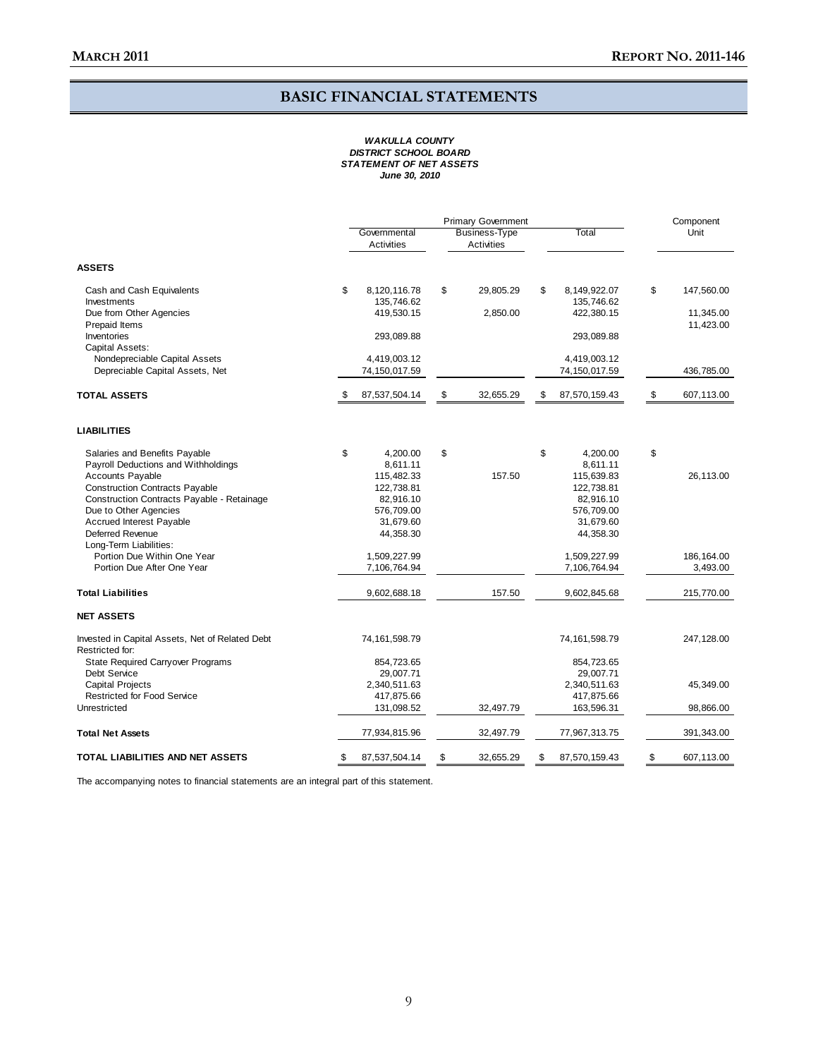# BASIC FINANCIAL STATEMENTS

***WAKULLA COUNTY***
***DISTRICT SCHOOL BOARD***
***STATEMENT OF NET ASSETS***
***June 30, 2010***

| | Primary Government | | | Component Unit |
|---|---|---|---|---|
| | Governmental Activities | Business-Type Activities | Total | |
| **ASSETS** | | | | |
| Cash and Cash Equivalents | $ 8,120,116.78 | $ 29,805.29 | $ 8,149,922.07 | $ 147,560.00 |
| Investments | 135,746.62 | | 135,746.62 | |
| Due from Other Agencies | 419,530.15 | 2,850.00 | 422,380.15 | 11,345.00 |
| Prepaid Items | | | | 11,423.00 |
| Inventories | 293,089.88 | | 293,089.88 | |
| Capital Assets: | | | | |
| Nondepreciable Capital Assets | 4,419,003.12 | | 4,419,003.12 | |
| Depreciable Capital Assets, Net | 74,150,017.59 | | 74,150,017.59 | 436,785.00 |
| **TOTAL ASSETS** | $ 87,537,504.14 | $ 32,655.29 | $ 87,570,159.43 | $ 607,113.00 |
| **LIABILITIES** | | | | |
| Salaries and Benefits Payable | $ 4,200.00 | $ | $ 4,200.00 | $ |
| Payroll Deductions and Withholdings | 8,611.11 | | 8,611.11 | |
| Accounts Payable | 115,482.33 | 157.50 | 115,639.83 | 26,113.00 |
| Construction Contracts Payable | 122,738.81 | | 122,738.81 | |
| Construction Contracts Payable - Retainage | 82,916.10 | | 82,916.10 | |
| Due to Other Agencies | 576,709.00 | | 576,709.00 | |
| Accrued Interest Payable | 31,679.60 | | 31,679.60 | |
| Deferred Revenue | 44,358.30 | | 44,358.30 | |
| Long-Term Liabilities: | | | | |
| Portion Due Within One Year | 1,509,227.99 | | 1,509,227.99 | 186,164.00 |
| Portion Due After One Year | 7,106,764.94 | | 7,106,764.94 | 3,493.00 |
| **Total Liabilities** | 9,602,688.18 | 157.50 | 9,602,845.68 | 215,770.00 |
| **NET ASSETS** | | | | |
| Invested in Capital Assets, Net of Related Debt | 74,161,598.79 | | 74,161,598.79 | 247,128.00 |
| Restricted for: | | | | |
| State Required Carryover Programs | 854,723.65 | | 854,723.65 | |
| Debt Service | 29,007.71 | | 29,007.71 | |
| Capital Projects | 2,340,511.63 | | 2,340,511.63 | 45,349.00 |
| Restricted for Food Service | 417,875.66 | | 417,875.66 | |
| Unrestricted | 131,098.52 | 32,497.79 | 163,596.31 | 98,866.00 |
| **Total Net Assets** | 77,934,815.96 | 32,497.79 | 77,967,313.75 | 391,343.00 |
| **TOTAL LIABILITIES AND NET ASSETS** | $ 87,537,504.14 | $ 32,655.29 | $ 87,570,159.43 | $ 607,113.00 |

The accompanying notes to financial statements are an integral part of this statement.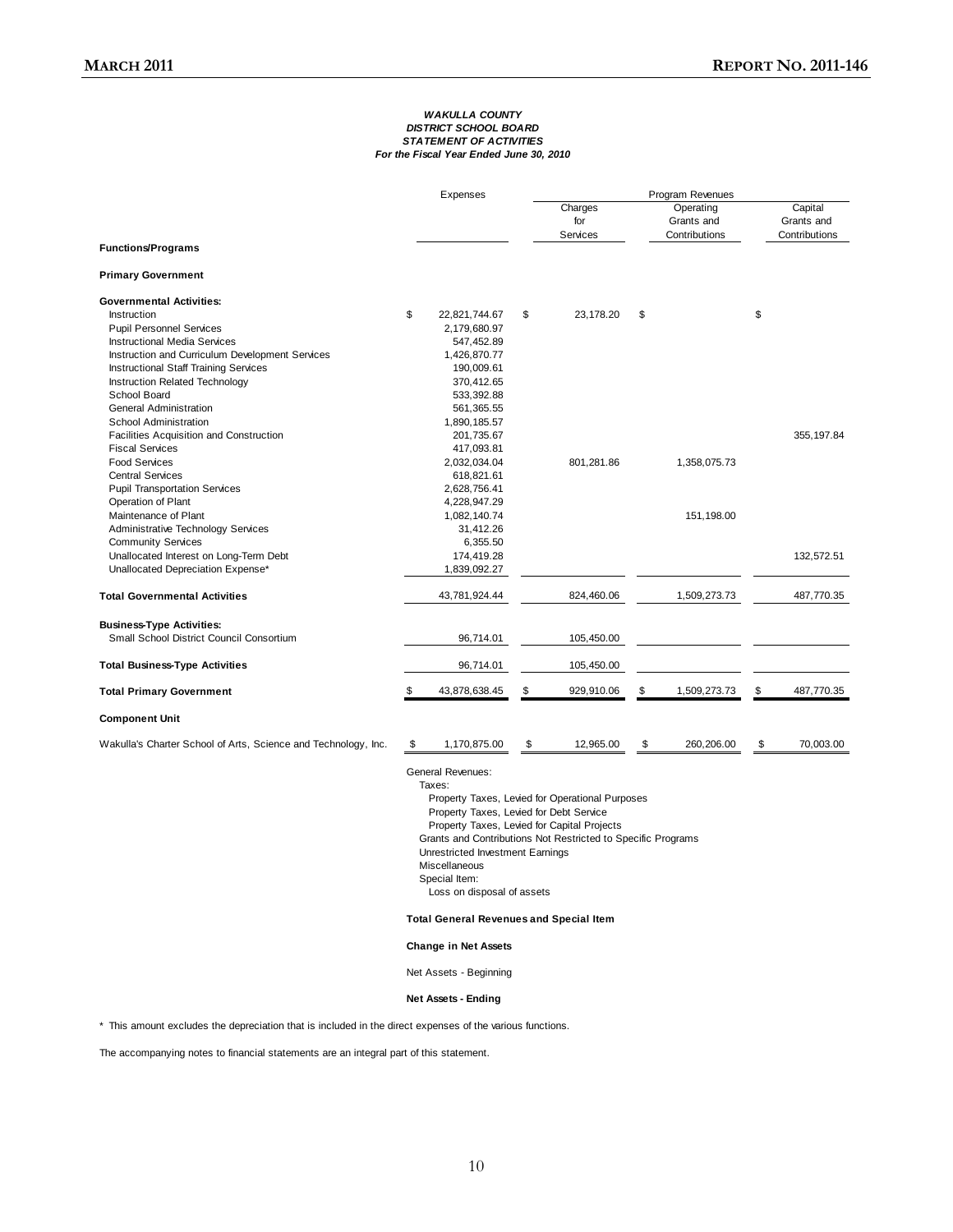**WAKULLA COUNTY**
**DISTRICT SCHOOL BOARD**
**STATEMENT OF ACTIVITIES**
**For the Fiscal Year Ended June 30, 2010**

| Functions/Programs | Expenses | Program Revenues: Charges for Services | Program Revenues: Operating Grants and Contributions | Program Revenues: Capital Grants and Contributions |
|---|---|---|---|---|
| **Primary Government** | | | | |
| **Governmental Activities:** | | | | |
| Instruction | $ 22,821,744.67 | $ 23,178.20 | $ | $ |
| Pupil Personnel Services | 2,179,680.97 | | | |
| Instructional Media Services | 547,452.89 | | | |
| Instruction and Curriculum Development Services | 1,426,870.77 | | | |
| Instructional Staff Training Services | 190,009.61 | | | |
| Instruction Related Technology | 370,412.65 | | | |
| School Board | 533,392.88 | | | |
| General Administration | 561,365.55 | | | |
| School Administration | 1,890,185.57 | | | |
| Facilities Acquisition and Construction | 201,735.67 | | | 355,197.84 |
| Fiscal Services | 417,093.81 | | | |
| Food Services | 2,032,034.04 | 801,281.86 | 1,358,075.73 | |
| Central Services | 618,821.61 | | | |
| Pupil Transportation Services | 2,628,756.41 | | | |
| Operation of Plant | 4,228,947.29 | | | |
| Maintenance of Plant | 1,082,140.74 | | 151,198.00 | |
| Administrative Technology Services | 31,412.26 | | | |
| Community Services | 6,355.50 | | | |
| Unallocated Interest on Long-Term Debt | 174,419.28 | | | 132,572.51 |
| Unallocated Depreciation Expense* | 1,839,092.27 | | | |
| **Total Governmental Activities** | 43,781,924.44 | 824,460.06 | 1,509,273.73 | 487,770.35 |
| **Business-Type Activities:** | | | | |
| Small School District Council Consortium | 96,714.01 | 105,450.00 | | |
| **Total Business-Type Activities** | 96,714.01 | 105,450.00 | | |
| **Total Primary Government** | $ 43,878,638.45 | $ 929,910.06 | $ 1,509,273.73 | $ 487,770.35 |
| **Component Unit** | | | | |
| Wakulla's Charter School of Arts, Science and Technology, Inc. | $ 1,170,875.00 | $ 12,965.00 | $ 260,206.00 | $ 70,003.00 |

General Revenues:
- Taxes:
  - Property Taxes, Levied for Operational Purposes
  - Property Taxes, Levied for Debt Service
  - Property Taxes, Levied for Capital Projects
- Grants and Contributions Not Restricted to Specific Programs
- Unrestricted Investment Earnings
- Miscellaneous
- Special Item:
  - Loss on disposal of assets

**Total General Revenues and Special Item**

**Change in Net Assets**

Net Assets - Beginning

**Net Assets - Ending**

\* This amount excludes the depreciation that is included in the direct expenses of the various functions.

The accompanying notes to financial statements are an integral part of this statement.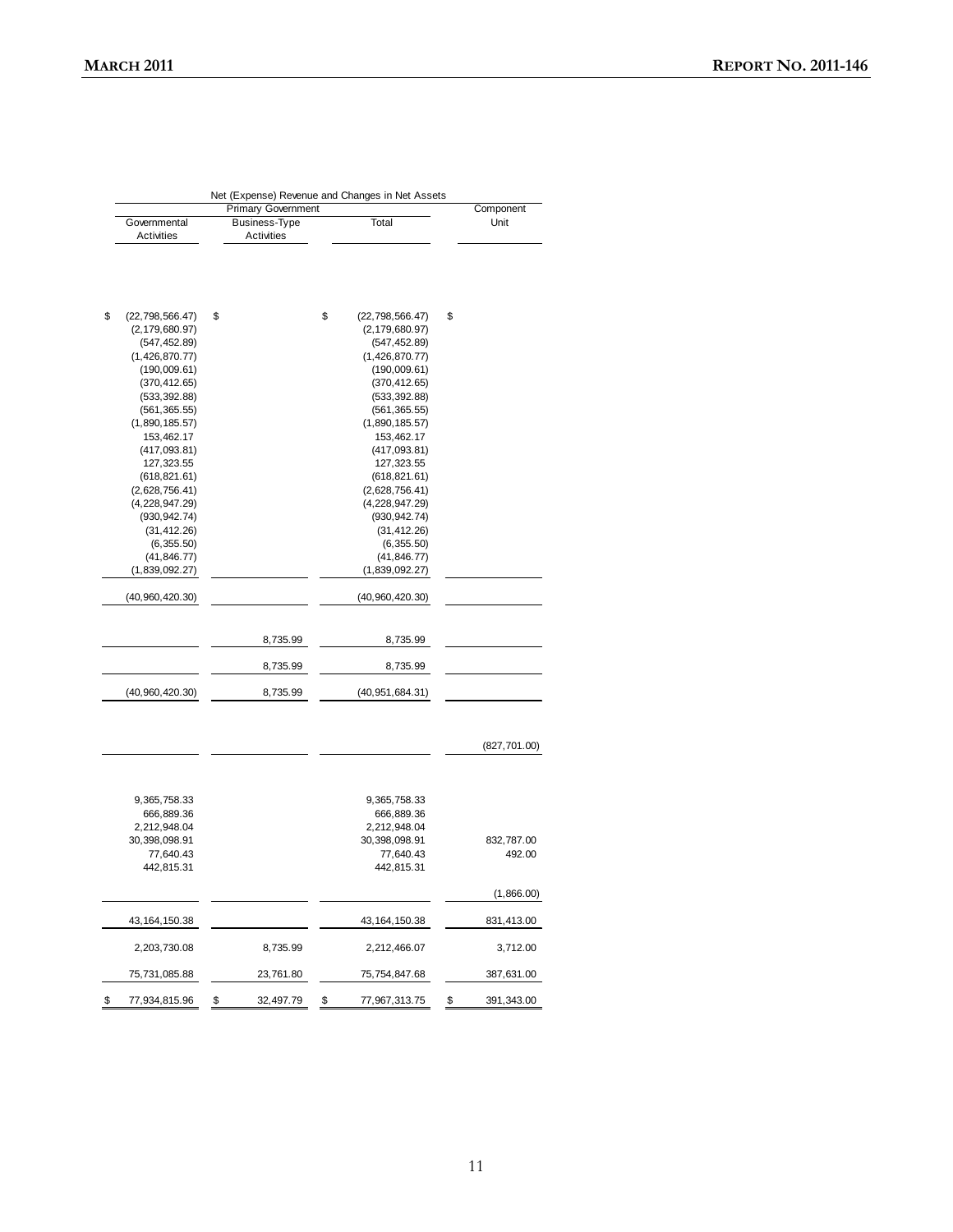| Net (Expense) Revenue and Changes in Net Assets | | | |
|---|---|---|---|
| Primary Government | | | Component Unit |
| Governmental Activities | Business-Type Activities | Total | |
| $ (22,798,566.47) | $ | $ (22,798,566.47) | $ |
| (2,179,680.97) | | (2,179,680.97) | |
| (547,452.89) | | (547,452.89) | |
| (1,426,870.77) | | (1,426,870.77) | |
| (190,009.61) | | (190,009.61) | |
| (370,412.65) | | (370,412.65) | |
| (533,392.88) | | (533,392.88) | |
| (561,365.55) | | (561,365.55) | |
| (1,890,185.57) | | (1,890,185.57) | |
| 153,462.17 | | 153,462.17 | |
| (417,093.81) | | (417,093.81) | |
| 127,323.55 | | 127,323.55 | |
| (618,821.61) | | (618,821.61) | |
| (2,628,756.41) | | (2,628,756.41) | |
| (4,228,947.29) | | (4,228,947.29) | |
| (930,942.74) | | (930,942.74) | |
| (31,412.26) | | (31,412.26) | |
| (6,355.50) | | (6,355.50) | |
| (41,846.77) | | (41,846.77) | |
| (1,839,092.27) | | (1,839,092.27) | |
| (40,960,420.30) | | (40,960,420.30) | |
| | 8,735.99 | 8,735.99 | |
| | 8,735.99 | 8,735.99 | |
| (40,960,420.30) | 8,735.99 | (40,951,684.31) | |
| | | | (827,701.00) |
| 9,365,758.33 | | 9,365,758.33 | |
| 666,889.36 | | 666,889.36 | |
| 2,212,948.04 | | 2,212,948.04 | |
| 30,398,098.91 | | 30,398,098.91 | 832,787.00 |
| 77,640.43 | | 77,640.43 | 492.00 |
| 442,815.31 | | 442,815.31 | |
| | | | (1,866.00) |
| 43,164,150.38 | | 43,164,150.38 | 831,413.00 |
| 2,203,730.08 | 8,735.99 | 2,212,466.07 | 3,712.00 |
| 75,731,085.88 | 23,761.80 | 75,754,847.68 | 387,631.00 |
| $ 77,934,815.96 | $ 32,497.79 | $ 77,967,313.75 | $ 391,343.00 |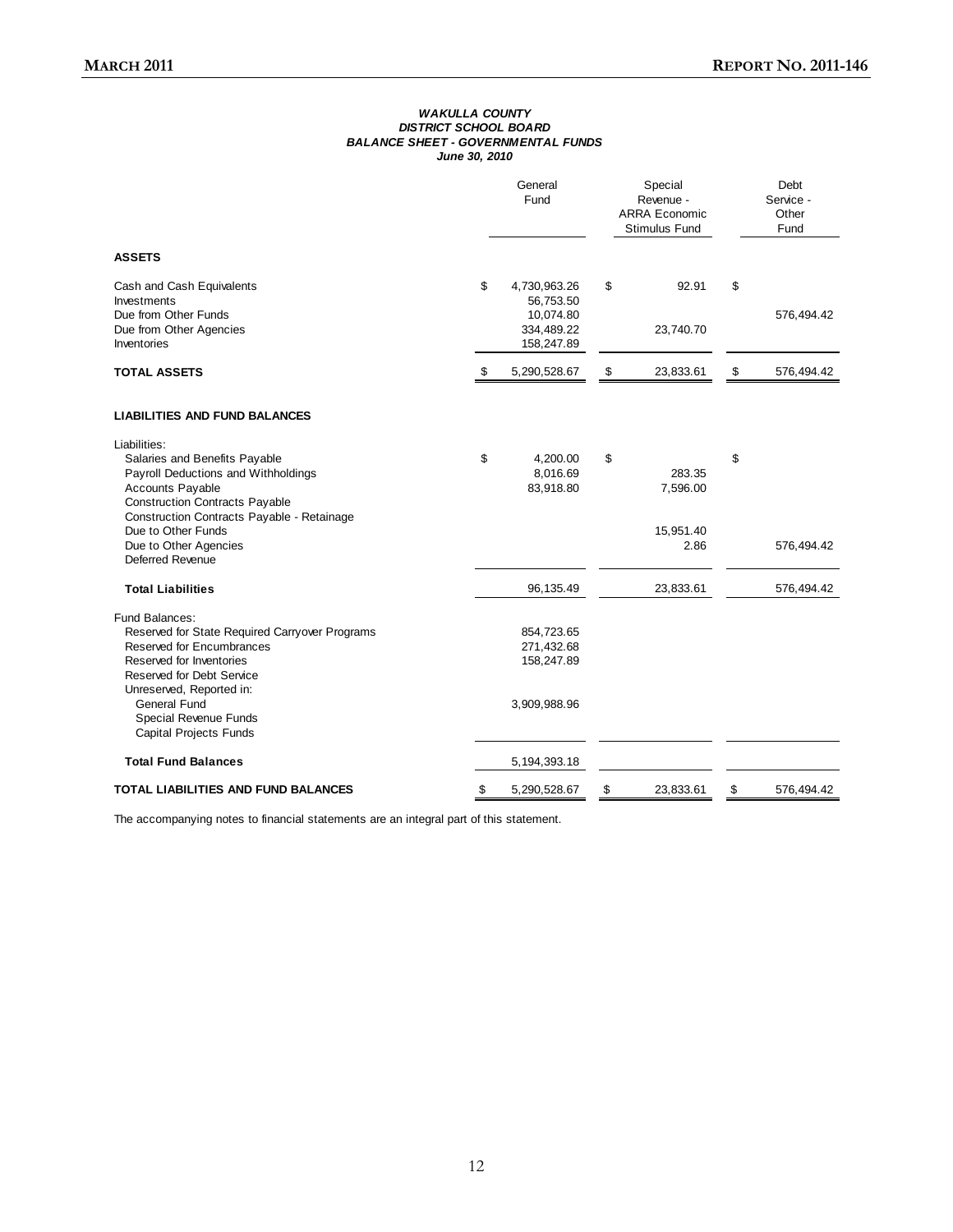**WAKULLA COUNTY**
**DISTRICT SCHOOL BOARD**
**BALANCE SHEET - GOVERNMENTAL FUNDS**
**June 30, 2010**

| | General Fund | Special Revenue - ARRA Economic Stimulus Fund | Debt Service - Other Fund |
|---|---|---|---|
| **ASSETS** | | | |
| Cash and Cash Equivalents | $ 4,730,963.26 | $ 92.91 | $ |
| Investments | 56,753.50 | | |
| Due from Other Funds | 10,074.80 | | 576,494.42 |
| Due from Other Agencies | 334,489.22 | 23,740.70 | |
| Inventories | 158,247.89 | | |
| **TOTAL ASSETS** | $ 5,290,528.67 | $ 23,833.61 | $ 576,494.42 |
| **LIABILITIES AND FUND BALANCES** | | | |
| Liabilities: | | | |
| Salaries and Benefits Payable | $ 4,200.00 | $ | $ |
| Payroll Deductions and Withholdings | 8,016.69 | 283.35 | |
| Accounts Payable | 83,918.80 | 7,596.00 | |
| Construction Contracts Payable | | | |
| Construction Contracts Payable - Retainage | | | |
| Due to Other Funds | | 15,951.40 | |
| Due to Other Agencies | | 2.86 | 576,494.42 |
| Deferred Revenue | | | |
| **Total Liabilities** | 96,135.49 | 23,833.61 | 576,494.42 |
| Fund Balances: | | | |
| Reserved for State Required Carryover Programs | 854,723.65 | | |
| Reserved for Encumbrances | 271,432.68 | | |
| Reserved for Inventories | 158,247.89 | | |
| Reserved for Debt Service | | | |
| Unreserved, Reported in: | | | |
| General Fund | 3,909,988.96 | | |
| Special Revenue Funds | | | |
| Capital Projects Funds | | | |
| **Total Fund Balances** | 5,194,393.18 | | |
| **TOTAL LIABILITIES AND FUND BALANCES** | $ 5,290,528.67 | $ 23,833.61 | $ 576,494.42 |

The accompanying notes to financial statements are an integral part of this statement.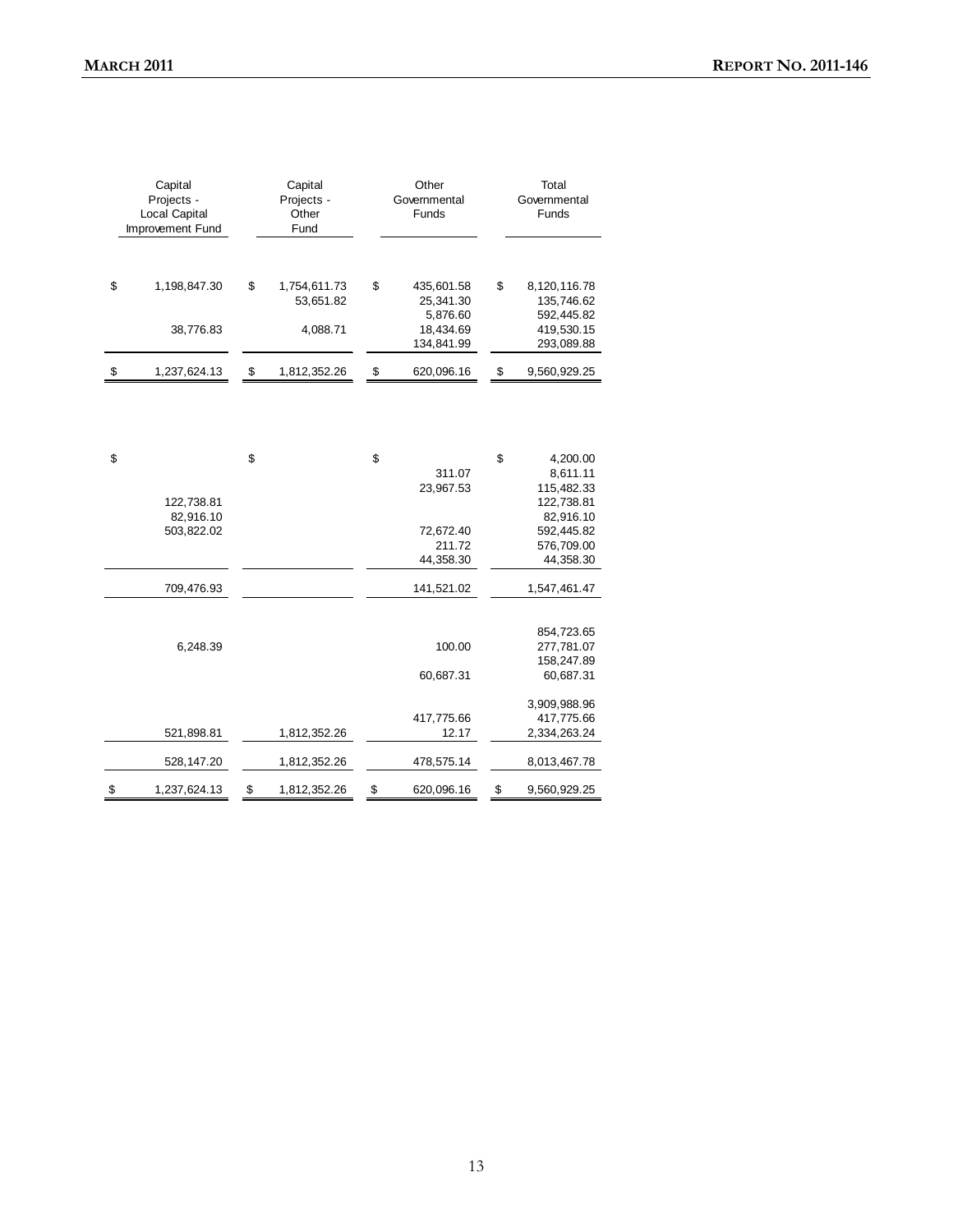| Capital Projects - Local Capital Improvement Fund | Capital Projects - Other Fund | Other Governmental Funds | Total Governmental Funds |
|---|---|---|---|
| $ 1,198,847.30 | $ 1,754,611.73 | $ 435,601.58 | $ 8,120,116.78 |
| | 53,651.82 | 25,341.30 | 135,746.62 |
| | | 5,876.60 | 592,445.82 |
| 38,776.83 | 4,088.71 | 18,434.69 | 419,530.15 |
| | | 134,841.99 | 293,089.88 |
| $ 1,237,624.13 | $ 1,812,352.26 | $ 620,096.16 | $ 9,560,929.25 |
| | | | |
| $ | $ | $ | $ 4,200.00 |
| | | 311.07 | 8,611.11 |
| | | 23,967.53 | 115,482.33 |
| 122,738.81 | | | 122,738.81 |
| 82,916.10 | | | 82,916.10 |
| 503,822.02 | | 72,672.40 | 592,445.82 |
| | | 211.72 | 576,709.00 |
| | | 44,358.30 | 44,358.30 |
| 709,476.93 | | 141,521.02 | 1,547,461.47 |
| | | | |
| | | | 854,723.65 |
| 6,248.39 | | 100.00 | 277,781.07 |
| | | | 158,247.89 |
| | | 60,687.31 | 60,687.31 |
| | | | |
| | | | 3,909,988.96 |
| | | 417,775.66 | 417,775.66 |
| 521,898.81 | 1,812,352.26 | 12.17 | 2,334,263.24 |
| 528,147.20 | 1,812,352.26 | 478,575.14 | 8,013,467.78 |
| $ 1,237,624.13 | $ 1,812,352.26 | $ 620,096.16 | $ 9,560,929.25 |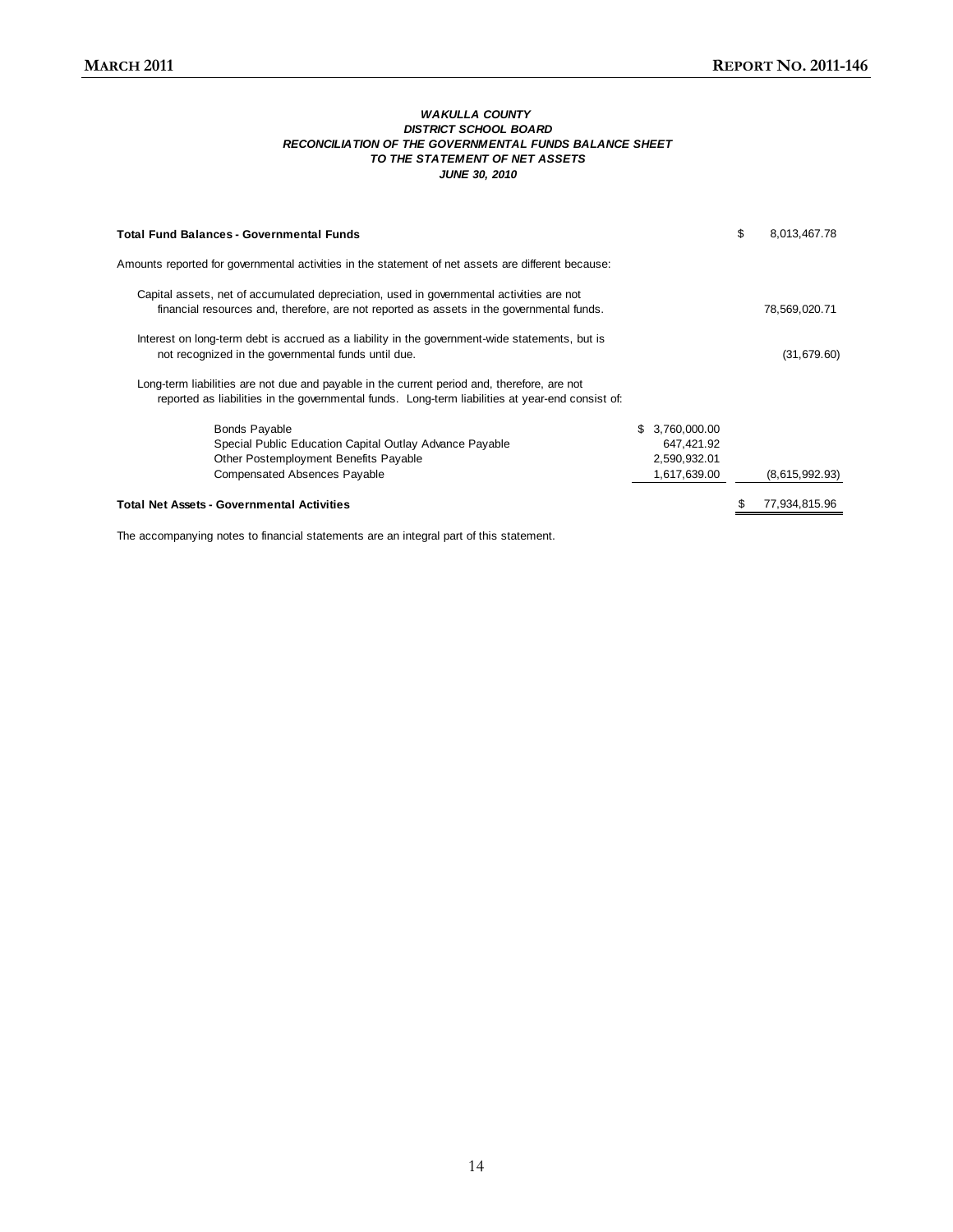***WAKULLA COUNTY***
***DISTRICT SCHOOL BOARD***
***RECONCILIATION OF THE GOVERNMENTAL FUNDS BALANCE SHEET***
***TO THE STATEMENT OF NET ASSETS***
***JUNE 30, 2010***

| | | |
|---|---|---|
| **Total Fund Balances - Governmental Funds** | | $ 8,013,467.78 |
| Amounts reported for governmental activities in the statement of net assets are different because: | | |
| Capital assets, net of accumulated depreciation, used in governmental activities are not financial resources and, therefore, are not reported as assets in the governmental funds. | | 78,569,020.71 |
| Interest on long-term debt is accrued as a liability in the government-wide statements, but is not recognized in the governmental funds until due. | | (31,679.60) |
| Long-term liabilities are not due and payable in the current period and, therefore, are not reported as liabilities in the governmental funds. Long-term liabilities at year-end consist of: | | |
| Bonds Payable | $ 3,760,000.00 | |
| Special Public Education Capital Outlay Advance Payable | 647,421.92 | |
| Other Postemployment Benefits Payable | 2,590,932.01 | |
| Compensated Absences Payable | 1,617,639.00 | (8,615,992.93) |
| **Total Net Assets - Governmental Activities** | | $ 77,934,815.96 |

The accompanying notes to financial statements are an integral part of this statement.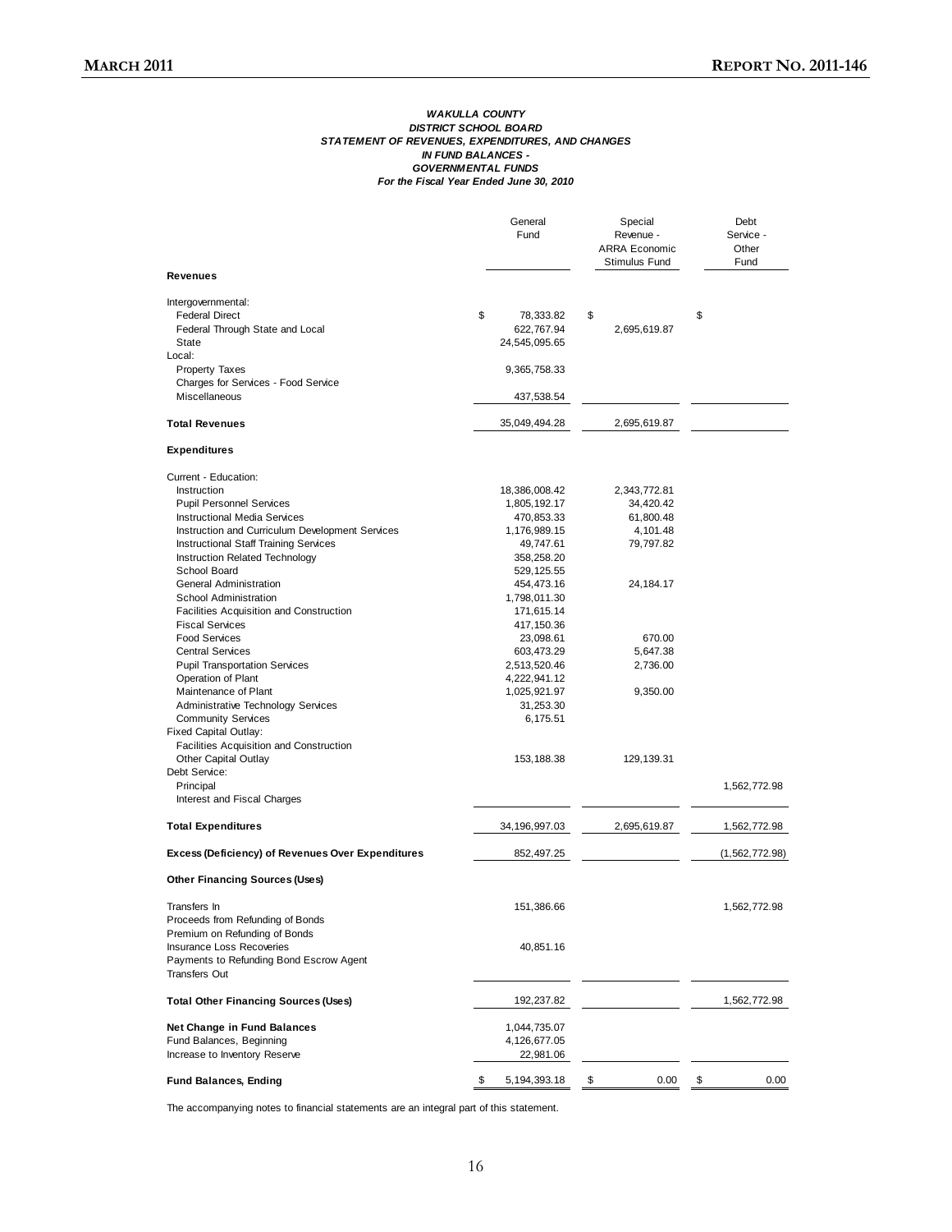**WAKULLA COUNTY**
**DISTRICT SCHOOL BOARD**
**STATEMENT OF REVENUES, EXPENDITURES, AND CHANGES**
**IN FUND BALANCES -**
**GOVERNMENTAL FUNDS**
**For the Fiscal Year Ended June 30, 2010**

| | General Fund | Special Revenue - ARRA Economic Stimulus Fund | Debt Service - Other Fund |
|---|---|---|---|
| **Revenues** | | | |
| Intergovernmental: | | | |
| Federal Direct | $ 78,333.82 | $ | $ |
| Federal Through State and Local | 622,767.94 | 2,695,619.87 | |
| State | 24,545,095.65 | | |
| Local: | | | |
| Property Taxes | 9,365,758.33 | | |
| Charges for Services - Food Service | | | |
| Miscellaneous | 437,538.54 | | |
| **Total Revenues** | 35,049,494.28 | 2,695,619.87 | |
| **Expenditures** | | | |
| Current - Education: | | | |
| Instruction | 18,386,008.42 | 2,343,772.81 | |
| Pupil Personnel Services | 1,805,192.17 | 34,420.42 | |
| Instructional Media Services | 470,853.33 | 61,800.48 | |
| Instruction and Curriculum Development Services | 1,176,989.15 | 4,101.48 | |
| Instructional Staff Training Services | 49,747.61 | 79,797.82 | |
| Instruction Related Technology | 358,258.20 | | |
| School Board | 529,125.55 | | |
| General Administration | 454,473.16 | 24,184.17 | |
| School Administration | 1,798,011.30 | | |
| Facilities Acquisition and Construction | 171,615.14 | | |
| Fiscal Services | 417,150.36 | | |
| Food Services | 23,098.61 | 670.00 | |
| Central Services | 603,473.29 | 5,647.38 | |
| Pupil Transportation Services | 2,513,520.46 | 2,736.00 | |
| Operation of Plant | 4,222,941.12 | | |
| Maintenance of Plant | 1,025,921.97 | 9,350.00 | |
| Administrative Technology Services | 31,253.30 | | |
| Community Services | 6,175.51 | | |
| Fixed Capital Outlay: | | | |
| Facilities Acquisition and Construction | | | |
| Other Capital Outlay | 153,188.38 | 129,139.31 | |
| Debt Service: | | | |
| Principal | | | 1,562,772.98 |
| Interest and Fiscal Charges | | | |
| **Total Expenditures** | 34,196,997.03 | 2,695,619.87 | 1,562,772.98 |
| **Excess (Deficiency) of Revenues Over Expenditures** | 852,497.25 | | (1,562,772.98) |
| **Other Financing Sources (Uses)** | | | |
| Transfers In | 151,386.66 | | 1,562,772.98 |
| Proceeds from Refunding of Bonds | | | |
| Premium on Refunding of Bonds | | | |
| Insurance Loss Recoveries | 40,851.16 | | |
| Payments to Refunding Bond Escrow Agent | | | |
| Transfers Out | | | |
| **Total Other Financing Sources (Uses)** | 192,237.82 | | 1,562,772.98 |
| **Net Change in Fund Balances** | 1,044,735.07 | | |
| Fund Balances, Beginning | 4,126,677.05 | | |
| Increase to Inventory Reserve | 22,981.06 | | |
| **Fund Balances, Ending** | $ 5,194,393.18 | $ 0.00 | $ 0.00 |

The accompanying notes to financial statements are an integral part of this statement.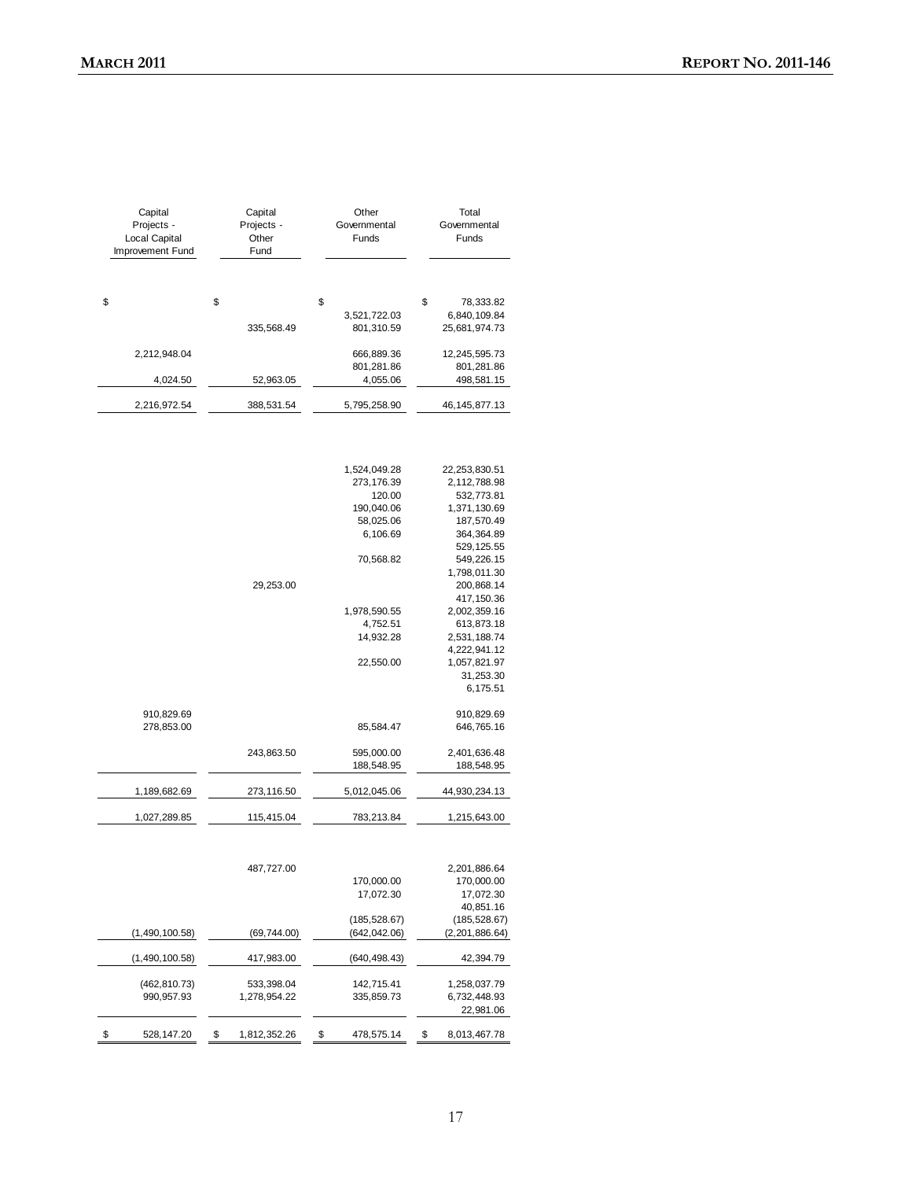| Capital Projects - Local Capital Improvement Fund | Capital Projects - Other Fund | Other Governmental Funds | Total Governmental Funds |
|---|---|---|---|
| $ | $ | $ | $ 78,333.82 |
| | | 3,521,722.03 | 6,840,109.84 |
| | 335,568.49 | 801,310.59 | 25,681,974.73 |
| 2,212,948.04 | | 666,889.36 | 12,245,595.73 |
| | | 801,281.86 | 801,281.86 |
| 4,024.50 | 52,963.05 | 4,055.06 | 498,581.15 |
| 2,216,972.54 | 388,531.54 | 5,795,258.90 | 46,145,877.13 |
| | | | |
| | | 1,524,049.28 | 22,253,830.51 |
| | | 273,176.39 | 2,112,788.98 |
| | | 120.00 | 532,773.81 |
| | | 190,040.06 | 1,371,130.69 |
| | | 58,025.06 | 187,570.49 |
| | | 6,106.69 | 364,364.89 |
| | | | 529,125.55 |
| | | 70,568.82 | 549,226.15 |
| | | | 1,798,011.30 |
| | 29,253.00 | | 200,868.14 |
| | | | 417,150.36 |
| | | 1,978,590.55 | 2,002,359.16 |
| | | 4,752.51 | 613,873.18 |
| | | 14,932.28 | 2,531,188.74 |
| | | | 4,222,941.12 |
| | | 22,550.00 | 1,057,821.97 |
| | | | 31,253.30 |
| | | | 6,175.51 |
| 910,829.69 | | | 910,829.69 |
| 278,853.00 | | 85,584.47 | 646,765.16 |
| | 243,863.50 | 595,000.00 | 2,401,636.48 |
| | | 188,548.95 | 188,548.95 |
| 1,189,682.69 | 273,116.50 | 5,012,045.06 | 44,930,234.13 |
| 1,027,289.85 | 115,415.04 | 783,213.84 | 1,215,643.00 |
| | | | |
| | 487,727.00 | | 2,201,886.64 |
| | | 170,000.00 | 170,000.00 |
| | | 17,072.30 | 17,072.30 |
| | | | 40,851.16 |
| | | (185,528.67) | (185,528.67) |
| (1,490,100.58) | (69,744.00) | (642,042.06) | (2,201,886.64) |
| (1,490,100.58) | 417,983.00 | (640,498.43) | 42,394.79 |
| (462,810.73) | 533,398.04 | 142,715.41 | 1,258,037.79 |
| 990,957.93 | 1,278,954.22 | 335,859.73 | 6,732,448.93 |
| | | | 22,981.06 |
| $ 528,147.20 | $ 1,812,352.26 | $ 478,575.14 | $ 8,013,467.78 |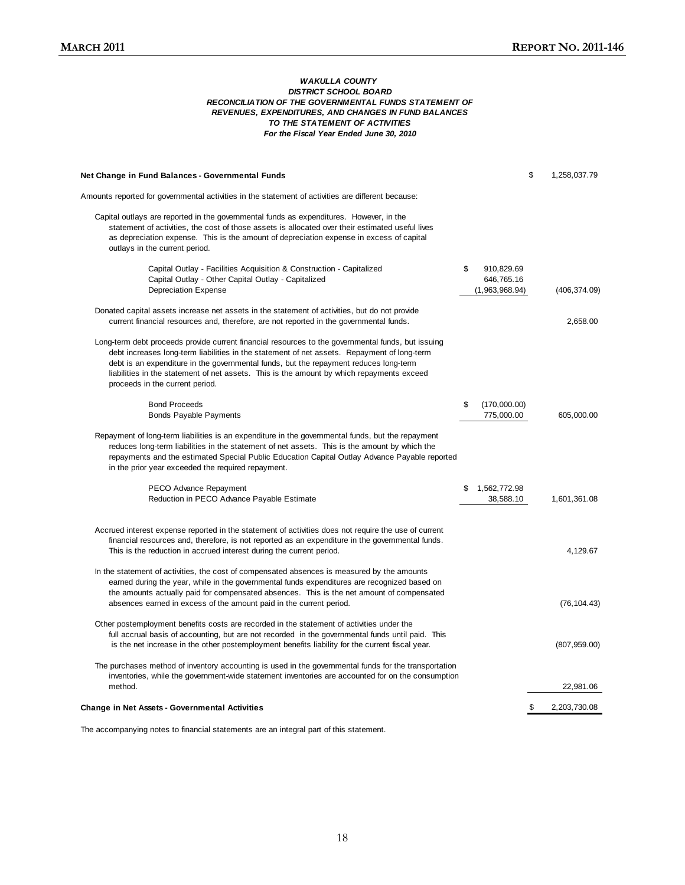### *WAKULLA COUNTY*
### *DISTRICT SCHOOL BOARD*
### *RECONCILIATION OF THE GOVERNMENTAL FUNDS STATEMENT OF REVENUES, EXPENDITURES, AND CHANGES IN FUND BALANCES TO THE STATEMENT OF ACTIVITIES*
### *For the Fiscal Year Ended June 30, 2010*

| | | |
|---|---|---|
| **Net Change in Fund Balances - Governmental Funds** | | $ 1,258,037.79 |
| Amounts reported for governmental activities in the statement of activities are different because: | | |
| Capital outlays are reported in the governmental funds as expenditures. However, in the statement of activities, the cost of those assets is allocated over their estimated useful lives as depreciation expense. This is the amount of depreciation expense in excess of capital outlays in the current period. | | |
| Capital Outlay - Facilities Acquisition & Construction - Capitalized | $ 910,829.69 | |
| Capital Outlay - Other Capital Outlay - Capitalized | 646,765.16 | |
| Depreciation Expense | (1,963,968.94) | (406,374.09) |
| Donated capital assets increase net assets in the statement of activities, but do not provide current financial resources and, therefore, are not reported in the governmental funds. | | 2,658.00 |
| Long-term debt proceeds provide current financial resources to the governmental funds, but issuing debt increases long-term liabilities in the statement of net assets. Repayment of long-term debt is an expenditure in the governmental funds, but the repayment reduces long-term liabilities in the statement of net assets. This is the amount by which repayments exceed proceeds in the current period. | | |
| Bond Proceeds | $ (170,000.00) | |
| Bonds Payable Payments | 775,000.00 | 605,000.00 |
| Repayment of long-term liabilities is an expenditure in the governmental funds, but the repayment reduces long-term liabilities in the statement of net assets. This is the amount by which the repayments and the estimated Special Public Education Capital Outlay Advance Payable reported in the prior year exceeded the required repayment. | | |
| PECO Advance Repayment | $ 1,562,772.98 | |
| Reduction in PECO Advance Payable Estimate | 38,588.10 | 1,601,361.08 |
| Accrued interest expense reported in the statement of activities does not require the use of current financial resources and, therefore, is not reported as an expenditure in the governmental funds. This is the reduction in accrued interest during the current period. | | 4,129.67 |
| In the statement of activities, the cost of compensated absences is measured by the amounts earned during the year, while in the governmental funds expenditures are recognized based on the amounts actually paid for compensated absences. This is the net amount of compensated absences earned in excess of the amount paid in the current period. | | (76,104.43) |
| Other postemployment benefits costs are recorded in the statement of activities under the full accrual basis of accounting, but are not recorded in the governmental funds until paid. This is the net increase in the other postemployment benefits liability for the current fiscal year. | | (807,959.00) |
| The purchases method of inventory accounting is used in the governmental funds for the transportation inventories, while the government-wide statement inventories are accounted for on the consumption method. | | 22,981.06 |
| **Change in Net Assets - Governmental Activities** | | $ 2,203,730.08 |

The accompanying notes to financial statements are an integral part of this statement.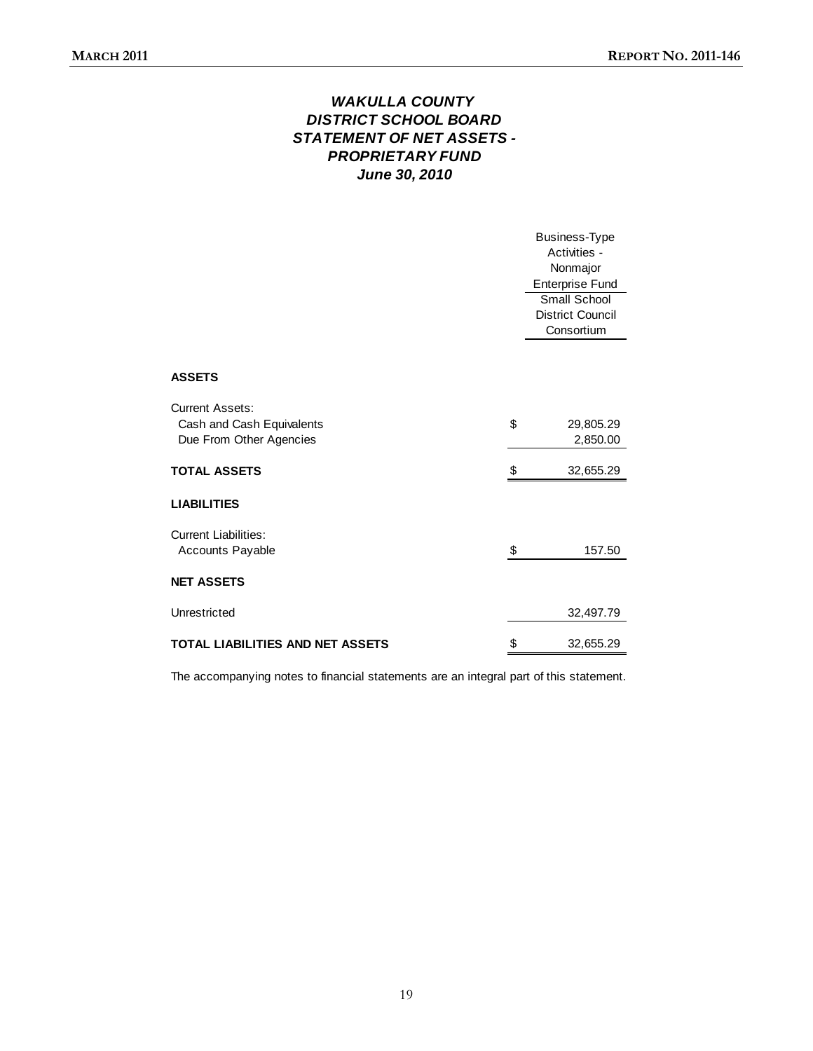# WAKULLA COUNTY DISTRICT SCHOOL BOARD STATEMENT OF NET ASSETS - PROPRIETARY FUND June 30, 2010

| | | Business-Type Activities - Nonmajor Enterprise Fund |
|---|---|---|
| | | Small School District Council Consortium |
| **ASSETS** | | |
| Current Assets: | | |
| Cash and Cash Equivalents | $ | 29,805.29 |
| Due From Other Agencies | | 2,850.00 |
| **TOTAL ASSETS** | $ | 32,655.29 |
| **LIABILITIES** | | |
| Current Liabilities: | | |
| Accounts Payable | $ | 157.50 |
| **NET ASSETS** | | |
| Unrestricted | | 32,497.79 |
| **TOTAL LIABILITIES AND NET ASSETS** | $ | 32,655.29 |

The accompanying notes to financial statements are an integral part of this statement.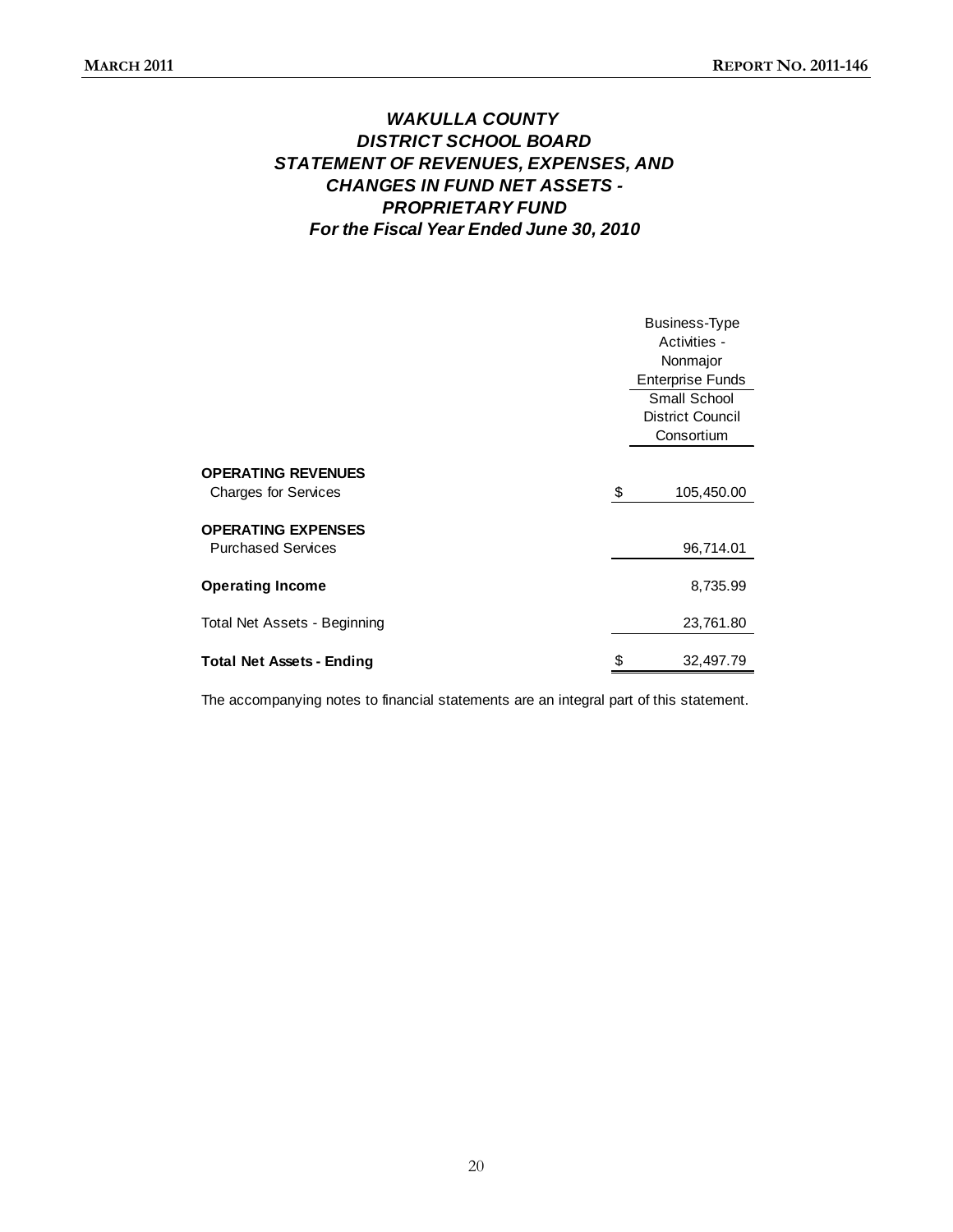# *WAKULLA COUNTY*
# *DISTRICT SCHOOL BOARD*
# *STATEMENT OF REVENUES, EXPENSES, AND CHANGES IN FUND NET ASSETS - PROPRIETARY FUND*
## *For the Fiscal Year Ended June 30, 2010*

| | Business-Type Activities - Nonmajor Enterprise Funds |
|---|---|
| | Small School District Council Consortium |
| **OPERATING REVENUES** | |
| Charges for Services | $ 105,450.00 |
| **OPERATING EXPENSES** | |
| Purchased Services | 96,714.01 |
| **Operating Income** | 8,735.99 |
| Total Net Assets - Beginning | 23,761.80 |
| **Total Net Assets - Ending** | $ 32,497.79 |

The accompanying notes to financial statements are an integral part of this statement.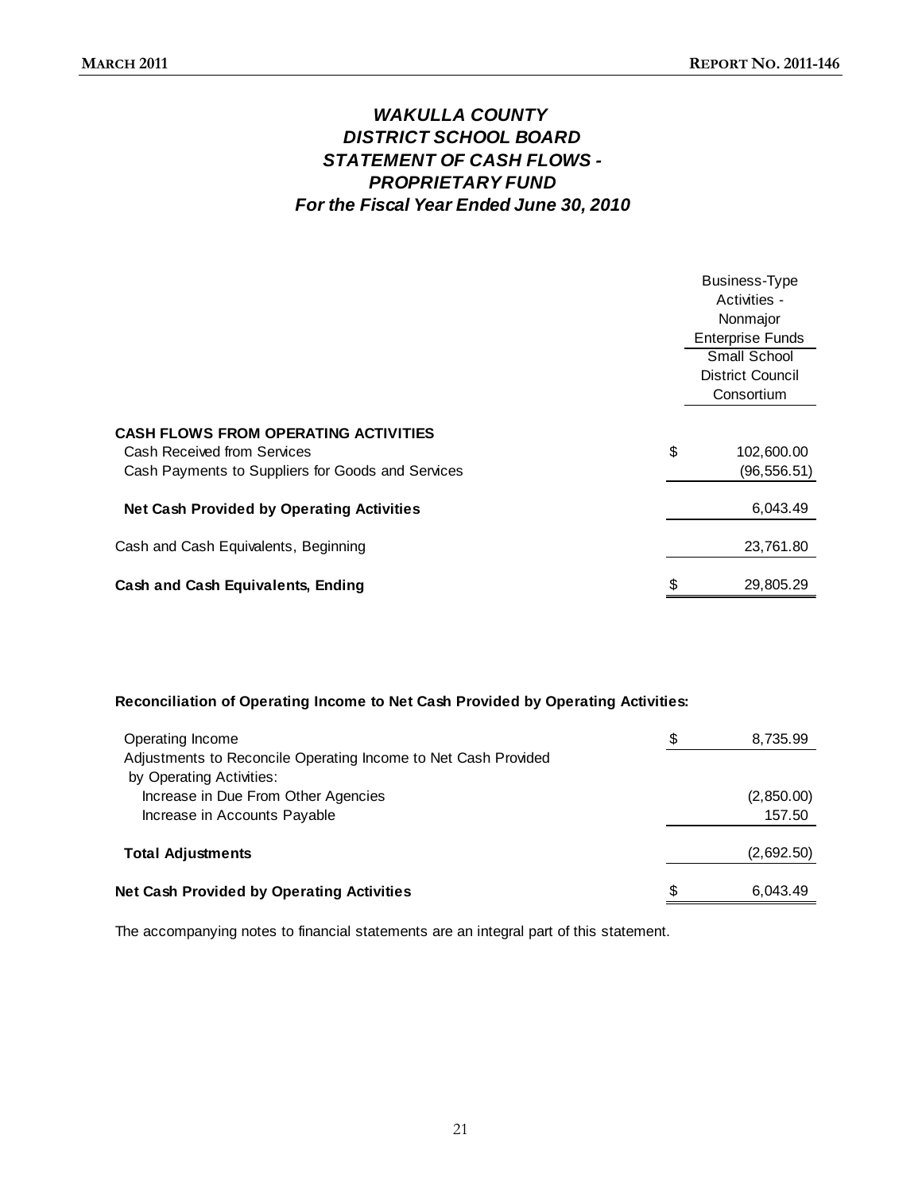# *WAKULLA COUNTY DISTRICT SCHOOL BOARD STATEMENT OF CASH FLOWS - PROPRIETARY FUND For the Fiscal Year Ended June 30, 2010*

| | Business-Type Activities - Nonmajor Enterprise Funds |
|---|---|
| | Small School District Council Consortium |
| **CASH FLOWS FROM OPERATING ACTIVITIES** | |
| Cash Received from Services | $ 102,600.00 |
| Cash Payments to Suppliers for Goods and Services | (96,556.51) |
| **Net Cash Provided by Operating Activities** | 6,043.49 |
| Cash and Cash Equivalents, Beginning | 23,761.80 |
| **Cash and Cash Equivalents, Ending** | $ 29,805.29 |

**Reconciliation of Operating Income to Net Cash Provided by Operating Activities:**

| | |
|---|---|
| Operating Income | $ 8,735.99 |
| Adjustments to Reconcile Operating Income to Net Cash Provided by Operating Activities: | |
| Increase in Due From Other Agencies | (2,850.00) |
| Increase in Accounts Payable | 157.50 |
| **Total Adjustments** | (2,692.50) |
| **Net Cash Provided by Operating Activities** | $ 6,043.49 |

The accompanying notes to financial statements are an integral part of this statement.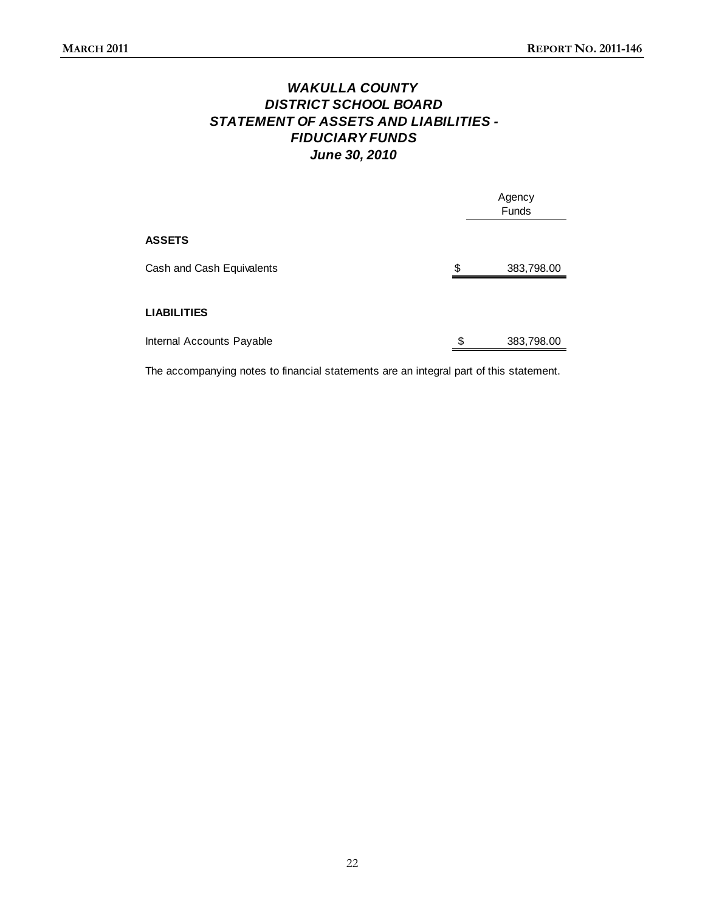# *WAKULLA COUNTY*
# *DISTRICT SCHOOL BOARD*
# *STATEMENT OF ASSETS AND LIABILITIES - FIDUCIARY FUNDS*
# *June 30, 2010*

| | Agency Funds |
|---|---|
| **ASSETS** | |
| Cash and Cash Equivalents | $ 383,798.00 |
| **LIABILITIES** | |
| Internal Accounts Payable | $ 383,798.00 |

The accompanying notes to financial statements are an integral part of this statement.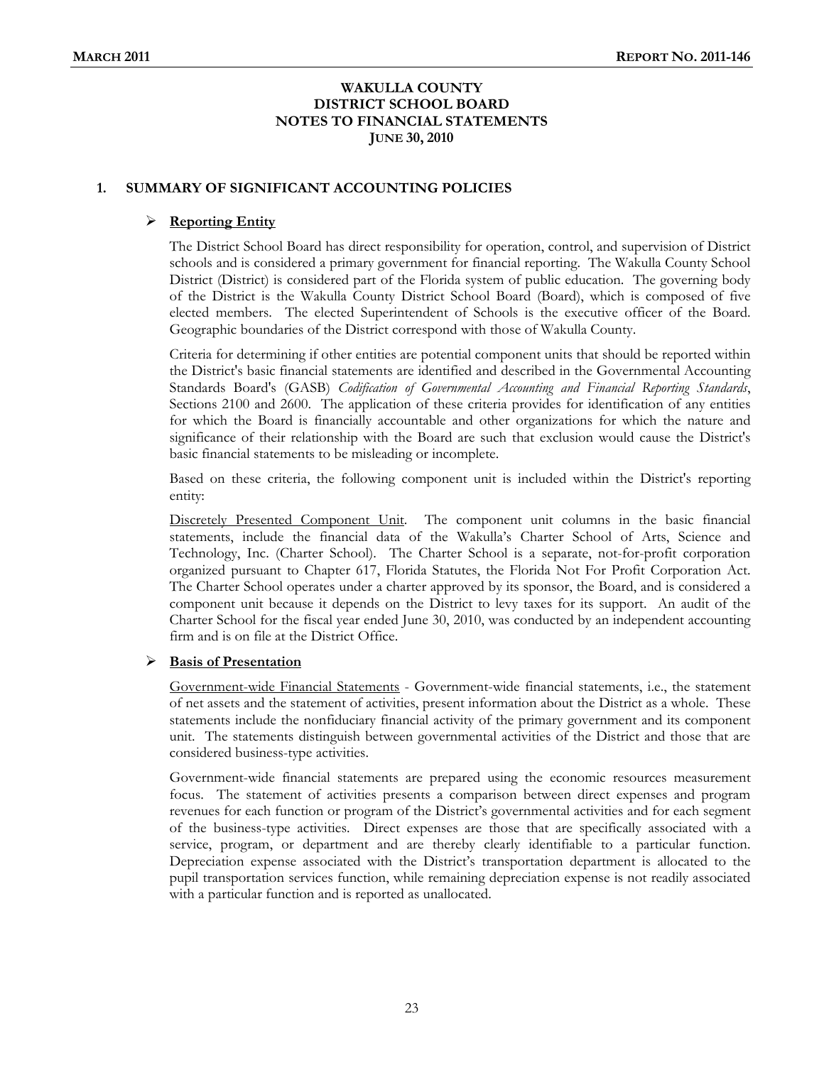# WAKULLA COUNTY
# DISTRICT SCHOOL BOARD
# NOTES TO FINANCIAL STATEMENTS
# JUNE 30, 2010

## 1. SUMMARY OF SIGNIFICANT ACCOUNTING POLICIES

### ➢ Reporting Entity

The District School Board has direct responsibility for operation, control, and supervision of District schools and is considered a primary government for financial reporting. The Wakulla County School District (District) is considered part of the Florida system of public education. The governing body of the District is the Wakulla County District School Board (Board), which is composed of five elected members. The elected Superintendent of Schools is the executive officer of the Board. Geographic boundaries of the District correspond with those of Wakulla County.

Criteria for determining if other entities are potential component units that should be reported within the District's basic financial statements are identified and described in the Governmental Accounting Standards Board's (GASB) *Codification of Governmental Accounting and Financial Reporting Standards*, Sections 2100 and 2600. The application of these criteria provides for identification of any entities for which the Board is financially accountable and other organizations for which the nature and significance of their relationship with the Board are such that exclusion would cause the District's basic financial statements to be misleading or incomplete.

Based on these criteria, the following component unit is included within the District's reporting entity:

Discretely Presented Component Unit. The component unit columns in the basic financial statements, include the financial data of the Wakulla's Charter School of Arts, Science and Technology, Inc. (Charter School). The Charter School is a separate, not-for-profit corporation organized pursuant to Chapter 617, Florida Statutes, the Florida Not For Profit Corporation Act. The Charter School operates under a charter approved by its sponsor, the Board, and is considered a component unit because it depends on the District to levy taxes for its support. An audit of the Charter School for the fiscal year ended June 30, 2010, was conducted by an independent accounting firm and is on file at the District Office.

### ➢ Basis of Presentation

Government-wide Financial Statements - Government-wide financial statements, i.e., the statement of net assets and the statement of activities, present information about the District as a whole. These statements include the nonfiduciary financial activity of the primary government and its component unit. The statements distinguish between governmental activities of the District and those that are considered business-type activities.

Government-wide financial statements are prepared using the economic resources measurement focus. The statement of activities presents a comparison between direct expenses and program revenues for each function or program of the District's governmental activities and for each segment of the business-type activities. Direct expenses are those that are specifically associated with a service, program, or department and are thereby clearly identifiable to a particular function. Depreciation expense associated with the District's transportation department is allocated to the pupil transportation services function, while remaining depreciation expense is not readily associated with a particular function and is reported as unallocated.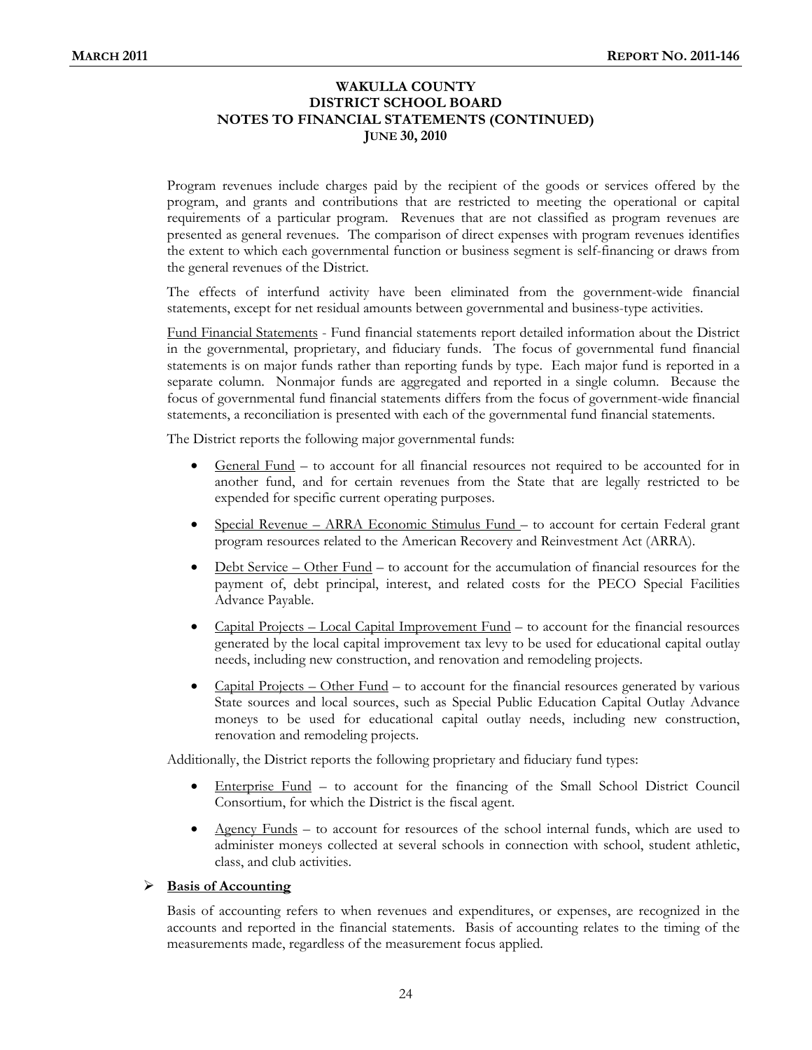# WAKULLA COUNTY DISTRICT SCHOOL BOARD NOTES TO FINANCIAL STATEMENTS (CONTINUED) JUNE 30, 2010

Program revenues include charges paid by the recipient of the goods or services offered by the program, and grants and contributions that are restricted to meeting the operational or capital requirements of a particular program. Revenues that are not classified as program revenues are presented as general revenues. The comparison of direct expenses with program revenues identifies the extent to which each governmental function or business segment is self-financing or draws from the general revenues of the District.

The effects of interfund activity have been eliminated from the government-wide financial statements, except for net residual amounts between governmental and business-type activities.

Fund Financial Statements - Fund financial statements report detailed information about the District in the governmental, proprietary, and fiduciary funds. The focus of governmental fund financial statements is on major funds rather than reporting funds by type. Each major fund is reported in a separate column. Nonmajor funds are aggregated and reported in a single column. Because the focus of governmental fund financial statements differs from the focus of government-wide financial statements, a reconciliation is presented with each of the governmental fund financial statements.

The District reports the following major governmental funds:

- General Fund – to account for all financial resources not required to be accounted for in another fund, and for certain revenues from the State that are legally restricted to be expended for specific current operating purposes.
- Special Revenue – ARRA Economic Stimulus Fund – to account for certain Federal grant program resources related to the American Recovery and Reinvestment Act (ARRA).
- Debt Service – Other Fund – to account for the accumulation of financial resources for the payment of, debt principal, interest, and related costs for the PECO Special Facilities Advance Payable.
- Capital Projects – Local Capital Improvement Fund – to account for the financial resources generated by the local capital improvement tax levy to be used for educational capital outlay needs, including new construction, and renovation and remodeling projects.
- Capital Projects – Other Fund – to account for the financial resources generated by various State sources and local sources, such as Special Public Education Capital Outlay Advance moneys to be used for educational capital outlay needs, including new construction, renovation and remodeling projects.

Additionally, the District reports the following proprietary and fiduciary fund types:

- Enterprise Fund – to account for the financing of the Small School District Council Consortium, for which the District is the fiscal agent.
- Agency Funds – to account for resources of the school internal funds, which are used to administer moneys collected at several schools in connection with school, student athletic, class, and club activities.

## Basis of Accounting

Basis of accounting refers to when revenues and expenditures, or expenses, are recognized in the accounts and reported in the financial statements. Basis of accounting relates to the timing of the measurements made, regardless of the measurement focus applied.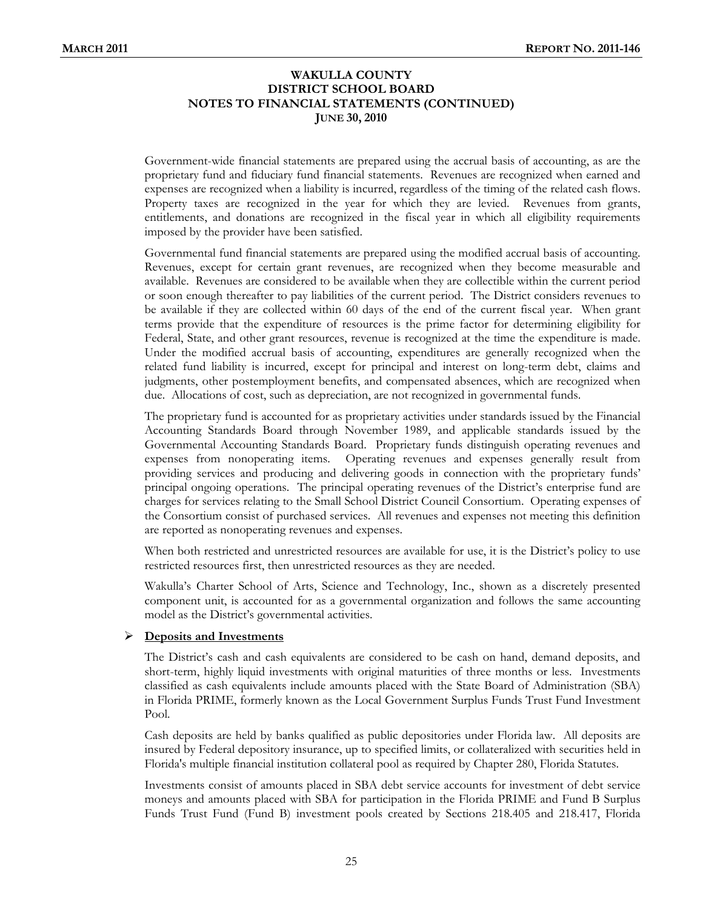# WAKULLA COUNTY
# DISTRICT SCHOOL BOARD
# NOTES TO FINANCIAL STATEMENTS (CONTINUED)
# JUNE 30, 2010

Government-wide financial statements are prepared using the accrual basis of accounting, as are the proprietary fund and fiduciary fund financial statements. Revenues are recognized when earned and expenses are recognized when a liability is incurred, regardless of the timing of the related cash flows. Property taxes are recognized in the year for which they are levied. Revenues from grants, entitlements, and donations are recognized in the fiscal year in which all eligibility requirements imposed by the provider have been satisfied.

Governmental fund financial statements are prepared using the modified accrual basis of accounting. Revenues, except for certain grant revenues, are recognized when they become measurable and available. Revenues are considered to be available when they are collectible within the current period or soon enough thereafter to pay liabilities of the current period. The District considers revenues to be available if they are collected within 60 days of the end of the current fiscal year. When grant terms provide that the expenditure of resources is the prime factor for determining eligibility for Federal, State, and other grant resources, revenue is recognized at the time the expenditure is made. Under the modified accrual basis of accounting, expenditures are generally recognized when the related fund liability is incurred, except for principal and interest on long-term debt, claims and judgments, other postemployment benefits, and compensated absences, which are recognized when due. Allocations of cost, such as depreciation, are not recognized in governmental funds.

The proprietary fund is accounted for as proprietary activities under standards issued by the Financial Accounting Standards Board through November 1989, and applicable standards issued by the Governmental Accounting Standards Board. Proprietary funds distinguish operating revenues and expenses from nonoperating items. Operating revenues and expenses generally result from providing services and producing and delivering goods in connection with the proprietary funds' principal ongoing operations. The principal operating revenues of the District's enterprise fund are charges for services relating to the Small School District Council Consortium. Operating expenses of the Consortium consist of purchased services. All revenues and expenses not meeting this definition are reported as nonoperating revenues and expenses.

When both restricted and unrestricted resources are available for use, it is the District's policy to use restricted resources first, then unrestricted resources as they are needed.

Wakulla's Charter School of Arts, Science and Technology, Inc., shown as a discretely presented component unit, is accounted for as a governmental organization and follows the same accounting model as the District's governmental activities.

- **Deposits and Investments**

The District's cash and cash equivalents are considered to be cash on hand, demand deposits, and short-term, highly liquid investments with original maturities of three months or less. Investments classified as cash equivalents include amounts placed with the State Board of Administration (SBA) in Florida PRIME, formerly known as the Local Government Surplus Funds Trust Fund Investment Pool.

Cash deposits are held by banks qualified as public depositories under Florida law. All deposits are insured by Federal depository insurance, up to specified limits, or collateralized with securities held in Florida's multiple financial institution collateral pool as required by Chapter 280, Florida Statutes.

Investments consist of amounts placed in SBA debt service accounts for investment of debt service moneys and amounts placed with SBA for participation in the Florida PRIME and Fund B Surplus Funds Trust Fund (Fund B) investment pools created by Sections 218.405 and 218.417, Florida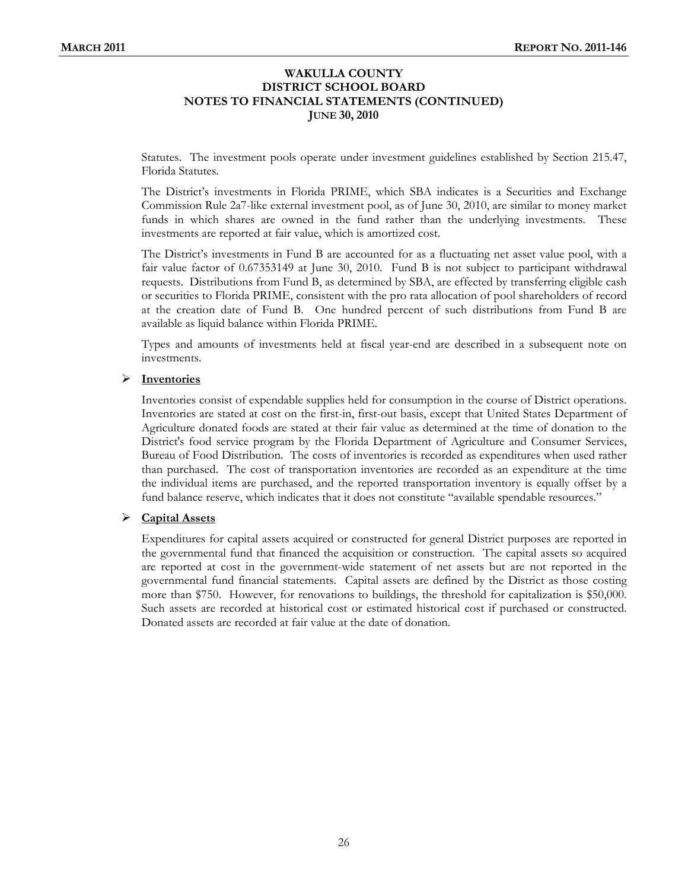# WAKULLA COUNTY DISTRICT SCHOOL BOARD NOTES TO FINANCIAL STATEMENTS (CONTINUED) JUNE 30, 2010

Statutes. The investment pools operate under investment guidelines established by Section 215.47, Florida Statutes.

The District's investments in Florida PRIME, which SBA indicates is a Securities and Exchange Commission Rule 2a7-like external investment pool, as of June 30, 2010, are similar to money market funds in which shares are owned in the fund rather than the underlying investments. These investments are reported at fair value, which is amortized cost.

The District's investments in Fund B are accounted for as a fluctuating net asset value pool, with a fair value factor of 0.67353149 at June 30, 2010. Fund B is not subject to participant withdrawal requests. Distributions from Fund B, as determined by SBA, are effected by transferring eligible cash or securities to Florida PRIME, consistent with the pro rata allocation of pool shareholders of record at the creation date of Fund B. One hundred percent of such distributions from Fund B are available as liquid balance within Florida PRIME.

Types and amounts of investments held at fiscal year-end are described in a subsequent note on investments.

- **Inventories**

Inventories consist of expendable supplies held for consumption in the course of District operations. Inventories are stated at cost on the first-in, first-out basis, except that United States Department of Agriculture donated foods are stated at their fair value as determined at the time of donation to the District's food service program by the Florida Department of Agriculture and Consumer Services, Bureau of Food Distribution. The costs of inventories is recorded as expenditures when used rather than purchased. The cost of transportation inventories are recorded as an expenditure at the time the individual items are purchased, and the reported transportation inventory is equally offset by a fund balance reserve, which indicates that it does not constitute "available spendable resources."

- **Capital Assets**

Expenditures for capital assets acquired or constructed for general District purposes are reported in the governmental fund that financed the acquisition or construction. The capital assets so acquired are reported at cost in the government-wide statement of net assets but are not reported in the governmental fund financial statements. Capital assets are defined by the District as those costing more than $750. However, for renovations to buildings, the threshold for capitalization is $50,000. Such assets are recorded at historical cost or estimated historical cost if purchased or constructed. Donated assets are recorded at fair value at the date of donation.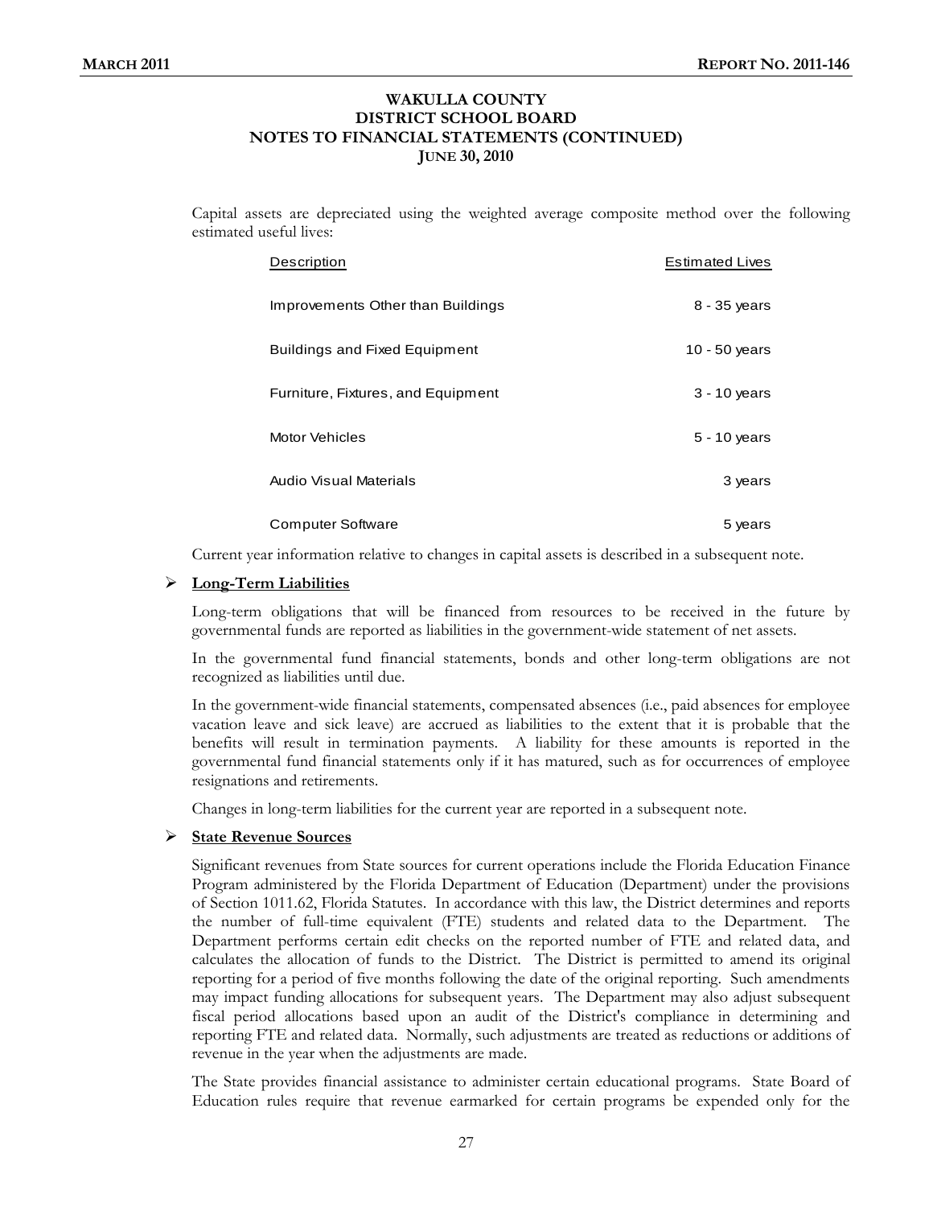# WAKULLA COUNTY DISTRICT SCHOOL BOARD NOTES TO FINANCIAL STATEMENTS (CONTINUED) JUNE 30, 2010

Capital assets are depreciated using the weighted average composite method over the following estimated useful lives:

| Description | Estimated Lives |
|---|---|
| Improvements Other than Buildings | 8 - 35 years |
| Buildings and Fixed Equipment | 10 - 50 years |
| Furniture, Fixtures, and Equipment | 3 - 10 years |
| Motor Vehicles | 5 - 10 years |
| Audio Visual Materials | 3 years |
| Computer Software | 5 years |

Current year information relative to changes in capital assets is described in a subsequent note.

- **Long-Term Liabilities**

Long-term obligations that will be financed from resources to be received in the future by governmental funds are reported as liabilities in the government-wide statement of net assets.

In the governmental fund financial statements, bonds and other long-term obligations are not recognized as liabilities until due.

In the government-wide financial statements, compensated absences (i.e., paid absences for employee vacation leave and sick leave) are accrued as liabilities to the extent that it is probable that the benefits will result in termination payments. A liability for these amounts is reported in the governmental fund financial statements only if it has matured, such as for occurrences of employee resignations and retirements.

Changes in long-term liabilities for the current year are reported in a subsequent note.

- **State Revenue Sources**

Significant revenues from State sources for current operations include the Florida Education Finance Program administered by the Florida Department of Education (Department) under the provisions of Section 1011.62, Florida Statutes. In accordance with this law, the District determines and reports the number of full-time equivalent (FTE) students and related data to the Department. The Department performs certain edit checks on the reported number of FTE and related data, and calculates the allocation of funds to the District. The District is permitted to amend its original reporting for a period of five months following the date of the original reporting. Such amendments may impact funding allocations for subsequent years. The Department may also adjust subsequent fiscal period allocations based upon an audit of the District's compliance in determining and reporting FTE and related data. Normally, such adjustments are treated as reductions or additions of revenue in the year when the adjustments are made.

The State provides financial assistance to administer certain educational programs. State Board of Education rules require that revenue earmarked for certain programs be expended only for the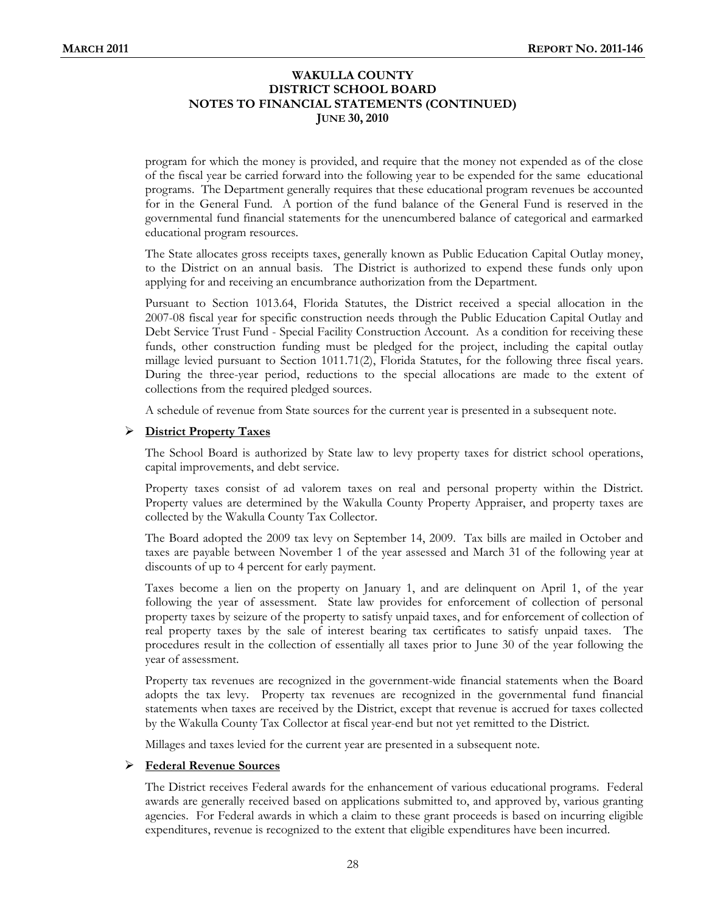program for which the money is provided, and require that the money not expended as of the close of the fiscal year be carried forward into the following year to be expended for the same educational programs. The Department generally requires that these educational program revenues be accounted for in the General Fund. A portion of the fund balance of the General Fund is reserved in the governmental fund financial statements for the unencumbered balance of categorical and earmarked educational program resources.

The State allocates gross receipts taxes, generally known as Public Education Capital Outlay money, to the District on an annual basis. The District is authorized to expend these funds only upon applying for and receiving an encumbrance authorization from the Department.

Pursuant to Section 1013.64, Florida Statutes, the District received a special allocation in the 2007-08 fiscal year for specific construction needs through the Public Education Capital Outlay and Debt Service Trust Fund - Special Facility Construction Account. As a condition for receiving these funds, other construction funding must be pledged for the project, including the capital outlay millage levied pursuant to Section 1011.71(2), Florida Statutes, for the following three fiscal years. During the three-year period, reductions to the special allocations are made to the extent of collections from the required pledged sources.

A schedule of revenue from State sources for the current year is presented in a subsequent note.

- **District Property Taxes**

The School Board is authorized by State law to levy property taxes for district school operations, capital improvements, and debt service.

Property taxes consist of ad valorem taxes on real and personal property within the District. Property values are determined by the Wakulla County Property Appraiser, and property taxes are collected by the Wakulla County Tax Collector.

The Board adopted the 2009 tax levy on September 14, 2009. Tax bills are mailed in October and taxes are payable between November 1 of the year assessed and March 31 of the following year at discounts of up to 4 percent for early payment.

Taxes become a lien on the property on January 1, and are delinquent on April 1, of the year following the year of assessment. State law provides for enforcement of collection of personal property taxes by seizure of the property to satisfy unpaid taxes, and for enforcement of collection of real property taxes by the sale of interest bearing tax certificates to satisfy unpaid taxes. The procedures result in the collection of essentially all taxes prior to June 30 of the year following the year of assessment.

Property tax revenues are recognized in the government-wide financial statements when the Board adopts the tax levy. Property tax revenues are recognized in the governmental fund financial statements when taxes are received by the District, except that revenue is accrued for taxes collected by the Wakulla County Tax Collector at fiscal year-end but not yet remitted to the District.

Millages and taxes levied for the current year are presented in a subsequent note.

- **Federal Revenue Sources**

The District receives Federal awards for the enhancement of various educational programs. Federal awards are generally received based on applications submitted to, and approved by, various granting agencies. For Federal awards in which a claim to these grant proceeds is based on incurring eligible expenditures, revenue is recognized to the extent that eligible expenditures have been incurred.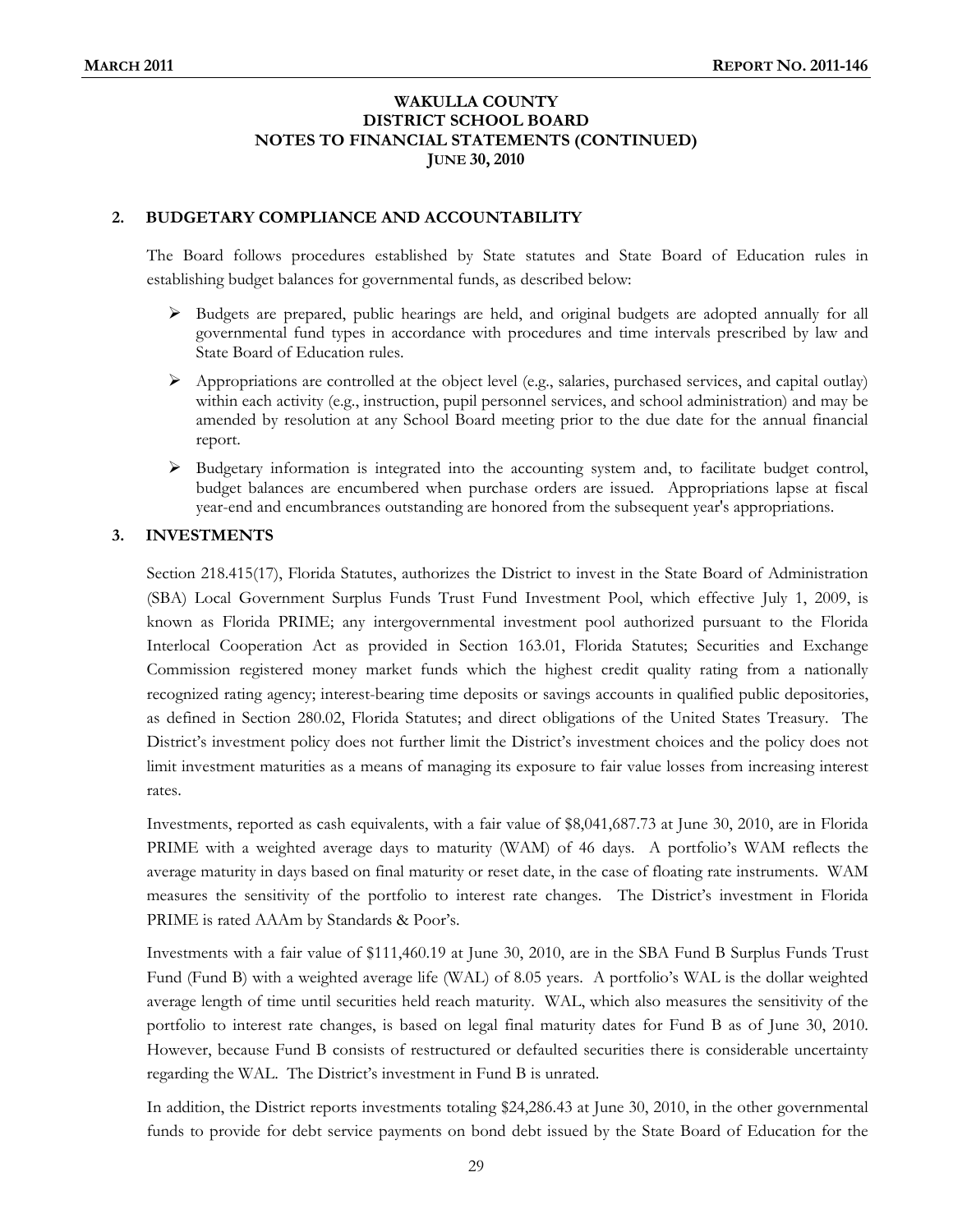**WAKULLA COUNTY**
**DISTRICT SCHOOL BOARD**
**NOTES TO FINANCIAL STATEMENTS (CONTINUED)**
**JUNE 30, 2010**

## 2. BUDGETARY COMPLIANCE AND ACCOUNTABILITY

The Board follows procedures established by State statutes and State Board of Education rules in establishing budget balances for governmental funds, as described below:

- Budgets are prepared, public hearings are held, and original budgets are adopted annually for all governmental fund types in accordance with procedures and time intervals prescribed by law and State Board of Education rules.
- Appropriations are controlled at the object level (e.g., salaries, purchased services, and capital outlay) within each activity (e.g., instruction, pupil personnel services, and school administration) and may be amended by resolution at any School Board meeting prior to the due date for the annual financial report.
- Budgetary information is integrated into the accounting system and, to facilitate budget control, budget balances are encumbered when purchase orders are issued. Appropriations lapse at fiscal year-end and encumbrances outstanding are honored from the subsequent year's appropriations.

## 3. INVESTMENTS

Section 218.415(17), Florida Statutes, authorizes the District to invest in the State Board of Administration (SBA) Local Government Surplus Funds Trust Fund Investment Pool, which effective July 1, 2009, is known as Florida PRIME; any intergovernmental investment pool authorized pursuant to the Florida Interlocal Cooperation Act as provided in Section 163.01, Florida Statutes; Securities and Exchange Commission registered money market funds which the highest credit quality rating from a nationally recognized rating agency; interest-bearing time deposits or savings accounts in qualified public depositories, as defined in Section 280.02, Florida Statutes; and direct obligations of the United States Treasury. The District's investment policy does not further limit the District's investment choices and the policy does not limit investment maturities as a means of managing its exposure to fair value losses from increasing interest rates.

Investments, reported as cash equivalents, with a fair value of $8,041,687.73 at June 30, 2010, are in Florida PRIME with a weighted average days to maturity (WAM) of 46 days. A portfolio's WAM reflects the average maturity in days based on final maturity or reset date, in the case of floating rate instruments. WAM measures the sensitivity of the portfolio to interest rate changes. The District's investment in Florida PRIME is rated AAAm by Standards & Poor's.

Investments with a fair value of $111,460.19 at June 30, 2010, are in the SBA Fund B Surplus Funds Trust Fund (Fund B) with a weighted average life (WAL) of 8.05 years. A portfolio's WAL is the dollar weighted average length of time until securities held reach maturity. WAL, which also measures the sensitivity of the portfolio to interest rate changes, is based on legal final maturity dates for Fund B as of June 30, 2010. However, because Fund B consists of restructured or defaulted securities there is considerable uncertainty regarding the WAL. The District's investment in Fund B is unrated.

In addition, the District reports investments totaling $24,286.43 at June 30, 2010, in the other governmental funds to provide for debt service payments on bond debt issued by the State Board of Education for the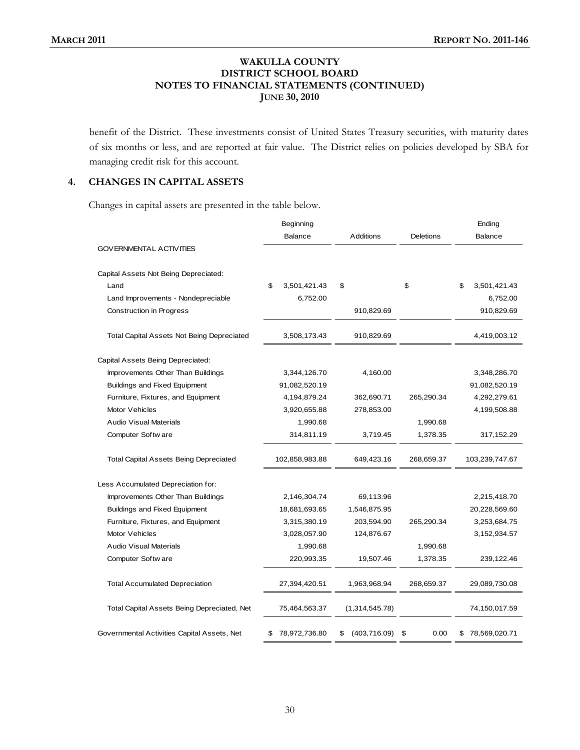benefit of the District. These investments consist of United States Treasury securities, with maturity dates of six months or less, and are reported at fair value. The District relies on policies developed by SBA for managing credit risk for this account.

## 4. CHANGES IN CAPITAL ASSETS

Changes in capital assets are presented in the table below.

| | Beginning Balance | Additions | Deletions | Ending Balance |
|---|---|---|---|---|
| **GOVERNMENTAL ACTIVITIES** | | | | |
| Capital Assets Not Being Depreciated: | | | | |
| Land | $ 3,501,421.43 | $ | $ | $ 3,501,421.43 |
| Land Improvements - Nondepreciable | 6,752.00 | | | 6,752.00 |
| Construction in Progress | | 910,829.69 | | 910,829.69 |
| Total Capital Assets Not Being Depreciated | 3,508,173.43 | 910,829.69 | | 4,419,003.12 |
| Capital Assets Being Depreciated: | | | | |
| Improvements Other Than Buildings | 3,344,126.70 | 4,160.00 | | 3,348,286.70 |
| Buildings and Fixed Equipment | 91,082,520.19 | | | 91,082,520.19 |
| Furniture, Fixtures, and Equipment | 4,194,879.24 | 362,690.71 | 265,290.34 | 4,292,279.61 |
| Motor Vehicles | 3,920,655.88 | 278,853.00 | | 4,199,508.88 |
| Audio Visual Materials | 1,990.68 | | 1,990.68 | |
| Computer Software | 314,811.19 | 3,719.45 | 1,378.35 | 317,152.29 |
| Total Capital Assets Being Depreciated | 102,858,983.88 | 649,423.16 | 268,659.37 | 103,239,747.67 |
| Less Accumulated Depreciation for: | | | | |
| Improvements Other Than Buildings | 2,146,304.74 | 69,113.96 | | 2,215,418.70 |
| Buildings and Fixed Equipment | 18,681,693.65 | 1,546,875.95 | | 20,228,569.60 |
| Furniture, Fixtures, and Equipment | 3,315,380.19 | 203,594.90 | 265,290.34 | 3,253,684.75 |
| Motor Vehicles | 3,028,057.90 | 124,876.67 | | 3,152,934.57 |
| Audio Visual Materials | 1,990.68 | | 1,990.68 | |
| Computer Software | 220,993.35 | 19,507.46 | 1,378.35 | 239,122.46 |
| Total Accumulated Depreciation | 27,394,420.51 | 1,963,968.94 | 268,659.37 | 29,089,730.08 |
| Total Capital Assets Being Depreciated, Net | 75,464,563.37 | (1,314,545.78) | | 74,150,017.59 |
| Governmental Activities Capital Assets, Net | $ 78,972,736.80 | $ (403,716.09) | $ 0.00 | $ 78,569,020.71 |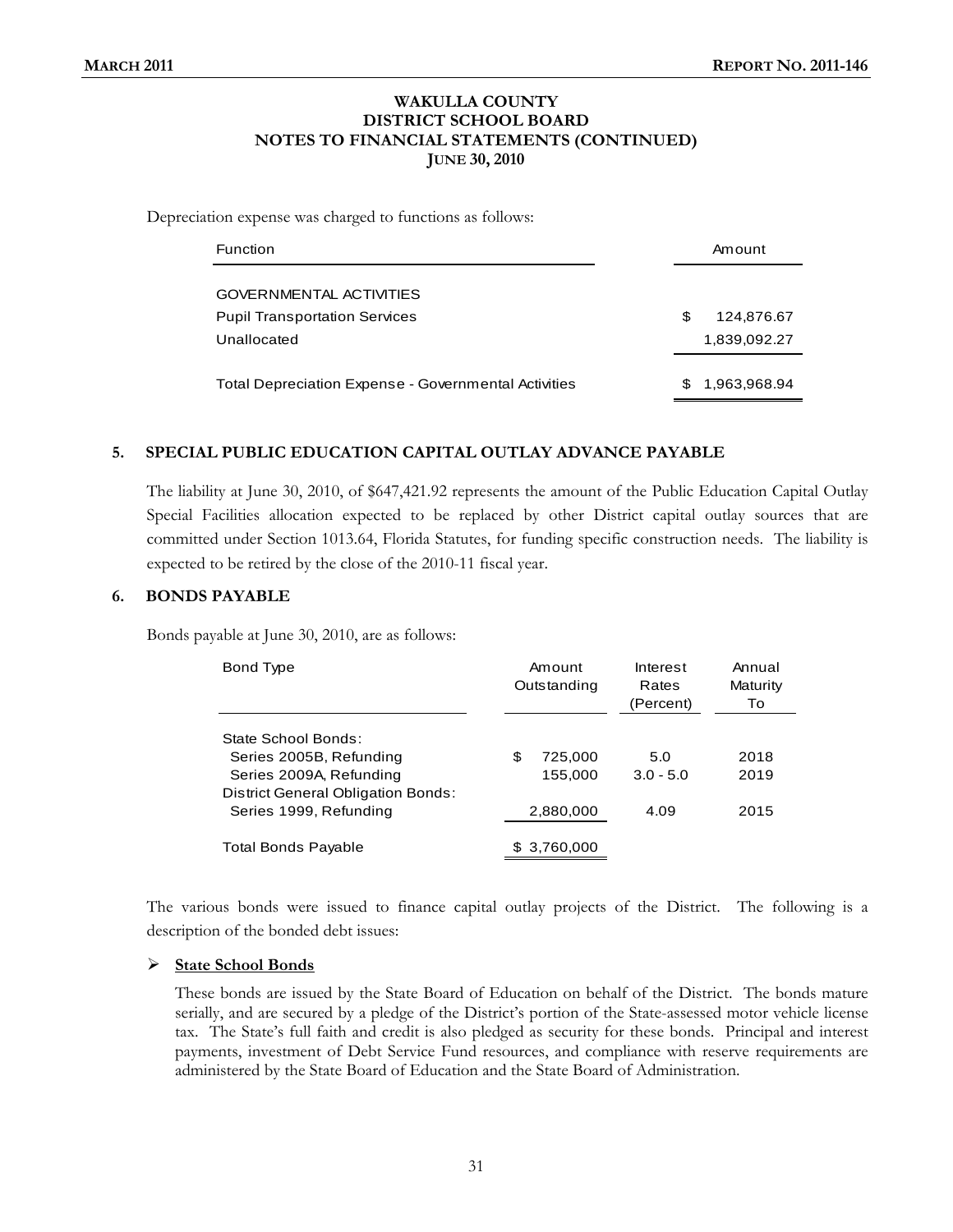# WAKULLA COUNTY
# DISTRICT SCHOOL BOARD
# NOTES TO FINANCIAL STATEMENTS (CONTINUED)
# JUNE 30, 2010

Depreciation expense was charged to functions as follows:

| Function | Amount |
|---|---|
| GOVERNMENTAL ACTIVITIES | |
| Pupil Transportation Services | $ 124,876.67 |
| Unallocated | 1,839,092.27 |
| Total Depreciation Expense - Governmental Activities | $ 1,963,968.94 |

## 5. SPECIAL PUBLIC EDUCATION CAPITAL OUTLAY ADVANCE PAYABLE

The liability at June 30, 2010, of $647,421.92 represents the amount of the Public Education Capital Outlay Special Facilities allocation expected to be replaced by other District capital outlay sources that are committed under Section 1013.64, Florida Statutes, for funding specific construction needs. The liability is expected to be retired by the close of the 2010-11 fiscal year.

## 6. BONDS PAYABLE

Bonds payable at June 30, 2010, are as follows:

| Bond Type | Amount Outstanding | Interest Rates (Percent) | Annual Maturity To |
|---|---|---|---|
| State School Bonds: | | | |
| Series 2005B, Refunding | $ 725,000 | 5.0 | 2018 |
| Series 2009A, Refunding | 155,000 | 3.0 - 5.0 | 2019 |
| District General Obligation Bonds: | | | |
| Series 1999, Refunding | 2,880,000 | 4.09 | 2015 |
| Total Bonds Payable | $ 3,760,000 | | |

The various bonds were issued to finance capital outlay projects of the District. The following is a description of the bonded debt issues:

- **State School Bonds**

  These bonds are issued by the State Board of Education on behalf of the District. The bonds mature serially, and are secured by a pledge of the District's portion of the State-assessed motor vehicle license tax. The State's full faith and credit is also pledged as security for these bonds. Principal and interest payments, investment of Debt Service Fund resources, and compliance with reserve requirements are administered by the State Board of Education and the State Board of Administration.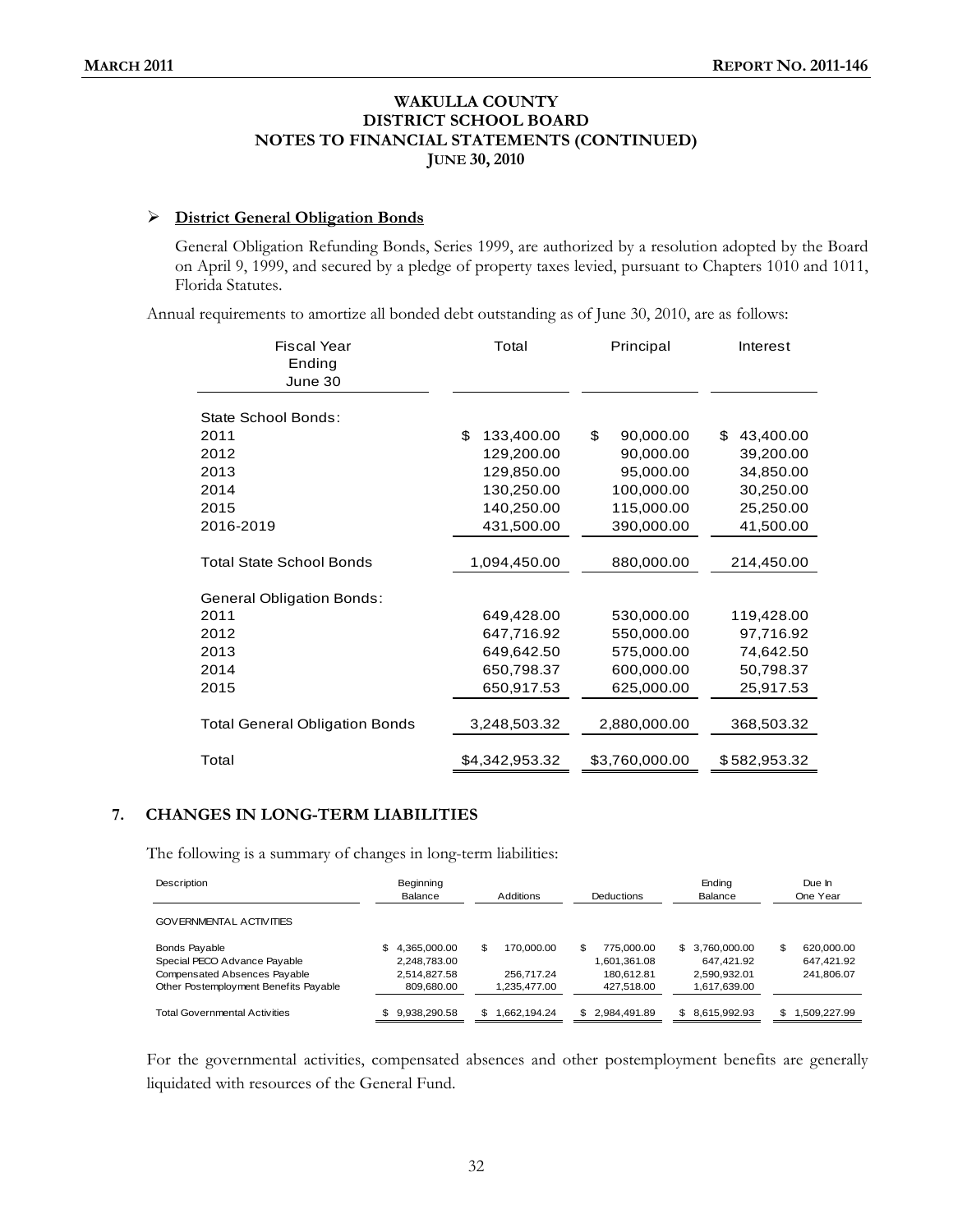# WAKULLA COUNTY
# DISTRICT SCHOOL BOARD
# NOTES TO FINANCIAL STATEMENTS (CONTINUED)
## JUNE 30, 2010

- **District General Obligation Bonds**

  General Obligation Refunding Bonds, Series 1999, are authorized by a resolution adopted by the Board on April 9, 1999, and secured by a pledge of property taxes levied, pursuant to Chapters 1010 and 1011, Florida Statutes.

Annual requirements to amortize all bonded debt outstanding as of June 30, 2010, are as follows:

| Fiscal Year Ending June 30 | Total | Principal | Interest |
|---|---|---|---|
| State School Bonds: | | | |
| 2011 | $ 133,400.00 | $ 90,000.00 | $ 43,400.00 |
| 2012 | 129,200.00 | 90,000.00 | 39,200.00 |
| 2013 | 129,850.00 | 95,000.00 | 34,850.00 |
| 2014 | 130,250.00 | 100,000.00 | 30,250.00 |
| 2015 | 140,250.00 | 115,000.00 | 25,250.00 |
| 2016-2019 | 431,500.00 | 390,000.00 | 41,500.00 |
| Total State School Bonds | 1,094,450.00 | 880,000.00 | 214,450.00 |
| General Obligation Bonds: | | | |
| 2011 | 649,428.00 | 530,000.00 | 119,428.00 |
| 2012 | 647,716.92 | 550,000.00 | 97,716.92 |
| 2013 | 649,642.50 | 575,000.00 | 74,642.50 |
| 2014 | 650,798.37 | 600,000.00 | 50,798.37 |
| 2015 | 650,917.53 | 625,000.00 | 25,917.53 |
| Total General Obligation Bonds | 3,248,503.32 | 2,880,000.00 | 368,503.32 |
| Total | $4,342,953.32 | $3,760,000.00 | $582,953.32 |

## 7. CHANGES IN LONG-TERM LIABILITIES

The following is a summary of changes in long-term liabilities:

| Description | Beginning Balance | Additions | Deductions | Ending Balance | Due In One Year |
|---|---|---|---|---|---|
| GOVERNMENTAL ACTIVITIES | | | | | |
| Bonds Payable | $ 4,365,000.00 | $ 170,000.00 | $ 775,000.00 | $ 3,760,000.00 | $ 620,000.00 |
| Special PECO Advance Payable | 2,248,783.00 | | 1,601,361.08 | 647,421.92 | 647,421.92 |
| Compensated Absences Payable | 2,514,827.58 | 256,717.24 | 180,612.81 | 2,590,932.01 | 241,806.07 |
| Other Postemployment Benefits Payable | 809,680.00 | 1,235,477.00 | 427,518.00 | 1,617,639.00 | |
| Total Governmental Activities | $ 9,938,290.58 | $ 1,662,194.24 | $ 2,984,491.89 | $ 8,615,992.93 | $ 1,509,227.99 |

For the governmental activities, compensated absences and other postemployment benefits are generally liquidated with resources of the General Fund.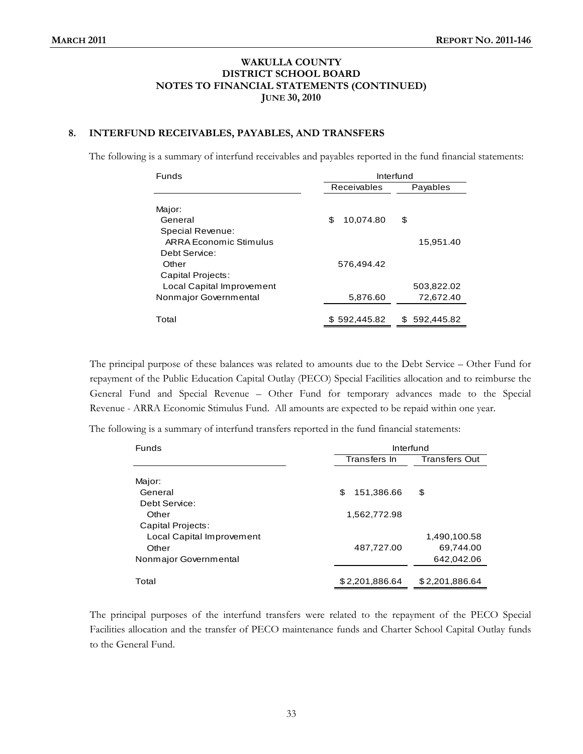WAKULLA COUNTY
DISTRICT SCHOOL BOARD
NOTES TO FINANCIAL STATEMENTS (CONTINUED)
JUNE 30, 2010

## 8. INTERFUND RECEIVABLES, PAYABLES, AND TRANSFERS

The following is a summary of interfund receivables and payables reported in the fund financial statements:

| Funds | Interfund | |
|---|---|---|
| | Receivables | Payables |
| Major: | | |
| General | $ 10,074.80 | $ |
| Special Revenue: | | |
| ARRA Economic Stimulus | | 15,951.40 |
| Debt Service: | | |
| Other | 576,494.42 | |
| Capital Projects: | | |
| Local Capital Improvement | | 503,822.02 |
| Nonmajor Governmental | 5,876.60 | 72,672.40 |
| Total | $ 592,445.82 | $ 592,445.82 |

The principal purpose of these balances was related to amounts due to the Debt Service – Other Fund for repayment of the Public Education Capital Outlay (PECO) Special Facilities allocation and to reimburse the General Fund and Special Revenue – Other Fund for temporary advances made to the Special Revenue - ARRA Economic Stimulus Fund. All amounts are expected to be repaid within one year.

The following is a summary of interfund transfers reported in the fund financial statements:

| Funds | Interfund | |
|---|---|---|
| | Transfers In | Transfers Out |
| Major: | | |
| General | $ 151,386.66 | $ |
| Debt Service: | | |
| Other | 1,562,772.98 | |
| Capital Projects: | | |
| Local Capital Improvement | | 1,490,100.58 |
| Other | 487,727.00 | 69,744.00 |
| Nonmajor Governmental | | 642,042.06 |
| Total | $ 2,201,886.64 | $ 2,201,886.64 |

The principal purposes of the interfund transfers were related to the repayment of the PECO Special Facilities allocation and the transfer of PECO maintenance funds and Charter School Capital Outlay funds to the General Fund.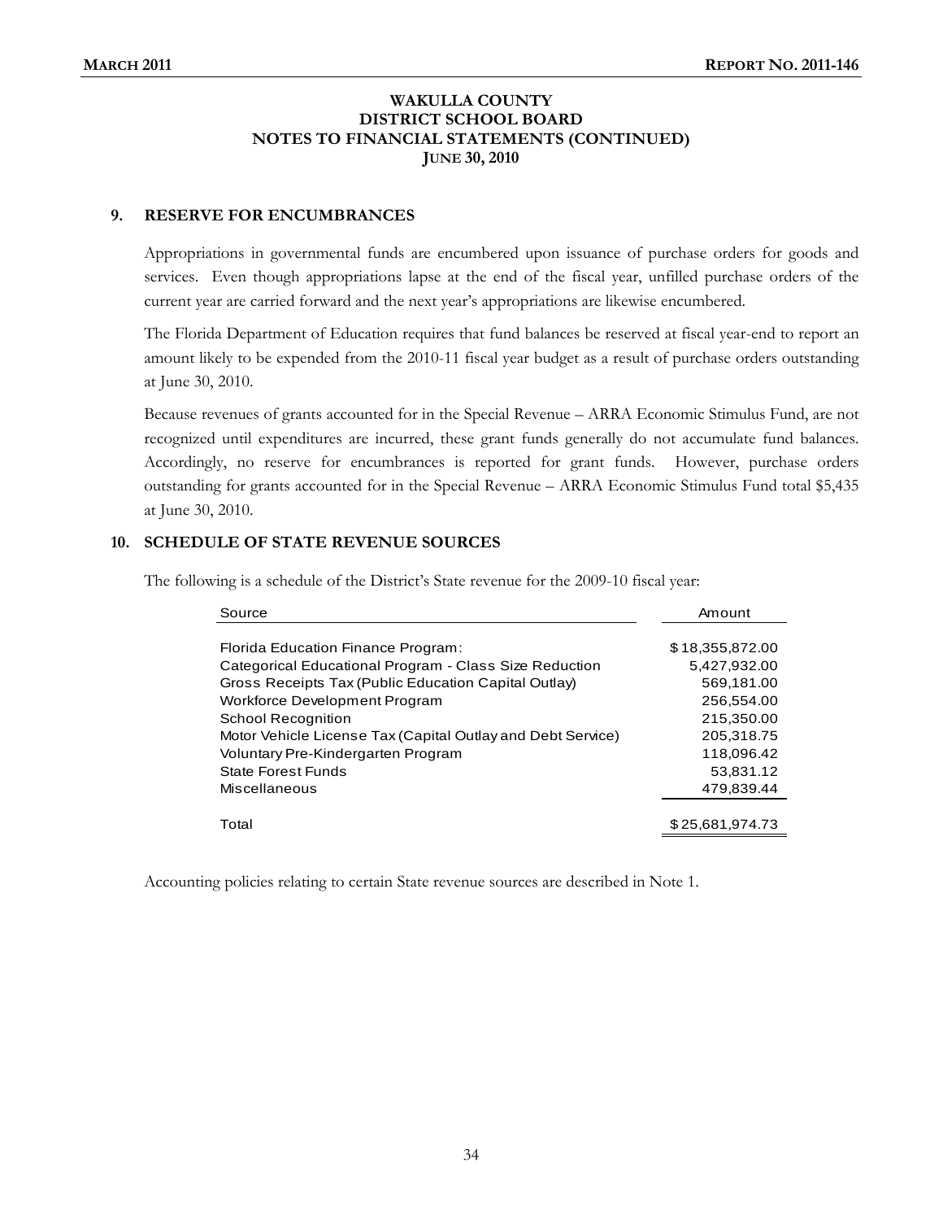# WAKULLA COUNTY
# DISTRICT SCHOOL BOARD
# NOTES TO FINANCIAL STATEMENTS (CONTINUED)
# JUNE 30, 2010

## 9. RESERVE FOR ENCUMBRANCES

Appropriations in governmental funds are encumbered upon issuance of purchase orders for goods and services. Even though appropriations lapse at the end of the fiscal year, unfilled purchase orders of the current year are carried forward and the next year's appropriations are likewise encumbered.

The Florida Department of Education requires that fund balances be reserved at fiscal year-end to report an amount likely to be expended from the 2010-11 fiscal year budget as a result of purchase orders outstanding at June 30, 2010.

Because revenues of grants accounted for in the Special Revenue – ARRA Economic Stimulus Fund, are not recognized until expenditures are incurred, these grant funds generally do not accumulate fund balances. Accordingly, no reserve for encumbrances is reported for grant funds. However, purchase orders outstanding for grants accounted for in the Special Revenue – ARRA Economic Stimulus Fund total $5,435 at June 30, 2010.

## 10. SCHEDULE OF STATE REVENUE SOURCES

The following is a schedule of the District's State revenue for the 2009-10 fiscal year:

| Source | Amount |
|---|---|
| Florida Education Finance Program: | $ 18,355,872.00 |
| Categorical Educational Program - Class Size Reduction | 5,427,932.00 |
| Gross Receipts Tax (Public Education Capital Outlay) | 569,181.00 |
| Workforce Development Program | 256,554.00 |
| School Recognition | 215,350.00 |
| Motor Vehicle License Tax (Capital Outlay and Debt Service) | 205,318.75 |
| Voluntary Pre-Kindergarten Program | 118,096.42 |
| State Forest Funds | 53,831.12 |
| Miscellaneous | 479,839.44 |
| Total | $ 25,681,974.73 |

Accounting policies relating to certain State revenue sources are described in Note 1.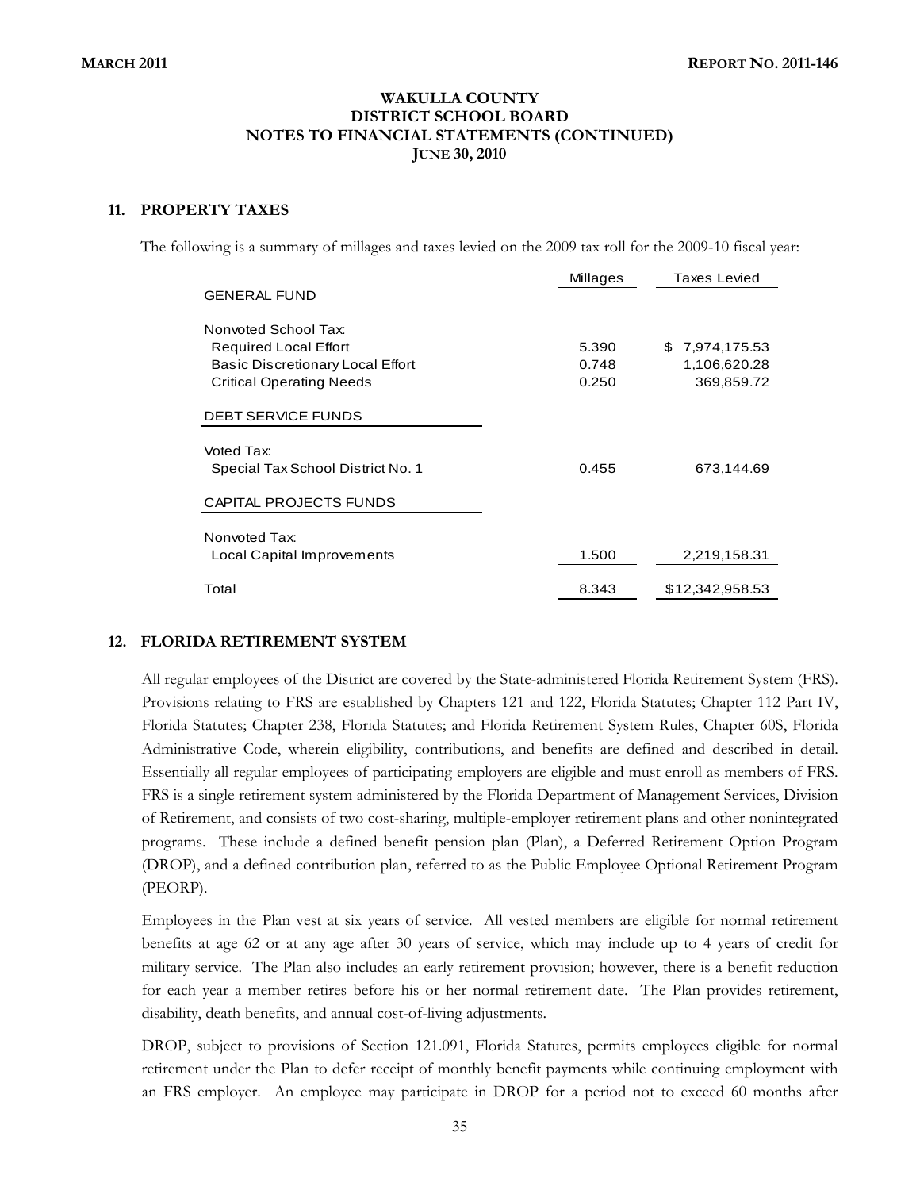**WAKULLA COUNTY**
**DISTRICT SCHOOL BOARD**
**NOTES TO FINANCIAL STATEMENTS (CONTINUED)**
**JUNE 30, 2010**

## 11. PROPERTY TAXES

The following is a summary of millages and taxes levied on the 2009 tax roll for the 2009-10 fiscal year:

| | Millages | Taxes Levied |
|---|---|---|
| GENERAL FUND | | |
| Nonvoted School Tax: | | |
| Required Local Effort | 5.390 | $ 7,974,175.53 |
| Basic Discretionary Local Effort | 0.748 | 1,106,620.28 |
| Critical Operating Needs | 0.250 | 369,859.72 |
| DEBT SERVICE FUNDS | | |
| Voted Tax: | | |
| Special Tax School District No. 1 | 0.455 | 673,144.69 |
| CAPITAL PROJECTS FUNDS | | |
| Nonvoted Tax: | | |
| Local Capital Improvements | 1.500 | 2,219,158.31 |
| Total | 8.343 | $12,342,958.53 |

## 12. FLORIDA RETIREMENT SYSTEM

All regular employees of the District are covered by the State-administered Florida Retirement System (FRS). Provisions relating to FRS are established by Chapters 121 and 122, Florida Statutes; Chapter 112 Part IV, Florida Statutes; Chapter 238, Florida Statutes; and Florida Retirement System Rules, Chapter 60S, Florida Administrative Code, wherein eligibility, contributions, and benefits are defined and described in detail. Essentially all regular employees of participating employers are eligible and must enroll as members of FRS. FRS is a single retirement system administered by the Florida Department of Management Services, Division of Retirement, and consists of two cost-sharing, multiple-employer retirement plans and other nonintegrated programs. These include a defined benefit pension plan (Plan), a Deferred Retirement Option Program (DROP), and a defined contribution plan, referred to as the Public Employee Optional Retirement Program (PEORP).

Employees in the Plan vest at six years of service. All vested members are eligible for normal retirement benefits at age 62 or at any age after 30 years of service, which may include up to 4 years of credit for military service. The Plan also includes an early retirement provision; however, there is a benefit reduction for each year a member retires before his or her normal retirement date. The Plan provides retirement, disability, death benefits, and annual cost-of-living adjustments.

DROP, subject to provisions of Section 121.091, Florida Statutes, permits employees eligible for normal retirement under the Plan to defer receipt of monthly benefit payments while continuing employment with an FRS employer. An employee may participate in DROP for a period not to exceed 60 months after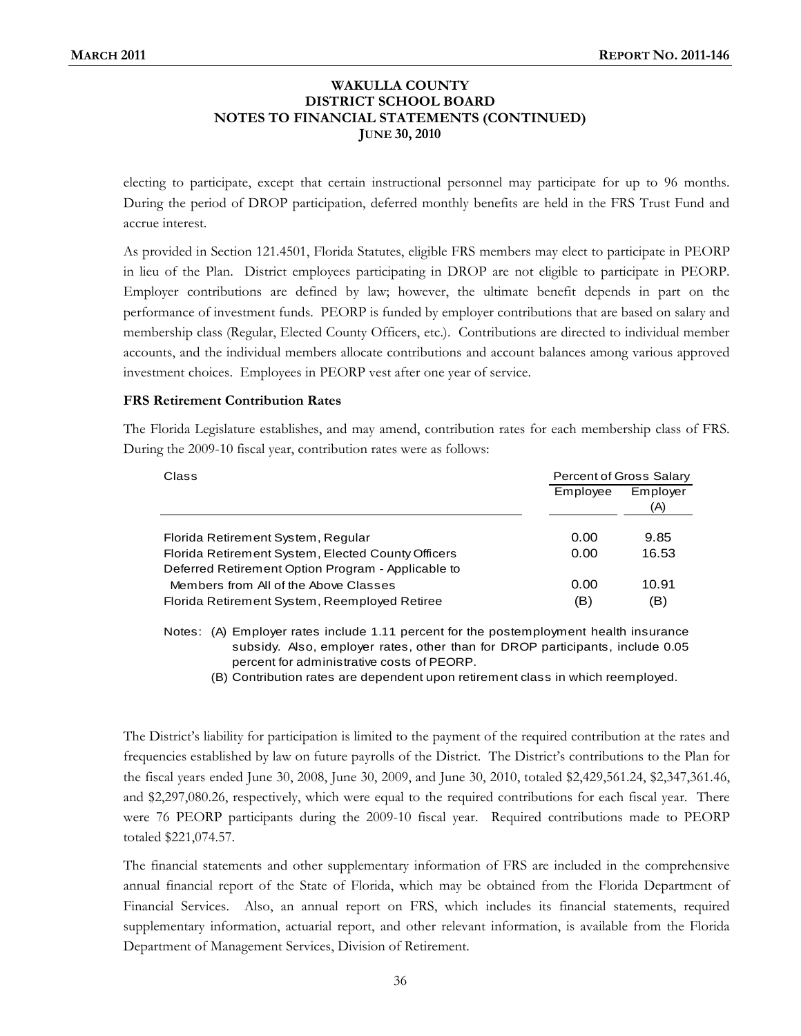electing to participate, except that certain instructional personnel may participate for up to 96 months. During the period of DROP participation, deferred monthly benefits are held in the FRS Trust Fund and accrue interest.

As provided in Section 121.4501, Florida Statutes, eligible FRS members may elect to participate in PEORP in lieu of the Plan. District employees participating in DROP are not eligible to participate in PEORP. Employer contributions are defined by law; however, the ultimate benefit depends in part on the performance of investment funds. PEORP is funded by employer contributions that are based on salary and membership class (Regular, Elected County Officers, etc.). Contributions are directed to individual member accounts, and the individual members allocate contributions and account balances among various approved investment choices. Employees in PEORP vest after one year of service.

**FRS Retirement Contribution Rates**

The Florida Legislature establishes, and may amend, contribution rates for each membership class of FRS. During the 2009-10 fiscal year, contribution rates were as follows:

| Class | Percent of Gross Salary | |
|---|---|---|
| | Employee | Employer (A) |
| Florida Retirement System, Regular | 0.00 | 9.85 |
| Florida Retirement System, Elected County Officers | 0.00 | 16.53 |
| Deferred Retirement Option Program - Applicable to Members from All of the Above Classes | 0.00 | 10.91 |
| Florida Retirement System, Reemployed Retiree | (B) | (B) |

Notes: (A) Employer rates include 1.11 percent for the postemployment health insurance subsidy. Also, employer rates, other than for DROP participants, include 0.05 percent for administrative costs of PEORP.

(B) Contribution rates are dependent upon retirement class in which reemployed.

The District's liability for participation is limited to the payment of the required contribution at the rates and frequencies established by law on future payrolls of the District. The District's contributions to the Plan for the fiscal years ended June 30, 2008, June 30, 2009, and June 30, 2010, totaled $2,429,561.24, $2,347,361.46, and $2,297,080.26, respectively, which were equal to the required contributions for each fiscal year. There were 76 PEORP participants during the 2009-10 fiscal year. Required contributions made to PEORP totaled $221,074.57.

The financial statements and other supplementary information of FRS are included in the comprehensive annual financial report of the State of Florida, which may be obtained from the Florida Department of Financial Services. Also, an annual report on FRS, which includes its financial statements, required supplementary information, actuarial report, and other relevant information, is available from the Florida Department of Management Services, Division of Retirement.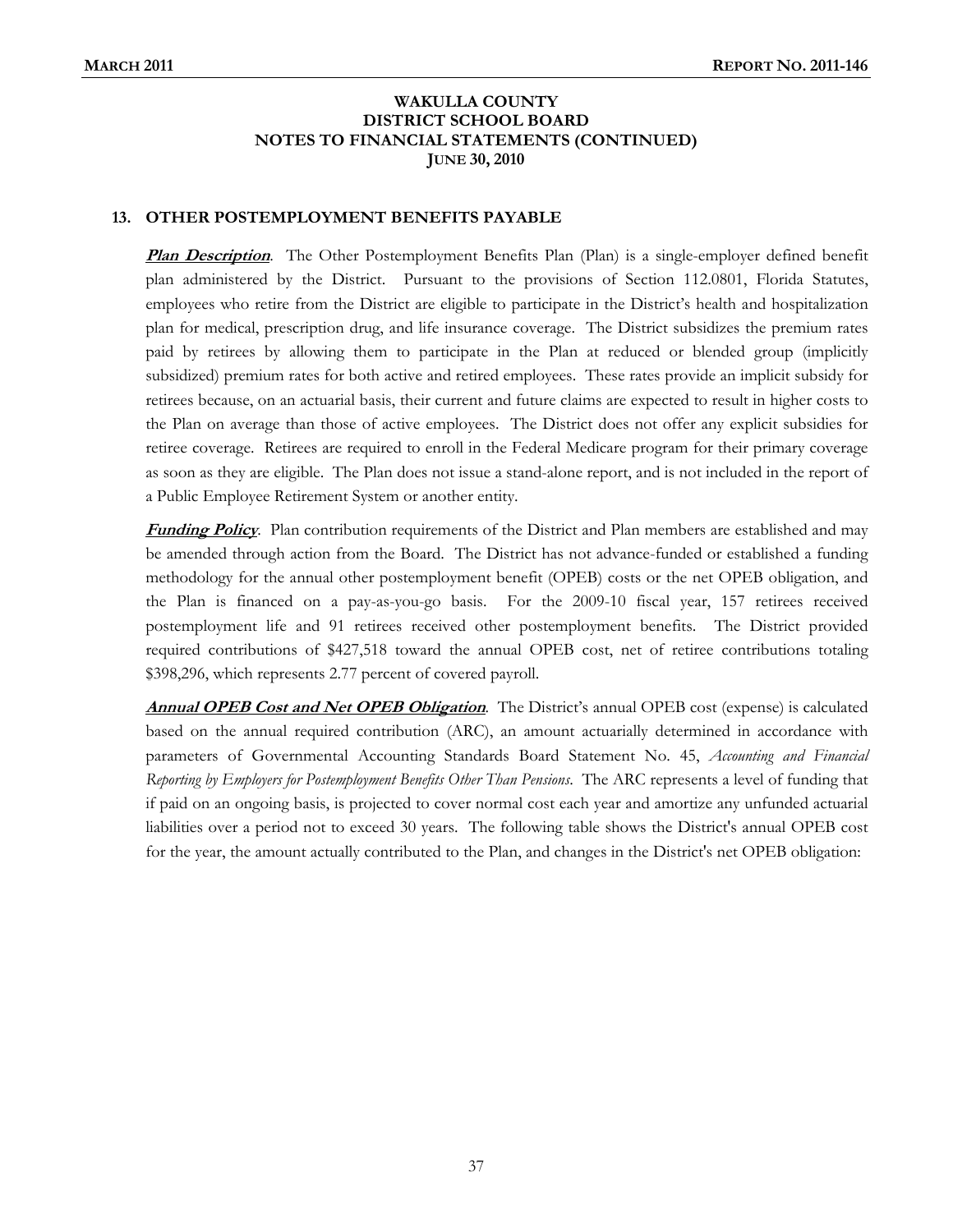**WAKULLA COUNTY**
**DISTRICT SCHOOL BOARD**
**NOTES TO FINANCIAL STATEMENTS (CONTINUED)**
**JUNE 30, 2010**

## 13. OTHER POSTEMPLOYMENT BENEFITS PAYABLE

***Plan Description***. The Other Postemployment Benefits Plan (Plan) is a single-employer defined benefit plan administered by the District. Pursuant to the provisions of Section 112.0801, Florida Statutes, employees who retire from the District are eligible to participate in the District's health and hospitalization plan for medical, prescription drug, and life insurance coverage. The District subsidizes the premium rates paid by retirees by allowing them to participate in the Plan at reduced or blended group (implicitly subsidized) premium rates for both active and retired employees. These rates provide an implicit subsidy for retirees because, on an actuarial basis, their current and future claims are expected to result in higher costs to the Plan on average than those of active employees. The District does not offer any explicit subsidies for retiree coverage. Retirees are required to enroll in the Federal Medicare program for their primary coverage as soon as they are eligible. The Plan does not issue a stand-alone report, and is not included in the report of a Public Employee Retirement System or another entity.

***Funding Policy***. Plan contribution requirements of the District and Plan members are established and may be amended through action from the Board. The District has not advance-funded or established a funding methodology for the annual other postemployment benefit (OPEB) costs or the net OPEB obligation, and the Plan is financed on a pay-as-you-go basis. For the 2009-10 fiscal year, 157 retirees received postemployment life and 91 retirees received other postemployment benefits. The District provided required contributions of $427,518 toward the annual OPEB cost, net of retiree contributions totaling $398,296, which represents 2.77 percent of covered payroll.

***Annual OPEB Cost and Net OPEB Obligation***. The District's annual OPEB cost (expense) is calculated based on the annual required contribution (ARC), an amount actuarially determined in accordance with parameters of Governmental Accounting Standards Board Statement No. 45, *Accounting and Financial Reporting by Employers for Postemployment Benefits Other Than Pensions*. The ARC represents a level of funding that if paid on an ongoing basis, is projected to cover normal cost each year and amortize any unfunded actuarial liabilities over a period not to exceed 30 years. The following table shows the District's annual OPEB cost for the year, the amount actually contributed to the Plan, and changes in the District's net OPEB obligation: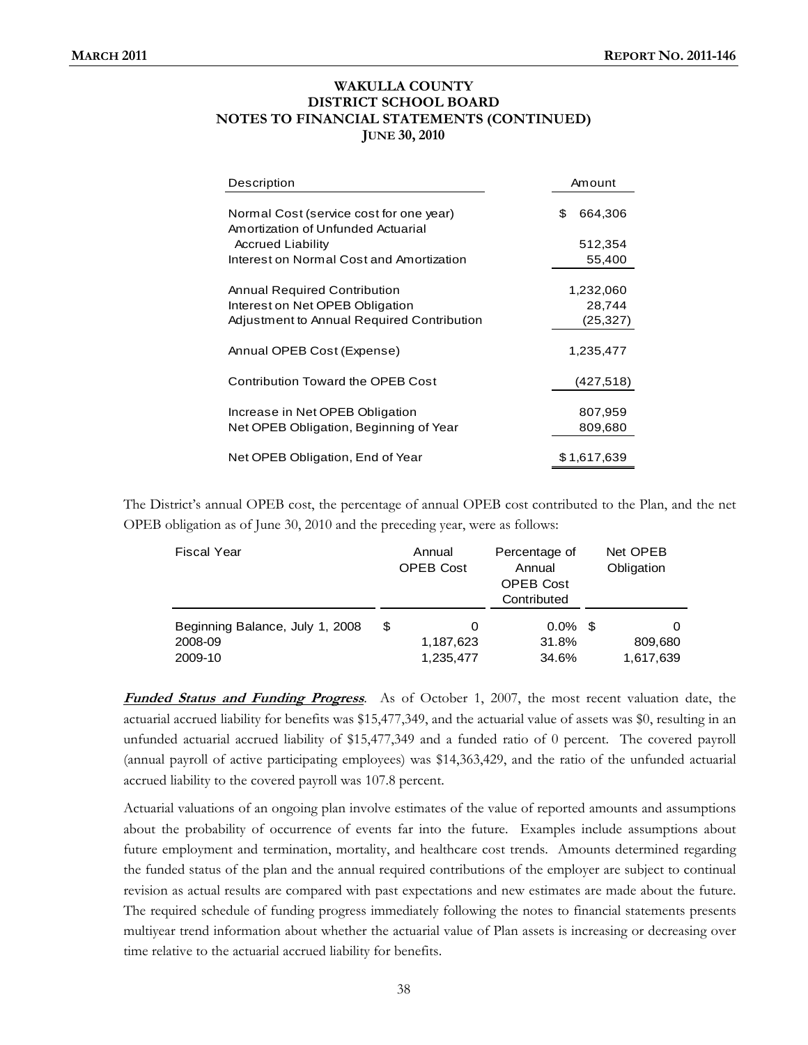# WAKULLA COUNTY DISTRICT SCHOOL BOARD NOTES TO FINANCIAL STATEMENTS (CONTINUED) JUNE 30, 2010

| Description | Amount |
|---|---|
| Normal Cost (service cost for one year) | $ 664,306 |
| Amortization of Unfunded Actuarial Accrued Liability | 512,354 |
| Interest on Normal Cost and Amortization | 55,400 |
| Annual Required Contribution | 1,232,060 |
| Interest on Net OPEB Obligation | 28,744 |
| Adjustment to Annual Required Contribution | (25,327) |
| Annual OPEB Cost (Expense) | 1,235,477 |
| Contribution Toward the OPEB Cost | (427,518) |
| Increase in Net OPEB Obligation | 807,959 |
| Net OPEB Obligation, Beginning of Year | 809,680 |
| Net OPEB Obligation, End of Year | $1,617,639 |

The District's annual OPEB cost, the percentage of annual OPEB cost contributed to the Plan, and the net OPEB obligation as of June 30, 2010 and the preceding year, were as follows:

| Fiscal Year | Annual OPEB Cost | Percentage of Annual OPEB Cost Contributed | Net OPEB Obligation |
|---|---|---|---|
| Beginning Balance, July 1, 2008 | $ 0 | 0.0% | $ 0 |
| 2008-09 | 1,187,623 | 31.8% | 809,680 |
| 2009-10 | 1,235,477 | 34.6% | 1,617,639 |

***Funded Status and Funding Progress***. As of October 1, 2007, the most recent valuation date, the actuarial accrued liability for benefits was $15,477,349, and the actuarial value of assets was $0, resulting in an unfunded actuarial accrued liability of $15,477,349 and a funded ratio of 0 percent. The covered payroll (annual payroll of active participating employees) was $14,363,429, and the ratio of the unfunded actuarial accrued liability to the covered payroll was 107.8 percent.

Actuarial valuations of an ongoing plan involve estimates of the value of reported amounts and assumptions about the probability of occurrence of events far into the future. Examples include assumptions about future employment and termination, mortality, and healthcare cost trends. Amounts determined regarding the funded status of the plan and the annual required contributions of the employer are subject to continual revision as actual results are compared with past expectations and new estimates are made about the future. The required schedule of funding progress immediately following the notes to financial statements presents multiyear trend information about whether the actuarial value of Plan assets is increasing or decreasing over time relative to the actuarial accrued liability for benefits.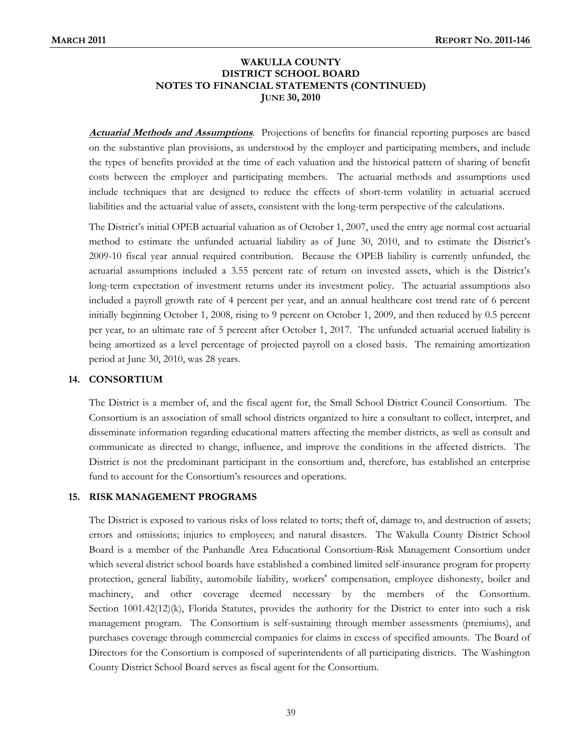**WAKULLA COUNTY**
**DISTRICT SCHOOL BOARD**
**NOTES TO FINANCIAL STATEMENTS (CONTINUED)**
**JUNE 30, 2010**

***Actuarial Methods and Assumptions***. Projections of benefits for financial reporting purposes are based on the substantive plan provisions, as understood by the employer and participating members, and include the types of benefits provided at the time of each valuation and the historical pattern of sharing of benefit costs between the employer and participating members. The actuarial methods and assumptions used include techniques that are designed to reduce the effects of short-term volatility in actuarial accrued liabilities and the actuarial value of assets, consistent with the long-term perspective of the calculations.

The District's initial OPEB actuarial valuation as of October 1, 2007, used the entry age normal cost actuarial method to estimate the unfunded actuarial liability as of June 30, 2010, and to estimate the District's 2009-10 fiscal year annual required contribution. Because the OPEB liability is currently unfunded, the actuarial assumptions included a 3.55 percent rate of return on invested assets, which is the District's long-term expectation of investment returns under its investment policy. The actuarial assumptions also included a payroll growth rate of 4 percent per year, and an annual healthcare cost trend rate of 6 percent initially beginning October 1, 2008, rising to 9 percent on October 1, 2009, and then reduced by 0.5 percent per year, to an ultimate rate of 5 percent after October 1, 2017. The unfunded actuarial accrued liability is being amortized as a level percentage of projected payroll on a closed basis. The remaining amortization period at June 30, 2010, was 28 years.

## 14. CONSORTIUM

The District is a member of, and the fiscal agent for, the Small School District Council Consortium. The Consortium is an association of small school districts organized to hire a consultant to collect, interpret, and disseminate information regarding educational matters affecting the member districts, as well as consult and communicate as directed to change, influence, and improve the conditions in the affected districts. The District is not the predominant participant in the consortium and, therefore, has established an enterprise fund to account for the Consortium's resources and operations.

## 15. RISK MANAGEMENT PROGRAMS

The District is exposed to various risks of loss related to torts; theft of, damage to, and destruction of assets; errors and omissions; injuries to employees; and natural disasters. The Wakulla County District School Board is a member of the Panhandle Area Educational Consortium-Risk Management Consortium under which several district school boards have established a combined limited self-insurance program for property protection, general liability, automobile liability, workers' compensation, employee dishonesty, boiler and machinery, and other coverage deemed necessary by the members of the Consortium. Section 1001.42(12)(k), Florida Statutes, provides the authority for the District to enter into such a risk management program. The Consortium is self-sustaining through member assessments (premiums), and purchases coverage through commercial companies for claims in excess of specified amounts. The Board of Directors for the Consortium is composed of superintendents of all participating districts. The Washington County District School Board serves as fiscal agent for the Consortium.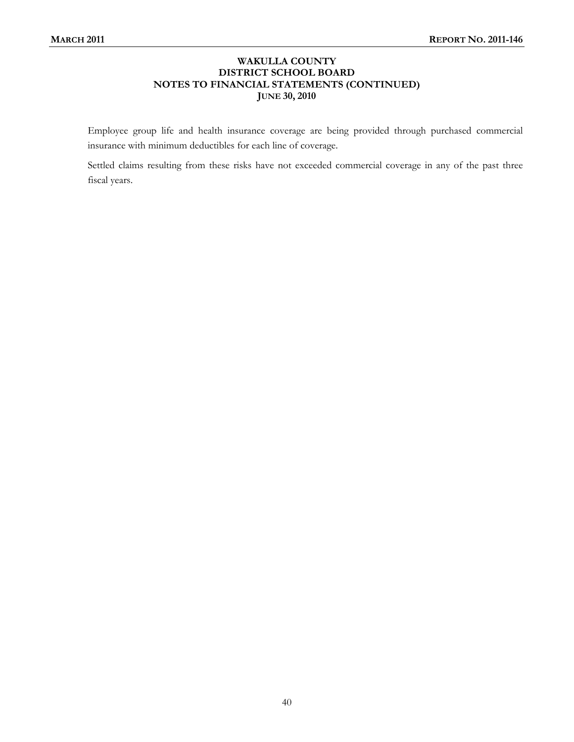# WAKULLA COUNTY DISTRICT SCHOOL BOARD NOTES TO FINANCIAL STATEMENTS (CONTINUED) JUNE 30, 2010

Employee group life and health insurance coverage are being provided through purchased commercial insurance with minimum deductibles for each line of coverage.

Settled claims resulting from these risks have not exceeded commercial coverage in any of the past three fiscal years.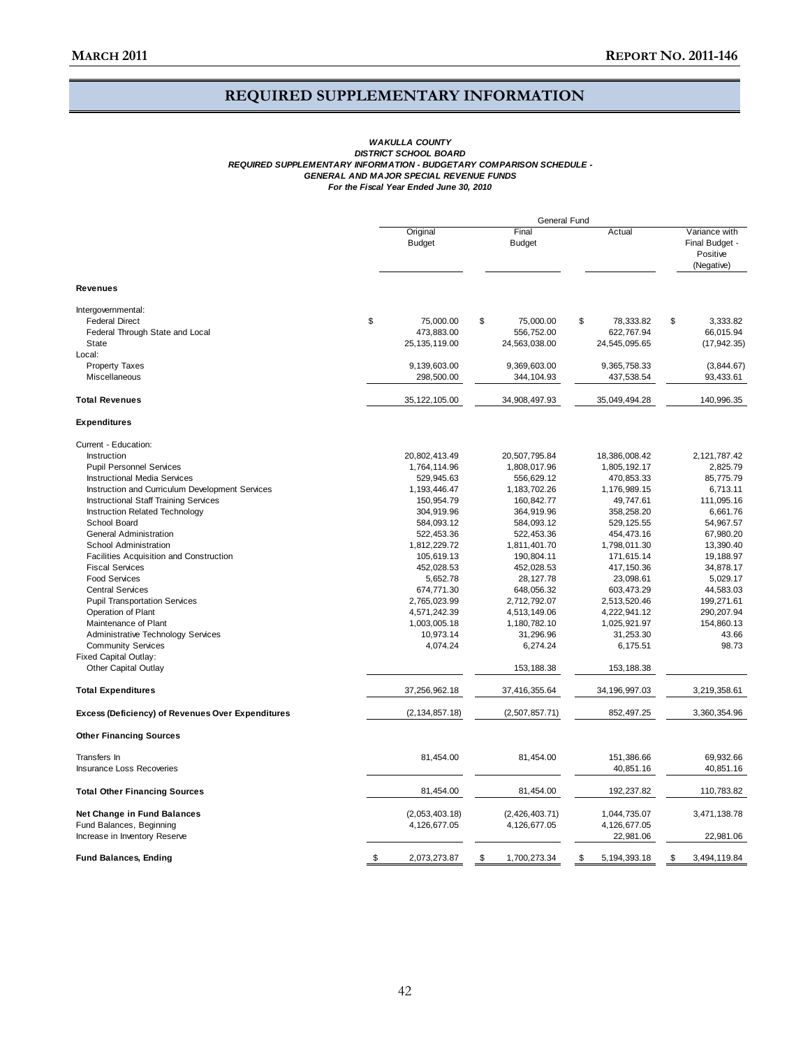# REQUIRED SUPPLEMENTARY INFORMATION

***WAKULLA COUNTY***
***DISTRICT SCHOOL BOARD***
***REQUIRED SUPPLEMENTARY INFORMATION - BUDGETARY COMPARISON SCHEDULE -***
***GENERAL AND MAJOR SPECIAL REVENUE FUNDS***
***For the Fiscal Year Ended June 30, 2010***

| | General Fund | | | |
|---|---|---|---|---|
| | Original Budget | Final Budget | Actual | Variance with Final Budget - Positive (Negative) |
| **Revenues** | | | | |
| Intergovernmental: | | | | |
| Federal Direct | $ 75,000.00 | $ 75,000.00 | $ 78,333.82 | $ 3,333.82 |
| Federal Through State and Local | 473,883.00 | 556,752.00 | 622,767.94 | 66,015.94 |
| State | 25,135,119.00 | 24,563,038.00 | 24,545,095.65 | (17,942.35) |
| Local: | | | | |
| Property Taxes | 9,139,603.00 | 9,369,603.00 | 9,365,758.33 | (3,844.67) |
| Miscellaneous | 298,500.00 | 344,104.93 | 437,538.54 | 93,433.61 |
| **Total Revenues** | 35,122,105.00 | 34,908,497.93 | 35,049,494.28 | 140,996.35 |
| **Expenditures** | | | | |
| Current - Education: | | | | |
| Instruction | 20,802,413.49 | 20,507,795.84 | 18,386,008.42 | 2,121,787.42 |
| Pupil Personnel Services | 1,764,114.96 | 1,808,017.96 | 1,805,192.17 | 2,825.79 |
| Instructional Media Services | 529,945.63 | 556,629.12 | 470,853.33 | 85,775.79 |
| Instruction and Curriculum Development Services | 1,193,446.47 | 1,183,702.26 | 1,176,989.15 | 6,713.11 |
| Instructional Staff Training Services | 150,954.79 | 160,842.77 | 49,747.61 | 111,095.16 |
| Instruction Related Technology | 304,919.96 | 364,919.96 | 358,258.20 | 6,661.76 |
| School Board | 584,093.12 | 584,093.12 | 529,125.55 | 54,967.57 |
| General Administration | 522,453.36 | 522,453.36 | 454,473.16 | 67,980.20 |
| School Administration | 1,812,229.72 | 1,811,401.70 | 1,798,011.30 | 13,390.40 |
| Facilities Acquisition and Construction | 105,619.13 | 190,804.11 | 171,615.14 | 19,188.97 |
| Fiscal Services | 452,028.53 | 452,028.53 | 417,150.36 | 34,878.17 |
| Food Services | 5,652.78 | 28,127.78 | 23,098.61 | 5,029.17 |
| Central Services | 674,771.30 | 648,056.32 | 603,473.29 | 44,583.03 |
| Pupil Transportation Services | 2,765,023.99 | 2,712,792.07 | 2,513,520.46 | 199,271.61 |
| Operation of Plant | 4,571,242.39 | 4,513,149.06 | 4,222,941.12 | 290,207.94 |
| Maintenance of Plant | 1,003,005.18 | 1,180,782.10 | 1,025,921.97 | 154,860.13 |
| Administrative Technology Services | 10,973.14 | 31,296.96 | 31,253.30 | 43.66 |
| Community Services | 4,074.24 | 6,274.24 | 6,175.51 | 98.73 |
| Fixed Capital Outlay: | | | | |
| Other Capital Outlay | | 153,188.38 | 153,188.38 | |
| **Total Expenditures** | 37,256,962.18 | 37,416,355.64 | 34,196,997.03 | 3,219,358.61 |
| **Excess (Deficiency) of Revenues Over Expenditures** | (2,134,857.18) | (2,507,857.71) | 852,497.25 | 3,360,354.96 |
| **Other Financing Sources** | | | | |
| Transfers In | 81,454.00 | 81,454.00 | 151,386.66 | 69,932.66 |
| Insurance Loss Recoveries | | | 40,851.16 | 40,851.16 |
| **Total Other Financing Sources** | 81,454.00 | 81,454.00 | 192,237.82 | 110,783.82 |
| **Net Change in Fund Balances** | (2,053,403.18) | (2,426,403.71) | 1,044,735.07 | 3,471,138.78 |
| Fund Balances, Beginning | 4,126,677.05 | 4,126,677.05 | 4,126,677.05 | |
| Increase in Inventory Reserve | | | 22,981.06 | 22,981.06 |
| **Fund Balances, Ending** | $ 2,073,273.87 | $ 1,700,273.34 | $ 5,194,393.18 | $ 3,494,119.84 |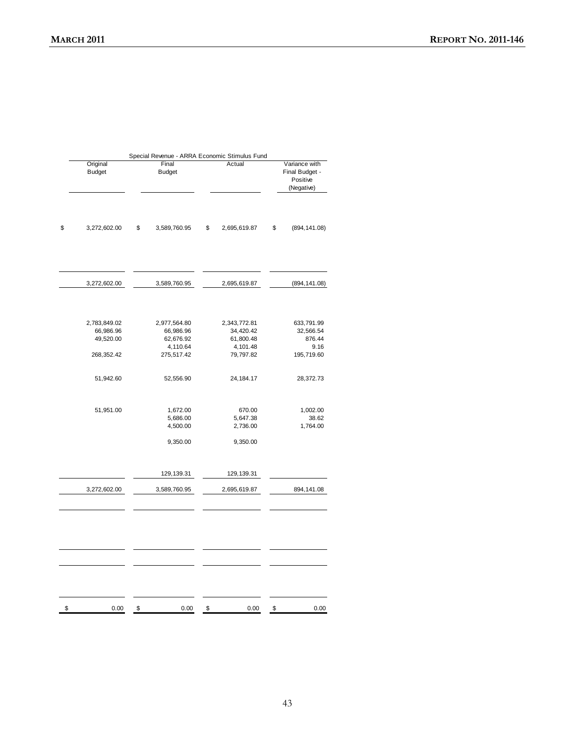| Special Revenue - ARRA Economic Stimulus Fund | | | |
|---|---|---|---|
| Original Budget | Final Budget | Actual | Variance with Final Budget - Positive (Negative) |
| $ 3,272,602.00 | $ 3,589,760.95 | $ 2,695,619.87 | $ (894,141.08) |
| 3,272,602.00 | 3,589,760.95 | 2,695,619.87 | (894,141.08) |
| 2,783,849.02 | 2,977,564.80 | 2,343,772.81 | 633,791.99 |
| 66,986.96 | 66,986.96 | 34,420.42 | 32,566.54 |
| 49,520.00 | 62,676.92 | 61,800.48 | 876.44 |
| | 4,110.64 | 4,101.48 | 9.16 |
| 268,352.42 | 275,517.42 | 79,797.82 | 195,719.60 |
| 51,942.60 | 52,556.90 | 24,184.17 | 28,372.73 |
| 51,951.00 | 1,672.00 | 670.00 | 1,002.00 |
| | 5,686.00 | 5,647.38 | 38.62 |
| | 4,500.00 | 2,736.00 | 1,764.00 |
| | 9,350.00 | 9,350.00 | |
| | 129,139.31 | 129,139.31 | |
| 3,272,602.00 | 3,589,760.95 | 2,695,619.87 | 894,141.08 |
| $ 0.00 | $ 0.00 | $ 0.00 | $ 0.00 |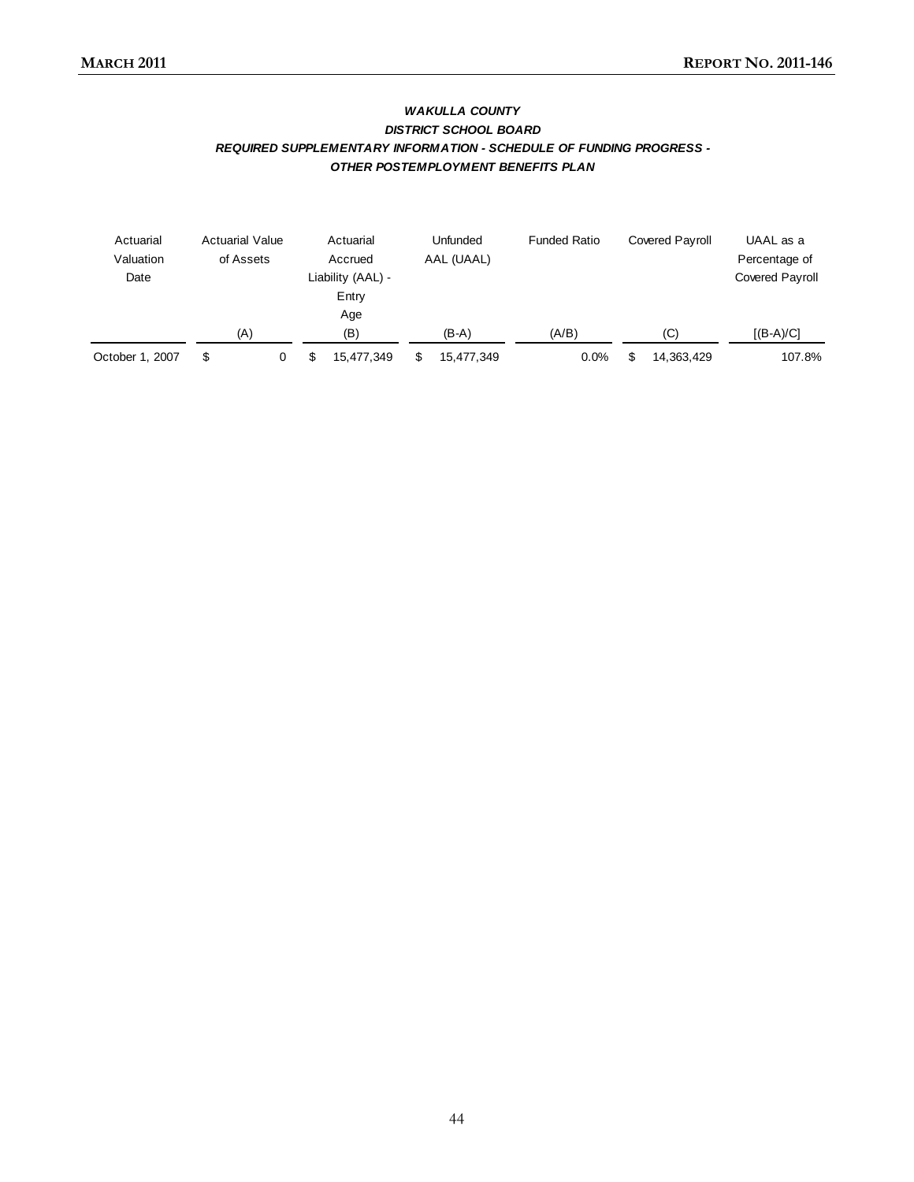***WAKULLA COUNTY***
***DISTRICT SCHOOL BOARD***
***REQUIRED SUPPLEMENTARY INFORMATION - SCHEDULE OF FUNDING PROGRESS -***
***OTHER POSTEMPLOYMENT BENEFITS PLAN***

| Actuarial Valuation Date | Actuarial Value of Assets | Actuarial Accrued Liability (AAL) - Entry Age | Unfunded AAL (UAAL) | Funded Ratio | Covered Payroll | UAAL as a Percentage of Covered Payroll |
|---|---|---|---|---|---|---|
| | (A) | (B) | (B-A) | (A/B) | (C) | [(B-A)/C] |
| October 1, 2007 | $ 0 | $ 15,477,349 | $ 15,477,349 | 0.0% | $ 14,363,429 | 107.8% |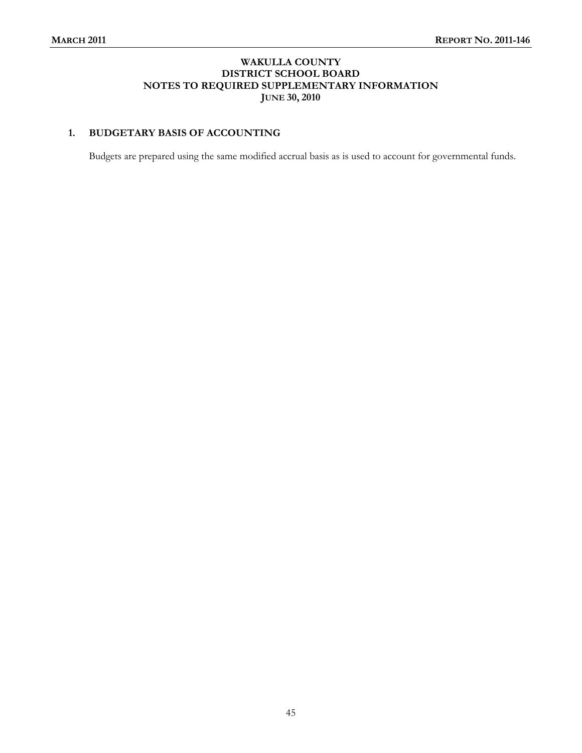# WAKULLA COUNTY
# DISTRICT SCHOOL BOARD
# NOTES TO REQUIRED SUPPLEMENTARY INFORMATION
# JUNE 30, 2010

## 1. BUDGETARY BASIS OF ACCOUNTING

Budgets are prepared using the same modified accrual basis as is used to account for governmental funds.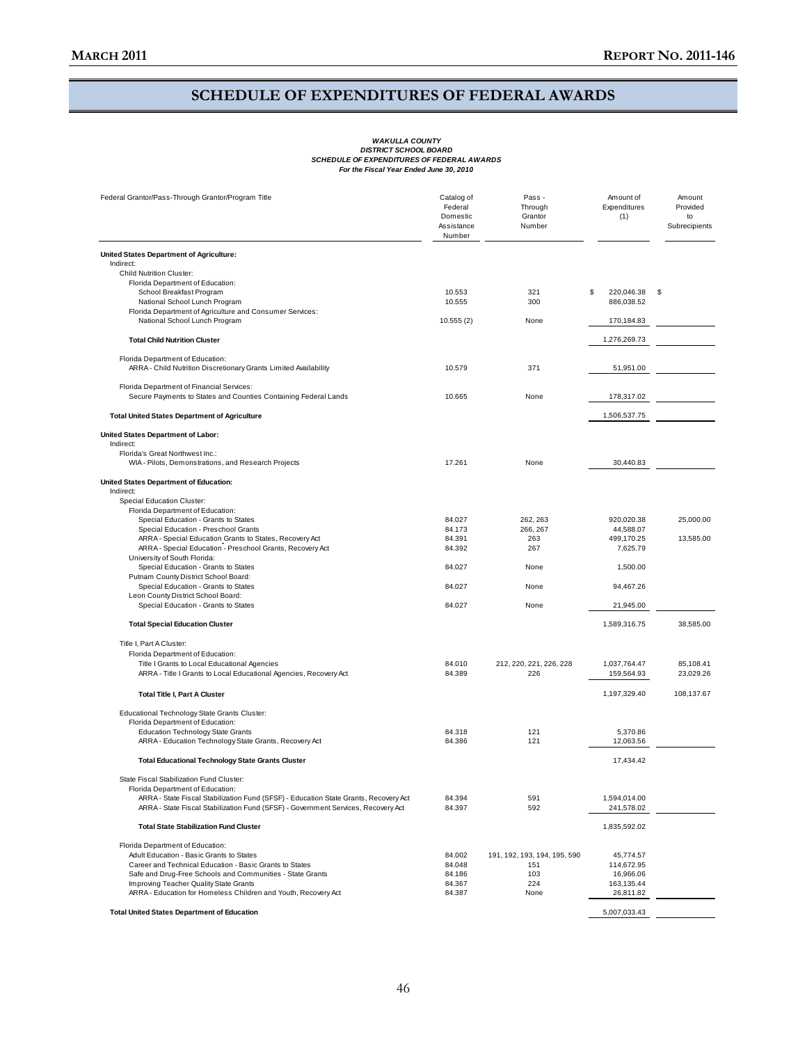# SCHEDULE OF EXPENDITURES OF FEDERAL AWARDS

***WAKULLA COUNTY***
***DISTRICT SCHOOL BOARD***
***SCHEDULE OF EXPENDITURES OF FEDERAL AWARDS***
***For the Fiscal Year Ended June 30, 2010***

| Federal Grantor/Pass-Through Grantor/Program Title | Catalog of Federal Domestic Assistance Number | Pass - Through Grantor Number | Amount of Expenditures (1) | Amount Provided to Subrecipients |
|---|---|---|---|---|
| **United States Department of Agriculture:** | | | | |
| Indirect: | | | | |
| Child Nutrition Cluster: | | | | |
| Florida Department of Education: | | | | |
| School Breakfast Program | 10.553 | 321 | $ 220,046.38 | $ |
| National School Lunch Program | 10.555 | 300 | 886,038.52 | |
| Florida Department of Agriculture and Consumer Services: | | | | |
| National School Lunch Program | 10.555 (2) | None | 170,184.83 | |
| **Total Child Nutrition Cluster** | | | 1,276,269.73 | |
| Florida Department of Education: | | | | |
| ARRA - Child Nutrition Discretionary Grants Limited Availability | 10.579 | 371 | 51,951.00 | |
| Florida Department of Financial Services: | | | | |
| Secure Payments to States and Counties Containing Federal Lands | 10.665 | None | 178,317.02 | |
| **Total United States Department of Agriculture** | | | 1,506,537.75 | |
| **United States Department of Labor:** | | | | |
| Indirect: | | | | |
| Florida's Great Northwest Inc.: | | | | |
| WIA - Pilots, Demonstrations, and Research Projects | 17.261 | None | 30,440.83 | |
| **United States Department of Education:** | | | | |
| Indirect: | | | | |
| Special Education Cluster: | | | | |
| Florida Department of Education: | | | | |
| Special Education - Grants to States | 84.027 | 262, 263 | 920,020.38 | 25,000.00 |
| Special Education - Preschool Grants | 84.173 | 266, 267 | 44,588.07 | |
| ARRA - Special Education Grants to States, Recovery Act | 84.391 | 263 | 499,170.25 | 13,585.00 |
| ARRA - Special Education - Preschool Grants, Recovery Act | 84.392 | 267 | 7,625.79 | |
| University of South Florida: | | | | |
| Special Education - Grants to States | 84.027 | None | 1,500.00 | |
| Putnam County District School Board: | | | | |
| Special Education - Grants to States | 84.027 | None | 94,467.26 | |
| Leon County District School Board: | | | | |
| Special Education - Grants to States | 84.027 | None | 21,945.00 | |
| **Total Special Education Cluster** | | | 1,589,316.75 | 38,585.00 |
| Title I, Part A Cluster: | | | | |
| Florida Department of Education: | | | | |
| Title I Grants to Local Educational Agencies | 84.010 | 212, 220, 221, 226, 228 | 1,037,764.47 | 85,108.41 |
| ARRA - Title I Grants to Local Educational Agencies, Recovery Act | 84.389 | 226 | 159,564.93 | 23,029.26 |
| **Total Title I, Part A Cluster** | | | 1,197,329.40 | 108,137.67 |
| Educational Technology State Grants Cluster: | | | | |
| Florida Department of Education: | | | | |
| Education Technology State Grants | 84.318 | 121 | 5,370.86 | |
| ARRA - Education Technology State Grants, Recovery Act | 84.386 | 121 | 12,063.56 | |
| **Total Educational Technology State Grants Cluster** | | | 17,434.42 | |
| State Fiscal Stabilization Fund Cluster: | | | | |
| Florida Department of Education: | | | | |
| ARRA - State Fiscal Stabilization Fund (SFSF) - Education State Grants, Recovery Act | 84.394 | 591 | 1,594,014.00 | |
| ARRA - State Fiscal Stabilization Fund (SFSF) - Government Services, Recovery Act | 84.397 | 592 | 241,578.02 | |
| **Total State Stabilization Fund Cluster** | | | 1,835,592.02 | |
| Florida Department of Education: | | | | |
| Adult Education - Basic Grants to States | 84.002 | 191, 192, 193, 194, 195, 590 | 45,774.57 | |
| Career and Technical Education - Basic Grants to States | 84.048 | 151 | 114,672.95 | |
| Safe and Drug-Free Schools and Communities - State Grants | 84.186 | 103 | 16,966.06 | |
| Improving Teacher Quality State Grants | 84.367 | 224 | 163,135.44 | |
| ARRA - Education for Homeless Children and Youth, Recovery Act | 84.387 | None | 26,811.82 | |
| **Total United States Department of Education** | | | 5,007,033.43 | |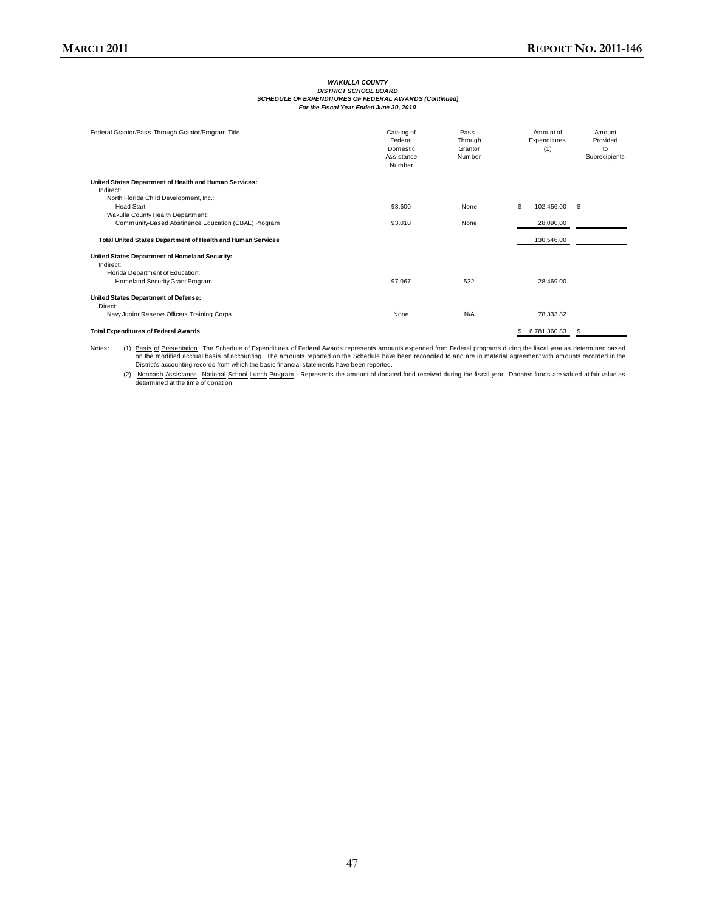***WAKULLA COUNTY***
***DISTRICT SCHOOL BOARD***
***SCHEDULE OF EXPENDITURES OF FEDERAL AWARDS (Continued)***
***For the Fiscal Year Ended June 30, 2010***

| Federal Grantor/Pass-Through Grantor/Program Title | Catalog of Federal Domestic Assistance Number | Pass - Through Grantor Number | Amount of Expenditures (1) | Amount Provided to Subrecipients |
|---|---|---|---|---|
| **United States Department of Health and Human Services:** | | | | |
| Indirect: | | | | |
| North Florida Child Development, Inc.: | | | | |
| Head Start | 93.600 | None | $ 102,456.00 | $ |
| Wakulla County Health Department: | | | | |
| Community-Based Abstinence Education (CBAE) Program | 93.010 | None | 28,090.00 | |
| **Total United States Department of Health and Human Services** | | | 130,546.00 | |
| **United States Department of Homeland Security:** | | | | |
| Indirect: | | | | |
| Florida Department of Education: | | | | |
| Homeland Security Grant Program | 97.067 | 532 | 28,469.00 | |
| **United States Department of Defense:** | | | | |
| Direct: | | | | |
| Navy Junior Reserve Officers Training Corps | None | N/A | 78,333.82 | |
| **Total Expenditures of Federal Awards** | | | $ 6,781,360.83 | $ |

Notes: (1) Basis of Presentation. The Schedule of Expenditures of Federal Awards represents amounts expended from Federal programs during the fiscal year as determined based on the modified accrual basis of accounting. The amounts reported on the Schedule have been reconciled to and are in material agreement with amounts recorded in the District's accounting records from which the basic financial statements have been reported.

(2) Noncash Assistance. National School Lunch Program - Represents the amount of donated food received during the fiscal year. Donated foods are valued at fair value as determined at the time of donation.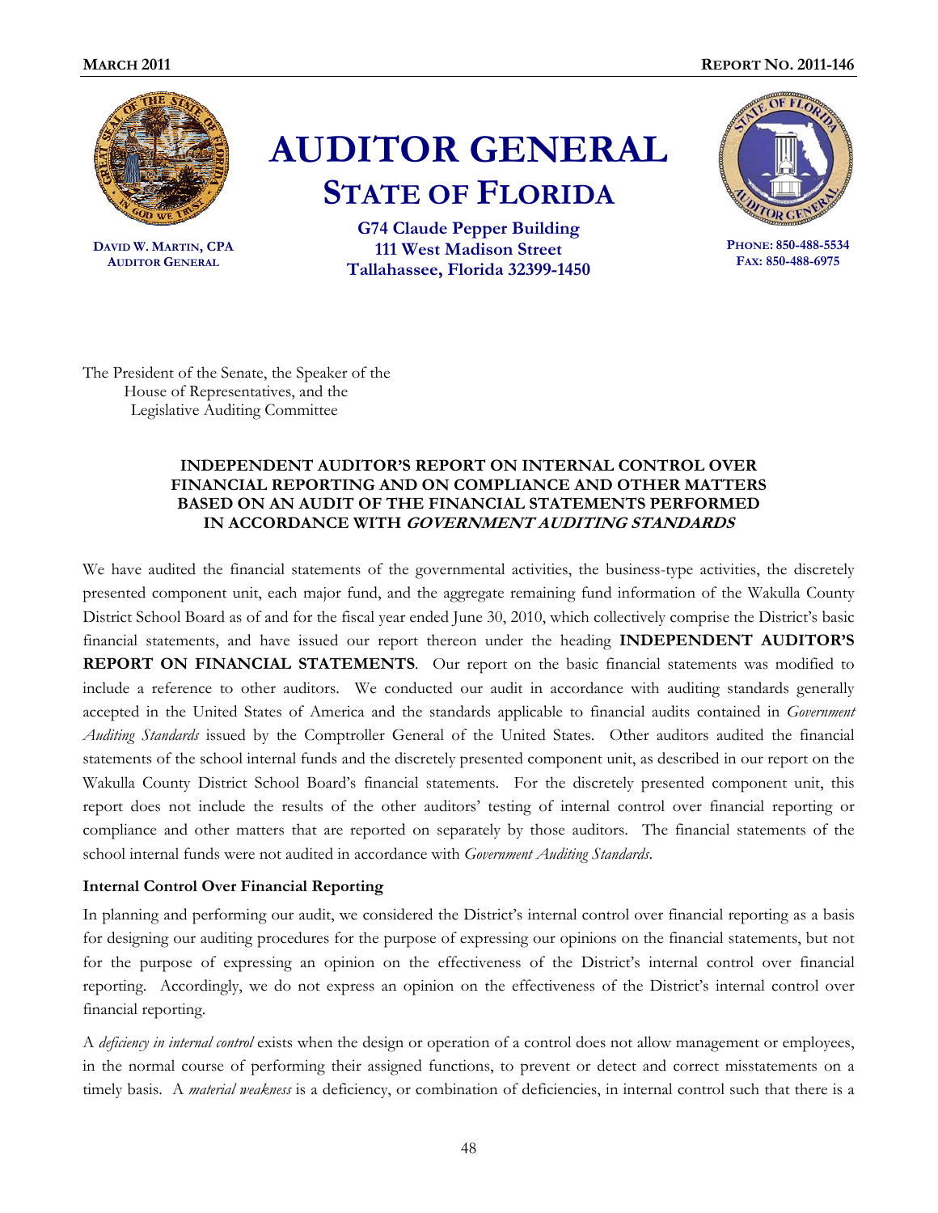# AUDITOR GENERAL

## STATE OF FLORIDA

**G74 Claude Pepper Building**
**111 West Madison Street**
**Tallahassee, Florida 32399-1450**

**DAVID W. MARTIN, CPA**
**AUDITOR GENERAL**

**PHONE: 850-488-5534**
**FAX: 850-488-6975**

The President of the Senate, the Speaker of the
House of Representatives, and the
Legislative Auditing Committee

**INDEPENDENT AUDITOR'S REPORT ON INTERNAL CONTROL OVER FINANCIAL REPORTING AND ON COMPLIANCE AND OTHER MATTERS BASED ON AN AUDIT OF THE FINANCIAL STATEMENTS PERFORMED IN ACCORDANCE WITH *GOVERNMENT AUDITING STANDARDS***

We have audited the financial statements of the governmental activities, the business-type activities, the discretely presented component unit, each major fund, and the aggregate remaining fund information of the Wakulla County District School Board as of and for the fiscal year ended June 30, 2010, which collectively comprise the District's basic financial statements, and have issued our report thereon under the heading **INDEPENDENT AUDITOR'S REPORT ON FINANCIAL STATEMENTS**. Our report on the basic financial statements was modified to include a reference to other auditors. We conducted our audit in accordance with auditing standards generally accepted in the United States of America and the standards applicable to financial audits contained in *Government Auditing Standards* issued by the Comptroller General of the United States. Other auditors audited the financial statements of the school internal funds and the discretely presented component unit, as described in our report on the Wakulla County District School Board's financial statements. For the discretely presented component unit, this report does not include the results of the other auditors' testing of internal control over financial reporting or compliance and other matters that are reported on separately by those auditors. The financial statements of the school internal funds were not audited in accordance with *Government Auditing Standards*.

**Internal Control Over Financial Reporting**

In planning and performing our audit, we considered the District's internal control over financial reporting as a basis for designing our auditing procedures for the purpose of expressing our opinions on the financial statements, but not for the purpose of expressing an opinion on the effectiveness of the District's internal control over financial reporting. Accordingly, we do not express an opinion on the effectiveness of the District's internal control over financial reporting.

A *deficiency in internal control* exists when the design or operation of a control does not allow management or employees, in the normal course of performing their assigned functions, to prevent or detect and correct misstatements on a timely basis. A *material weakness* is a deficiency, or combination of deficiencies, in internal control such that there is a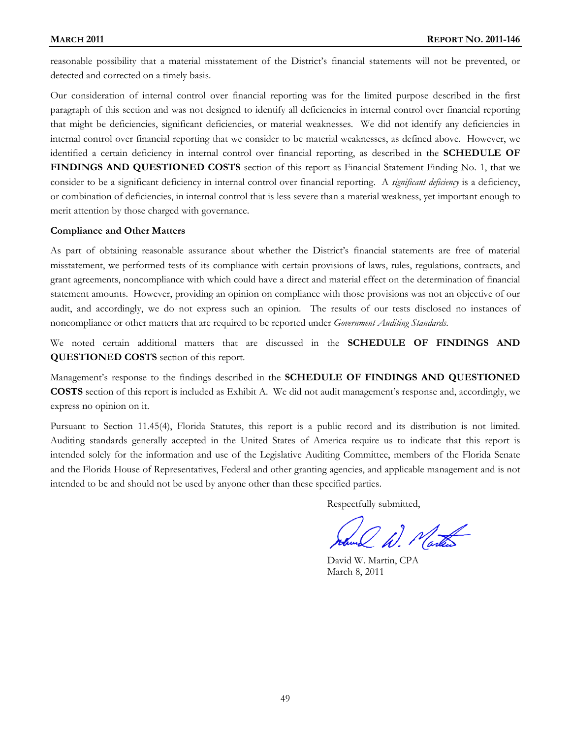reasonable possibility that a material misstatement of the District's financial statements will not be prevented, or detected and corrected on a timely basis.

Our consideration of internal control over financial reporting was for the limited purpose described in the first paragraph of this section and was not designed to identify all deficiencies in internal control over financial reporting that might be deficiencies, significant deficiencies, or material weaknesses. We did not identify any deficiencies in internal control over financial reporting that we consider to be material weaknesses, as defined above. However, we identified a certain deficiency in internal control over financial reporting, as described in the **SCHEDULE OF FINDINGS AND QUESTIONED COSTS** section of this report as Financial Statement Finding No. 1, that we consider to be a significant deficiency in internal control over financial reporting. A *significant deficiency* is a deficiency, or combination of deficiencies, in internal control that is less severe than a material weakness, yet important enough to merit attention by those charged with governance.

**Compliance and Other Matters**

As part of obtaining reasonable assurance about whether the District's financial statements are free of material misstatement, we performed tests of its compliance with certain provisions of laws, rules, regulations, contracts, and grant agreements, noncompliance with which could have a direct and material effect on the determination of financial statement amounts. However, providing an opinion on compliance with those provisions was not an objective of our audit, and accordingly, we do not express such an opinion. The results of our tests disclosed no instances of noncompliance or other matters that are required to be reported under *Government Auditing Standards*.

We noted certain additional matters that are discussed in the **SCHEDULE OF FINDINGS AND QUESTIONED COSTS** section of this report.

Management's response to the findings described in the **SCHEDULE OF FINDINGS AND QUESTIONED COSTS** section of this report is included as Exhibit A. We did not audit management's response and, accordingly, we express no opinion on it.

Pursuant to Section 11.45(4), Florida Statutes, this report is a public record and its distribution is not limited. Auditing standards generally accepted in the United States of America require us to indicate that this report is intended solely for the information and use of the Legislative Auditing Committee, members of the Florida Senate and the Florida House of Representatives, Federal and other granting agencies, and applicable management and is not intended to be and should not be used by anyone other than these specified parties.

Respectfully submitted,

David W. Martin, CPA
March 8, 2011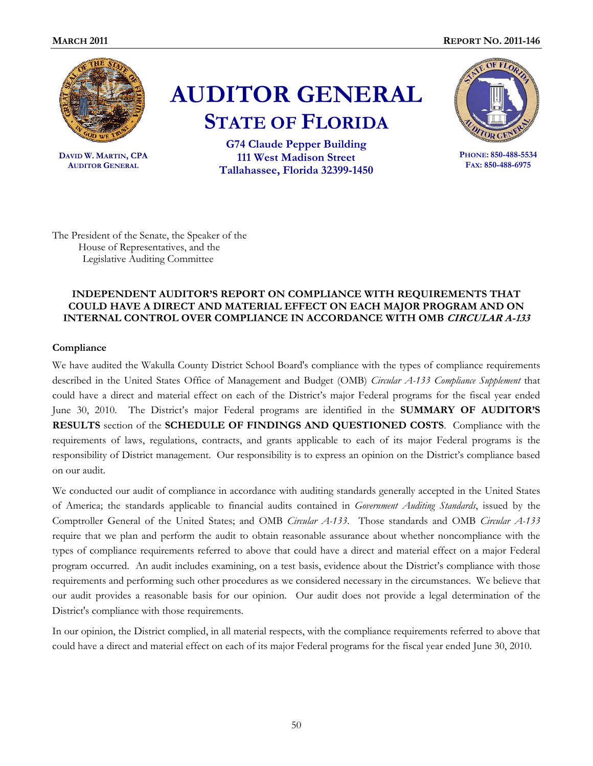**MARCH 2011** **REPORT NO. 2011-146**

# AUDITOR GENERAL
## STATE OF FLORIDA

**DAVID W. MARTIN, CPA**
**AUDITOR GENERAL**

**G74 Claude Pepper Building**
**111 West Madison Street**
**Tallahassee, Florida 32399-1450**

**PHONE: 850-488-5534**
**FAX: 850-488-6975**

The President of the Senate, the Speaker of the House of Representatives, and the Legislative Auditing Committee

**INDEPENDENT AUDITOR'S REPORT ON COMPLIANCE WITH REQUIREMENTS THAT COULD HAVE A DIRECT AND MATERIAL EFFECT ON EACH MAJOR PROGRAM AND ON INTERNAL CONTROL OVER COMPLIANCE IN ACCORDANCE WITH OMB *CIRCULAR A-133***

**Compliance**

We have audited the Wakulla County District School Board's compliance with the types of compliance requirements described in the United States Office of Management and Budget (OMB) *Circular A-133 Compliance Supplement* that could have a direct and material effect on each of the District's major Federal programs for the fiscal year ended June 30, 2010. The District's major Federal programs are identified in the **SUMMARY OF AUDITOR'S RESULTS** section of the **SCHEDULE OF FINDINGS AND QUESTIONED COSTS**. Compliance with the requirements of laws, regulations, contracts, and grants applicable to each of its major Federal programs is the responsibility of District management. Our responsibility is to express an opinion on the District's compliance based on our audit.

We conducted our audit of compliance in accordance with auditing standards generally accepted in the United States of America; the standards applicable to financial audits contained in *Government Auditing Standards*, issued by the Comptroller General of the United States; and OMB *Circular A-133*. Those standards and OMB *Circular A-133* require that we plan and perform the audit to obtain reasonable assurance about whether noncompliance with the types of compliance requirements referred to above that could have a direct and material effect on a major Federal program occurred. An audit includes examining, on a test basis, evidence about the District's compliance with those requirements and performing such other procedures as we considered necessary in the circumstances. We believe that our audit provides a reasonable basis for our opinion. Our audit does not provide a legal determination of the District's compliance with those requirements.

In our opinion, the District complied, in all material respects, with the compliance requirements referred to above that could have a direct and material effect on each of its major Federal programs for the fiscal year ended June 30, 2010.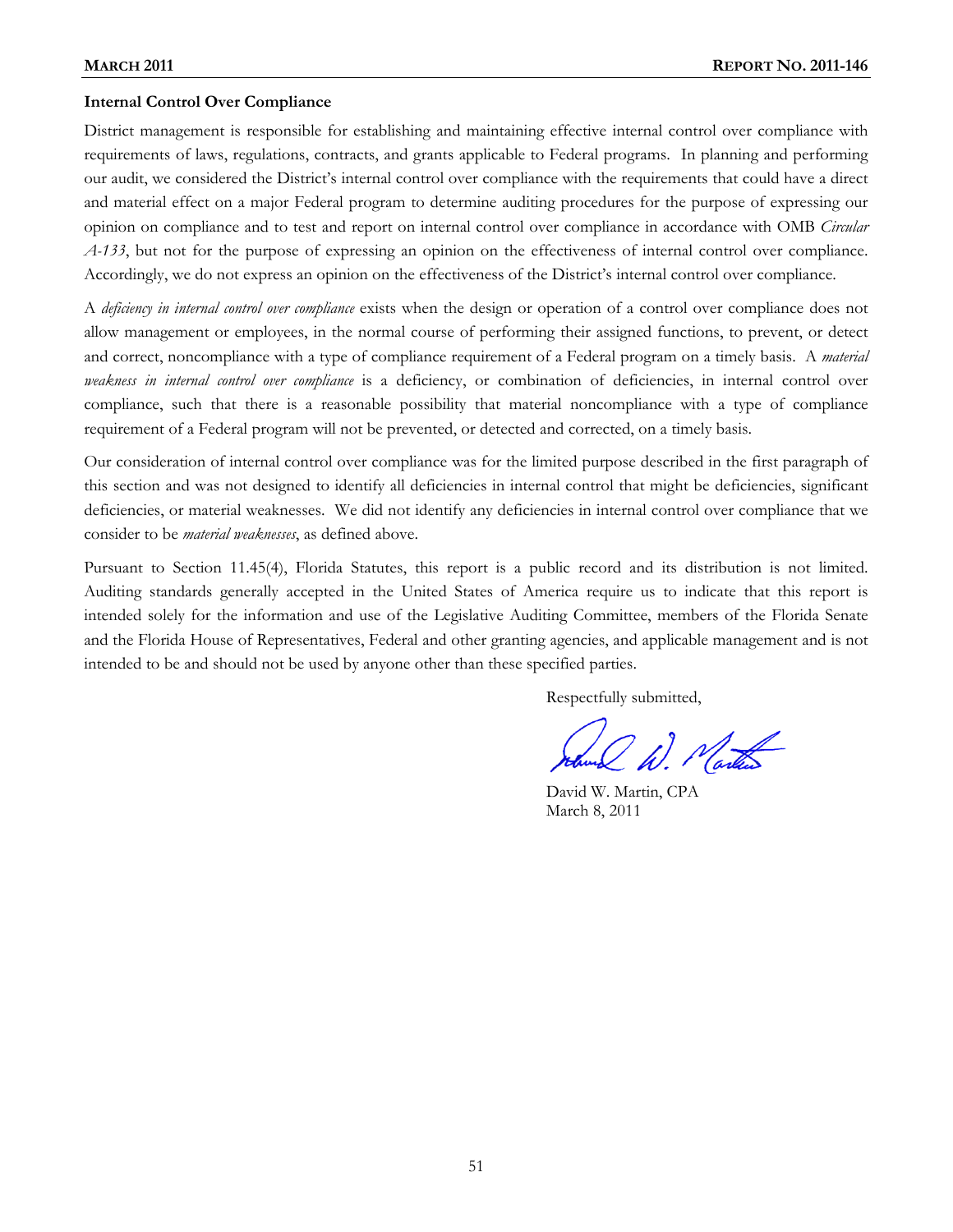**Internal Control Over Compliance**

District management is responsible for establishing and maintaining effective internal control over compliance with requirements of laws, regulations, contracts, and grants applicable to Federal programs. In planning and performing our audit, we considered the District's internal control over compliance with the requirements that could have a direct and material effect on a major Federal program to determine auditing procedures for the purpose of expressing our opinion on compliance and to test and report on internal control over compliance in accordance with OMB *Circular A-133*, but not for the purpose of expressing an opinion on the effectiveness of internal control over compliance. Accordingly, we do not express an opinion on the effectiveness of the District's internal control over compliance.

A *deficiency in internal control over compliance* exists when the design or operation of a control over compliance does not allow management or employees, in the normal course of performing their assigned functions, to prevent, or detect and correct, noncompliance with a type of compliance requirement of a Federal program on a timely basis. A *material weakness in internal control over compliance* is a deficiency, or combination of deficiencies, in internal control over compliance, such that there is a reasonable possibility that material noncompliance with a type of compliance requirement of a Federal program will not be prevented, or detected and corrected, on a timely basis.

Our consideration of internal control over compliance was for the limited purpose described in the first paragraph of this section and was not designed to identify all deficiencies in internal control that might be deficiencies, significant deficiencies, or material weaknesses. We did not identify any deficiencies in internal control over compliance that we consider to be *material weaknesses*, as defined above.

Pursuant to Section 11.45(4), Florida Statutes, this report is a public record and its distribution is not limited. Auditing standards generally accepted in the United States of America require us to indicate that this report is intended solely for the information and use of the Legislative Auditing Committee, members of the Florida Senate and the Florida House of Representatives, Federal and other granting agencies, and applicable management and is not intended to be and should not be used by anyone other than these specified parties.

Respectfully submitted,

David W. Martin, CPA
March 8, 2011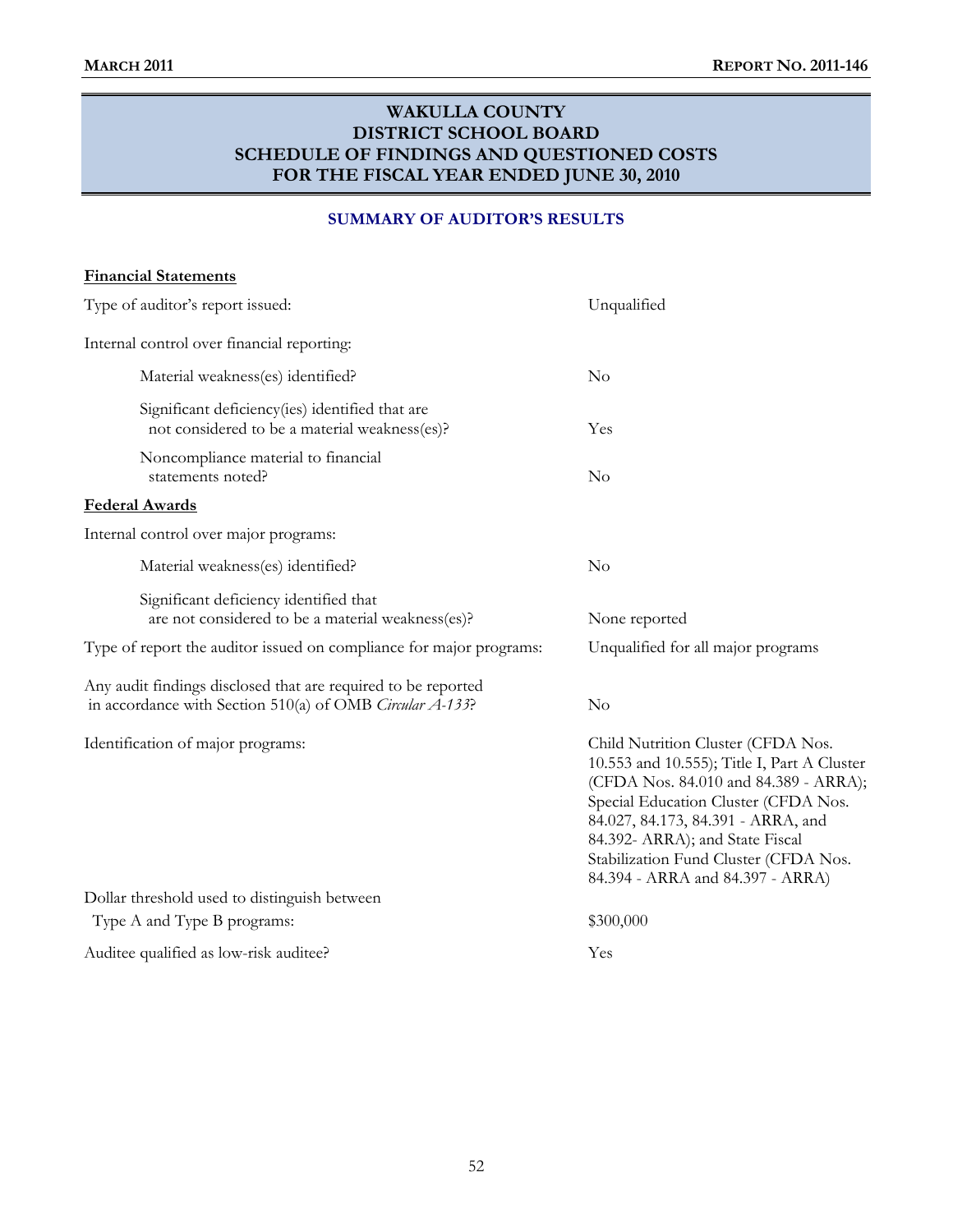# WAKULLA COUNTY
# DISTRICT SCHOOL BOARD
# SCHEDULE OF FINDINGS AND QUESTIONED COSTS
# FOR THE FISCAL YEAR ENDED JUNE 30, 2010

## SUMMARY OF AUDITOR'S RESULTS

**Financial Statements**

| | |
|---|---|
| Type of auditor's report issued: | Unqualified |
| Internal control over financial reporting: | |
| Material weakness(es) identified? | No |
| Significant deficiency(ies) identified that are not considered to be a material weakness(es)? | Yes |
| Noncompliance material to financial statements noted? | No |

**Federal Awards**

| | |
|---|---|
| Internal control over major programs: | |
| Material weakness(es) identified? | No |
| Significant deficiency identified that are not considered to be a material weakness(es)? | None reported |
| Type of report the auditor issued on compliance for major programs: | Unqualified for all major programs |
| Any audit findings disclosed that are required to be reported in accordance with Section 510(a) of OMB *Circular A-133*? | No |
| Identification of major programs: | Child Nutrition Cluster (CFDA Nos. 10.553 and 10.555); Title I, Part A Cluster (CFDA Nos. 84.010 and 84.389 - ARRA); Special Education Cluster (CFDA Nos. 84.027, 84.173, 84.391 - ARRA, and 84.392- ARRA); and State Fiscal Stabilization Fund Cluster (CFDA Nos. 84.394 - ARRA and 84.397 - ARRA) |
| Dollar threshold used to distinguish between Type A and Type B programs: | $300,000 |
| Auditee qualified as low-risk auditee? | Yes |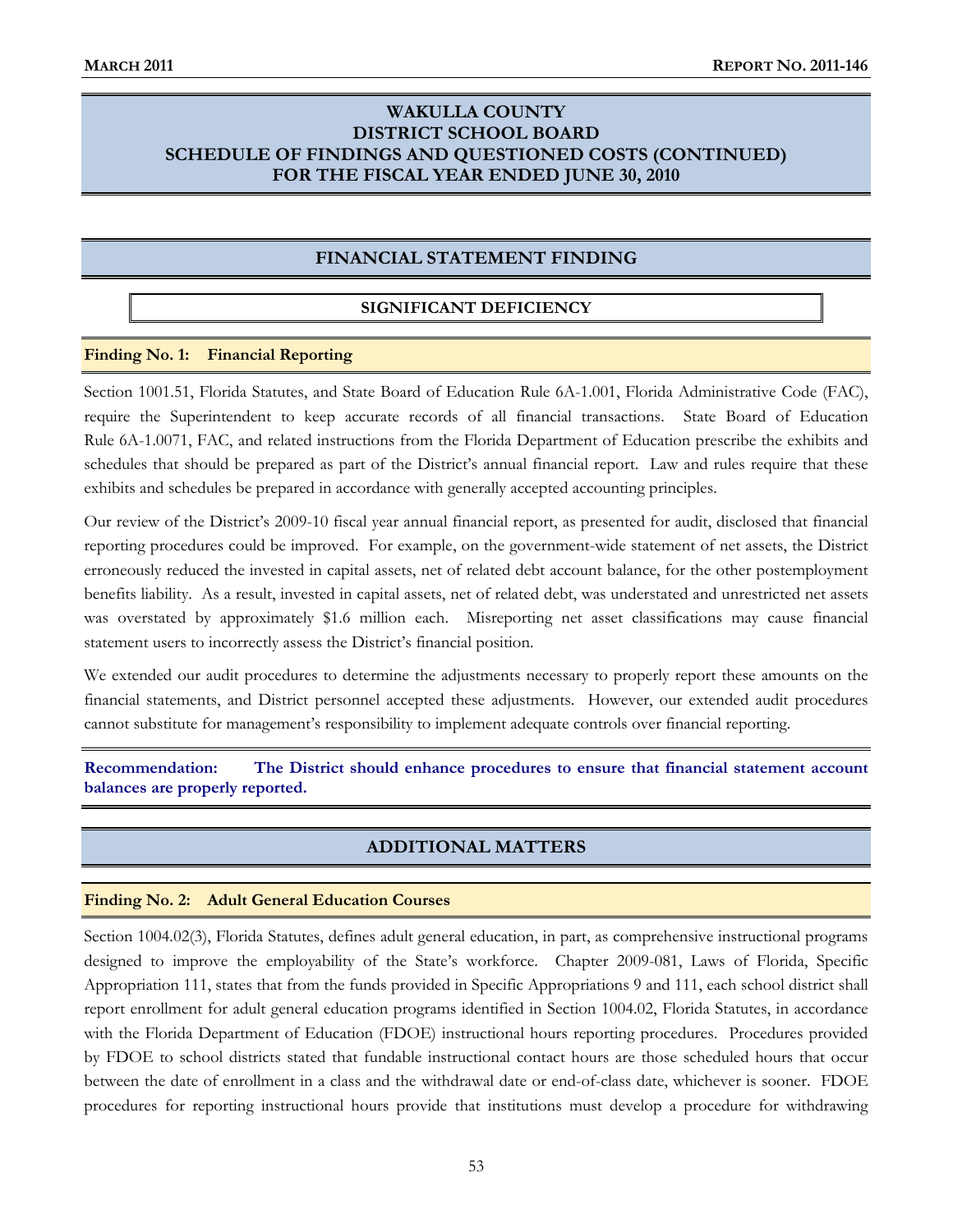# WAKULLA COUNTY
# DISTRICT SCHOOL BOARD
# SCHEDULE OF FINDINGS AND QUESTIONED COSTS (CONTINUED)
# FOR THE FISCAL YEAR ENDED JUNE 30, 2010

## FINANCIAL STATEMENT FINDING

### SIGNIFICANT DEFICIENCY

**Finding No. 1: Financial Reporting**

Section 1001.51, Florida Statutes, and State Board of Education Rule 6A-1.001, Florida Administrative Code (FAC), require the Superintendent to keep accurate records of all financial transactions. State Board of Education Rule 6A-1.0071, FAC, and related instructions from the Florida Department of Education prescribe the exhibits and schedules that should be prepared as part of the District's annual financial report. Law and rules require that these exhibits and schedules be prepared in accordance with generally accepted accounting principles.

Our review of the District's 2009-10 fiscal year annual financial report, as presented for audit, disclosed that financial reporting procedures could be improved. For example, on the government-wide statement of net assets, the District erroneously reduced the invested in capital assets, net of related debt account balance, for the other postemployment benefits liability. As a result, invested in capital assets, net of related debt, was understated and unrestricted net assets was overstated by approximately $1.6 million each. Misreporting net asset classifications may cause financial statement users to incorrectly assess the District's financial position.

We extended our audit procedures to determine the adjustments necessary to properly report these amounts on the financial statements, and District personnel accepted these adjustments. However, our extended audit procedures cannot substitute for management's responsibility to implement adequate controls over financial reporting.

**Recommendation: The District should enhance procedures to ensure that financial statement account balances are properly reported.**

## ADDITIONAL MATTERS

**Finding No. 2: Adult General Education Courses**

Section 1004.02(3), Florida Statutes, defines adult general education, in part, as comprehensive instructional programs designed to improve the employability of the State's workforce. Chapter 2009-081, Laws of Florida, Specific Appropriation 111, states that from the funds provided in Specific Appropriations 9 and 111, each school district shall report enrollment for adult general education programs identified in Section 1004.02, Florida Statutes, in accordance with the Florida Department of Education (FDOE) instructional hours reporting procedures. Procedures provided by FDOE to school districts stated that fundable instructional contact hours are those scheduled hours that occur between the date of enrollment in a class and the withdrawal date or end-of-class date, whichever is sooner. FDOE procedures for reporting instructional hours provide that institutions must develop a procedure for withdrawing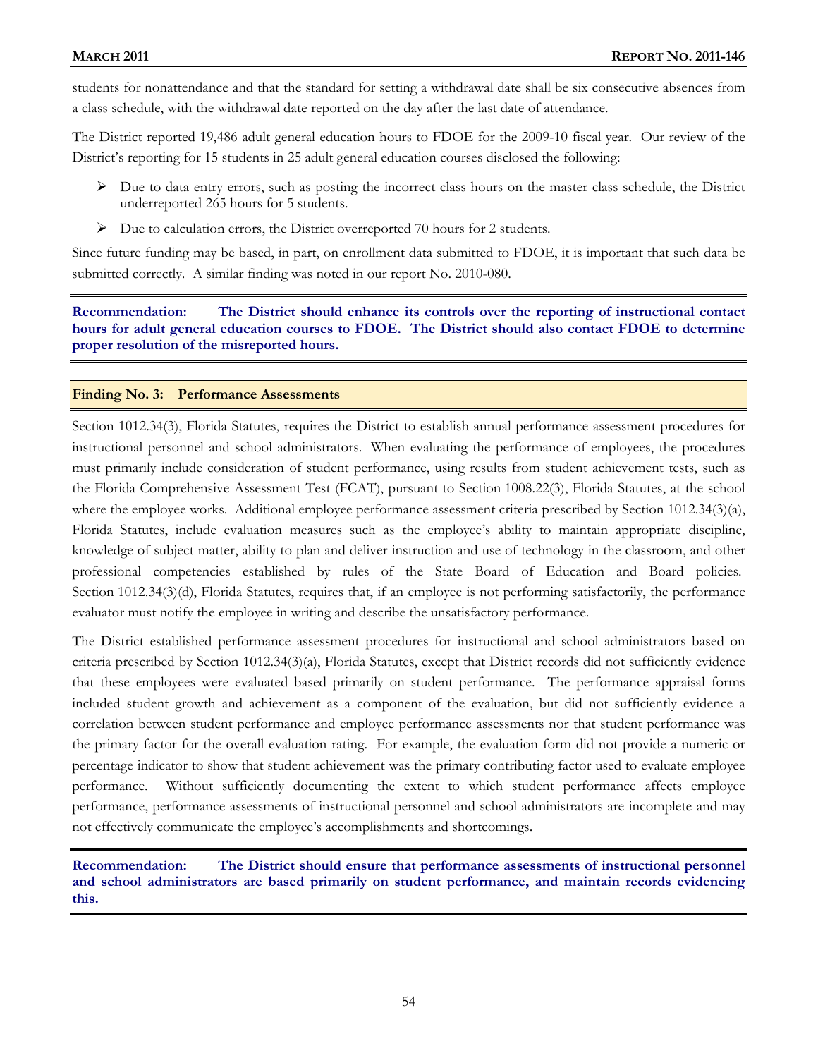students for nonattendance and that the standard for setting a withdrawal date shall be six consecutive absences from a class schedule, with the withdrawal date reported on the day after the last date of attendance.

The District reported 19,486 adult general education hours to FDOE for the 2009-10 fiscal year. Our review of the District's reporting for 15 students in 25 adult general education courses disclosed the following:

- Due to data entry errors, such as posting the incorrect class hours on the master class schedule, the District underreported 265 hours for 5 students.
- Due to calculation errors, the District overreported 70 hours for 2 students.

Since future funding may be based, in part, on enrollment data submitted to FDOE, it is important that such data be submitted correctly. A similar finding was noted in our report No. 2010-080.

**Recommendation: The District should enhance its controls over the reporting of instructional contact hours for adult general education courses to FDOE. The District should also contact FDOE to determine proper resolution of the misreported hours.**

### Finding No. 3: Performance Assessments

Section 1012.34(3), Florida Statutes, requires the District to establish annual performance assessment procedures for instructional personnel and school administrators. When evaluating the performance of employees, the procedures must primarily include consideration of student performance, using results from student achievement tests, such as the Florida Comprehensive Assessment Test (FCAT), pursuant to Section 1008.22(3), Florida Statutes, at the school where the employee works. Additional employee performance assessment criteria prescribed by Section 1012.34(3)(a), Florida Statutes, include evaluation measures such as the employee's ability to maintain appropriate discipline, knowledge of subject matter, ability to plan and deliver instruction and use of technology in the classroom, and other professional competencies established by rules of the State Board of Education and Board policies. Section 1012.34(3)(d), Florida Statutes, requires that, if an employee is not performing satisfactorily, the performance evaluator must notify the employee in writing and describe the unsatisfactory performance.

The District established performance assessment procedures for instructional and school administrators based on criteria prescribed by Section 1012.34(3)(a), Florida Statutes, except that District records did not sufficiently evidence that these employees were evaluated based primarily on student performance. The performance appraisal forms included student growth and achievement as a component of the evaluation, but did not sufficiently evidence a correlation between student performance and employee performance assessments nor that student performance was the primary factor for the overall evaluation rating. For example, the evaluation form did not provide a numeric or percentage indicator to show that student achievement was the primary contributing factor used to evaluate employee performance. Without sufficiently documenting the extent to which student performance affects employee performance, performance assessments of instructional personnel and school administrators are incomplete and may not effectively communicate the employee's accomplishments and shortcomings.

**Recommendation: The District should ensure that performance assessments of instructional personnel and school administrators are based primarily on student performance, and maintain records evidencing this.**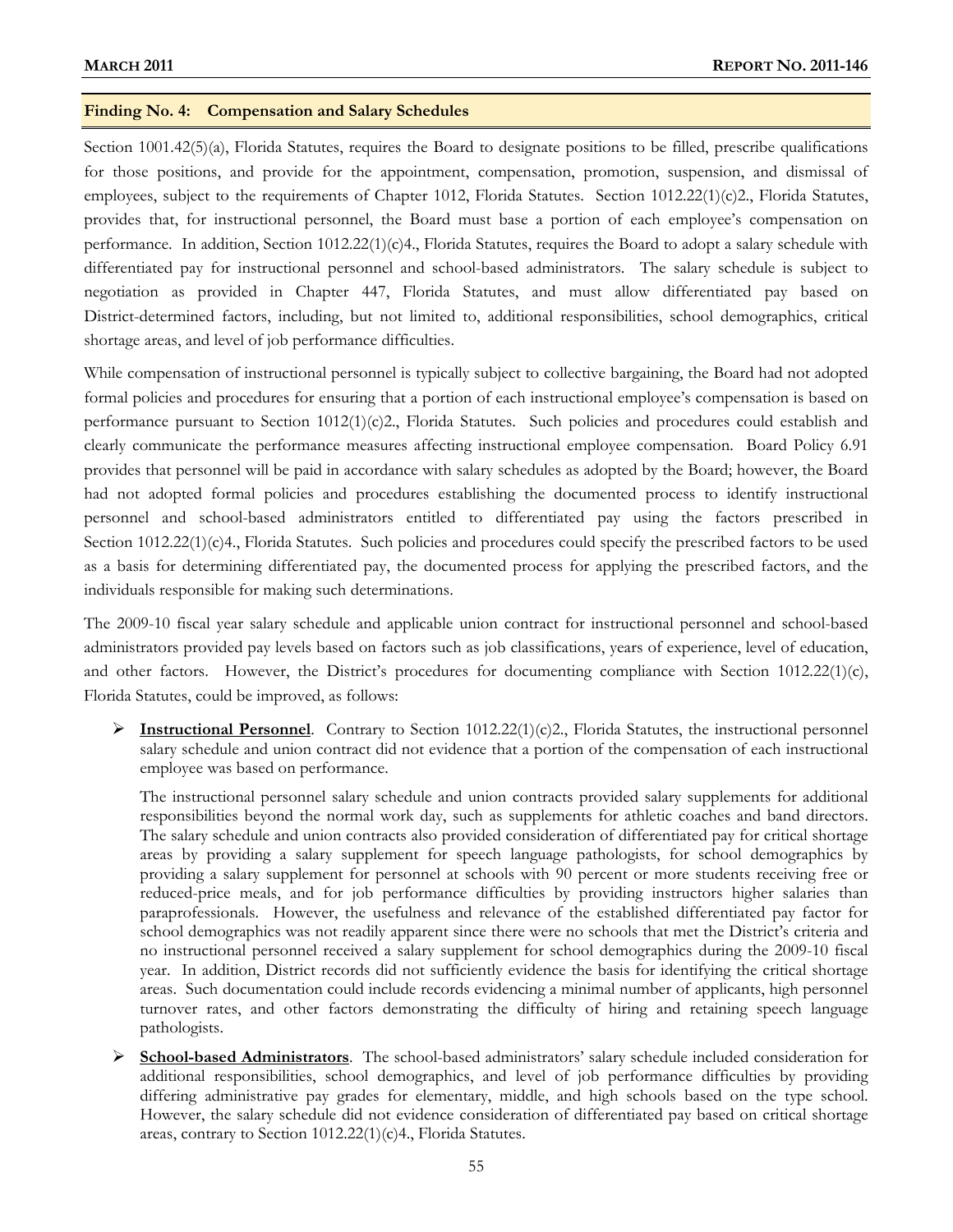### Finding No. 4: Compensation and Salary Schedules

Section 1001.42(5)(a), Florida Statutes, requires the Board to designate positions to be filled, prescribe qualifications for those positions, and provide for the appointment, compensation, promotion, suspension, and dismissal of employees, subject to the requirements of Chapter 1012, Florida Statutes. Section 1012.22(1)(c)2., Florida Statutes, provides that, for instructional personnel, the Board must base a portion of each employee's compensation on performance. In addition, Section 1012.22(1)(c)4., Florida Statutes, requires the Board to adopt a salary schedule with differentiated pay for instructional personnel and school-based administrators. The salary schedule is subject to negotiation as provided in Chapter 447, Florida Statutes, and must allow differentiated pay based on District-determined factors, including, but not limited to, additional responsibilities, school demographics, critical shortage areas, and level of job performance difficulties.

While compensation of instructional personnel is typically subject to collective bargaining, the Board had not adopted formal policies and procedures for ensuring that a portion of each instructional employee's compensation is based on performance pursuant to Section 1012(1)(c)2., Florida Statutes. Such policies and procedures could establish and clearly communicate the performance measures affecting instructional employee compensation. Board Policy 6.91 provides that personnel will be paid in accordance with salary schedules as adopted by the Board; however, the Board had not adopted formal policies and procedures establishing the documented process to identify instructional personnel and school-based administrators entitled to differentiated pay using the factors prescribed in Section 1012.22(1)(c)4., Florida Statutes. Such policies and procedures could specify the prescribed factors to be used as a basis for determining differentiated pay, the documented process for applying the prescribed factors, and the individuals responsible for making such determinations.

The 2009-10 fiscal year salary schedule and applicable union contract for instructional personnel and school-based administrators provided pay levels based on factors such as job classifications, years of experience, level of education, and other factors. However, the District's procedures for documenting compliance with Section 1012.22(1)(c), Florida Statutes, could be improved, as follows:

- **Instructional Personnel**. Contrary to Section 1012.22(1)(c)2., Florida Statutes, the instructional personnel salary schedule and union contract did not evidence that a portion of the compensation of each instructional employee was based on performance.

  The instructional personnel salary schedule and union contracts provided salary supplements for additional responsibilities beyond the normal work day, such as supplements for athletic coaches and band directors. The salary schedule and union contracts also provided consideration of differentiated pay for critical shortage areas by providing a salary supplement for speech language pathologists, for school demographics by providing a salary supplement for personnel at schools with 90 percent or more students receiving free or reduced-price meals, and for job performance difficulties by providing instructors higher salaries than paraprofessionals. However, the usefulness and relevance of the established differentiated pay factor for school demographics was not readily apparent since there were no schools that met the District's criteria and no instructional personnel received a salary supplement for school demographics during the 2009-10 fiscal year. In addition, District records did not sufficiently evidence the basis for identifying the critical shortage areas. Such documentation could include records evidencing a minimal number of applicants, high personnel turnover rates, and other factors demonstrating the difficulty of hiring and retaining speech language pathologists.

- **School-based Administrators**. The school-based administrators' salary schedule included consideration for additional responsibilities, school demographics, and level of job performance difficulties by providing differing administrative pay grades for elementary, middle, and high schools based on the type school. However, the salary schedule did not evidence consideration of differentiated pay based on critical shortage areas, contrary to Section 1012.22(1)(c)4., Florida Statutes.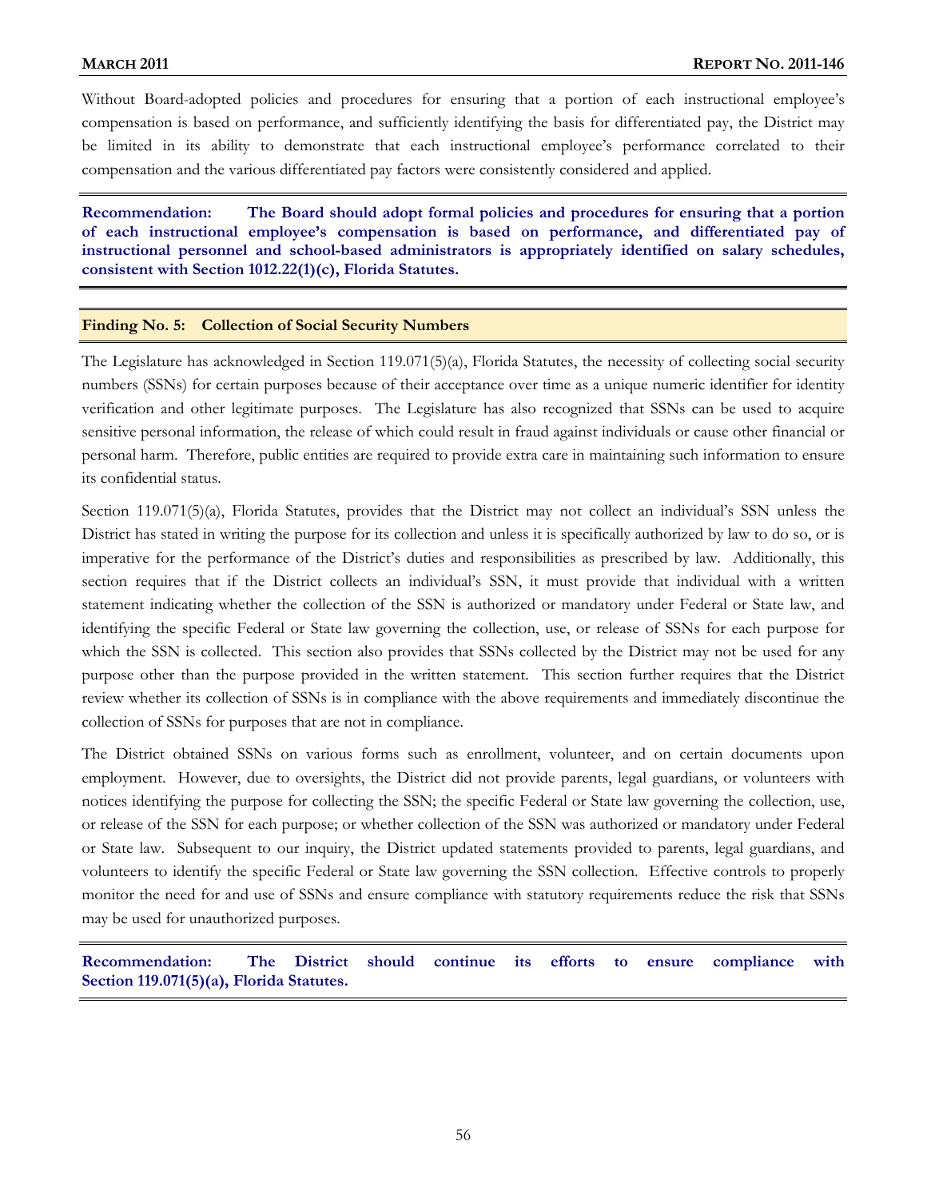Without Board-adopted policies and procedures for ensuring that a portion of each instructional employee's compensation is based on performance, and sufficiently identifying the basis for differentiated pay, the District may be limited in its ability to demonstrate that each instructional employee's performance correlated to their compensation and the various differentiated pay factors were consistently considered and applied.

**Recommendation: The Board should adopt formal policies and procedures for ensuring that a portion of each instructional employee's compensation is based on performance, and differentiated pay of instructional personnel and school-based administrators is appropriately identified on salary schedules, consistent with Section 1012.22(1)(c), Florida Statutes.**

### Finding No. 5: Collection of Social Security Numbers

The Legislature has acknowledged in Section 119.071(5)(a), Florida Statutes, the necessity of collecting social security numbers (SSNs) for certain purposes because of their acceptance over time as a unique numeric identifier for identity verification and other legitimate purposes. The Legislature has also recognized that SSNs can be used to acquire sensitive personal information, the release of which could result in fraud against individuals or cause other financial or personal harm. Therefore, public entities are required to provide extra care in maintaining such information to ensure its confidential status.

Section 119.071(5)(a), Florida Statutes, provides that the District may not collect an individual's SSN unless the District has stated in writing the purpose for its collection and unless it is specifically authorized by law to do so, or is imperative for the performance of the District's duties and responsibilities as prescribed by law. Additionally, this section requires that if the District collects an individual's SSN, it must provide that individual with a written statement indicating whether the collection of the SSN is authorized or mandatory under Federal or State law, and identifying the specific Federal or State law governing the collection, use, or release of SSNs for each purpose for which the SSN is collected. This section also provides that SSNs collected by the District may not be used for any purpose other than the purpose provided in the written statement. This section further requires that the District review whether its collection of SSNs is in compliance with the above requirements and immediately discontinue the collection of SSNs for purposes that are not in compliance.

The District obtained SSNs on various forms such as enrollment, volunteer, and on certain documents upon employment. However, due to oversights, the District did not provide parents, legal guardians, or volunteers with notices identifying the purpose for collecting the SSN; the specific Federal or State law governing the collection, use, or release of the SSN for each purpose; or whether collection of the SSN was authorized or mandatory under Federal or State law. Subsequent to our inquiry, the District updated statements provided to parents, legal guardians, and volunteers to identify the specific Federal or State law governing the SSN collection. Effective controls to properly monitor the need for and use of SSNs and ensure compliance with statutory requirements reduce the risk that SSNs may be used for unauthorized purposes.

**Recommendation: The District should continue its efforts to ensure compliance with Section 119.071(5)(a), Florida Statutes.**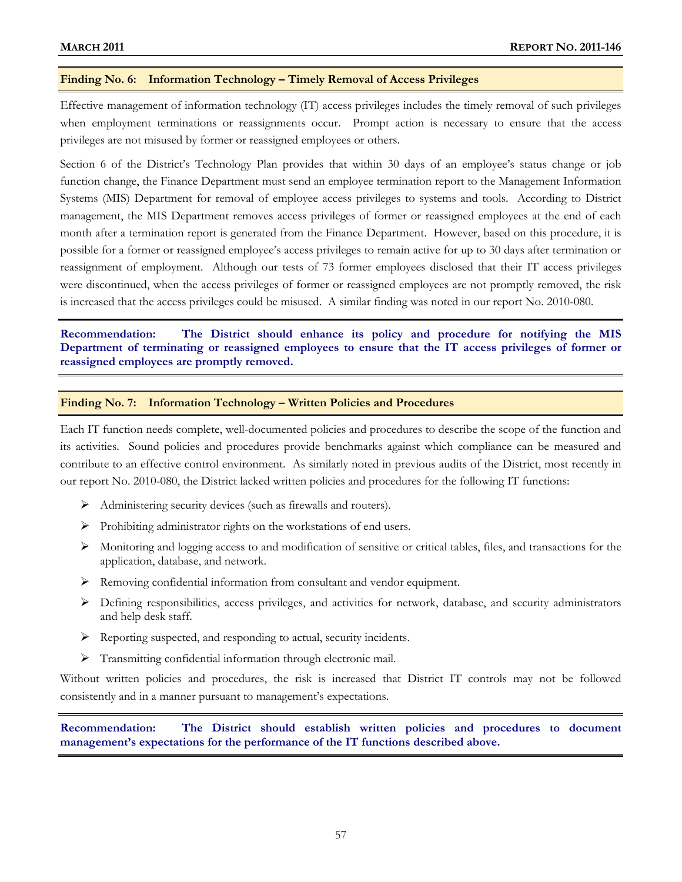### Finding No. 6: Information Technology – Timely Removal of Access Privileges

Effective management of information technology (IT) access privileges includes the timely removal of such privileges when employment terminations or reassignments occur. Prompt action is necessary to ensure that the access privileges are not misused by former or reassigned employees or others.

Section 6 of the District's Technology Plan provides that within 30 days of an employee's status change or job function change, the Finance Department must send an employee termination report to the Management Information Systems (MIS) Department for removal of employee access privileges to systems and tools. According to District management, the MIS Department removes access privileges of former or reassigned employees at the end of each month after a termination report is generated from the Finance Department. However, based on this procedure, it is possible for a former or reassigned employee's access privileges to remain active for up to 30 days after termination or reassignment of employment. Although our tests of 73 former employees disclosed that their IT access privileges were discontinued, when the access privileges of former or reassigned employees are not promptly removed, the risk is increased that the access privileges could be misused. A similar finding was noted in our report No. 2010-080.

**Recommendation: The District should enhance its policy and procedure for notifying the MIS Department of terminating or reassigned employees to ensure that the IT access privileges of former or reassigned employees are promptly removed.**

### Finding No. 7: Information Technology – Written Policies and Procedures

Each IT function needs complete, well-documented policies and procedures to describe the scope of the function and its activities. Sound policies and procedures provide benchmarks against which compliance can be measured and contribute to an effective control environment. As similarly noted in previous audits of the District, most recently in our report No. 2010-080, the District lacked written policies and procedures for the following IT functions:

- Administering security devices (such as firewalls and routers).
- Prohibiting administrator rights on the workstations of end users.
- Monitoring and logging access to and modification of sensitive or critical tables, files, and transactions for the application, database, and network.
- Removing confidential information from consultant and vendor equipment.
- Defining responsibilities, access privileges, and activities for network, database, and security administrators and help desk staff.
- Reporting suspected, and responding to actual, security incidents.
- Transmitting confidential information through electronic mail.

Without written policies and procedures, the risk is increased that District IT controls may not be followed consistently and in a manner pursuant to management's expectations.

**Recommendation: The District should establish written policies and procedures to document management's expectations for the performance of the IT functions described above.**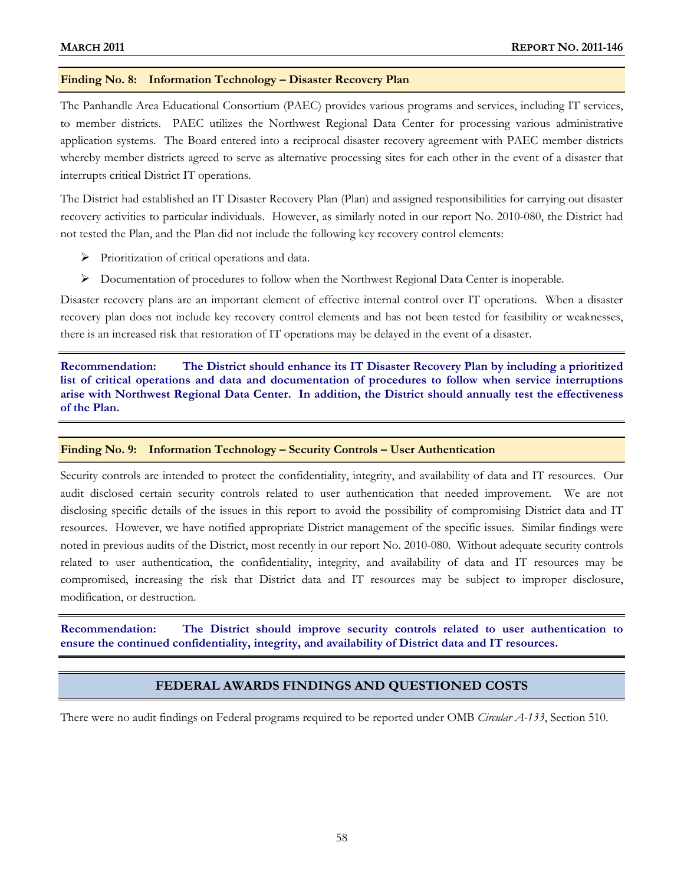### Finding No. 8: Information Technology – Disaster Recovery Plan

The Panhandle Area Educational Consortium (PAEC) provides various programs and services, including IT services, to member districts. PAEC utilizes the Northwest Regional Data Center for processing various administrative application systems. The Board entered into a reciprocal disaster recovery agreement with PAEC member districts whereby member districts agreed to serve as alternative processing sites for each other in the event of a disaster that interrupts critical District IT operations.

The District had established an IT Disaster Recovery Plan (Plan) and assigned responsibilities for carrying out disaster recovery activities to particular individuals. However, as similarly noted in our report No. 2010-080, the District had not tested the Plan, and the Plan did not include the following key recovery control elements:

- Prioritization of critical operations and data.
- Documentation of procedures to follow when the Northwest Regional Data Center is inoperable.

Disaster recovery plans are an important element of effective internal control over IT operations. When a disaster recovery plan does not include key recovery control elements and has not been tested for feasibility or weaknesses, there is an increased risk that restoration of IT operations may be delayed in the event of a disaster.

**Recommendation: The District should enhance its IT Disaster Recovery Plan by including a prioritized list of critical operations and data and documentation of procedures to follow when service interruptions arise with Northwest Regional Data Center. In addition, the District should annually test the effectiveness of the Plan.**

### Finding No. 9: Information Technology – Security Controls – User Authentication

Security controls are intended to protect the confidentiality, integrity, and availability of data and IT resources. Our audit disclosed certain security controls related to user authentication that needed improvement. We are not disclosing specific details of the issues in this report to avoid the possibility of compromising District data and IT resources. However, we have notified appropriate District management of the specific issues. Similar findings were noted in previous audits of the District, most recently in our report No. 2010-080. Without adequate security controls related to user authentication, the confidentiality, integrity, and availability of data and IT resources may be compromised, increasing the risk that District data and IT resources may be subject to improper disclosure, modification, or destruction.

**Recommendation: The District should improve security controls related to user authentication to ensure the continued confidentiality, integrity, and availability of District data and IT resources.**

## FEDERAL AWARDS FINDINGS AND QUESTIONED COSTS

There were no audit findings on Federal programs required to be reported under OMB *Circular A-133*, Section 510.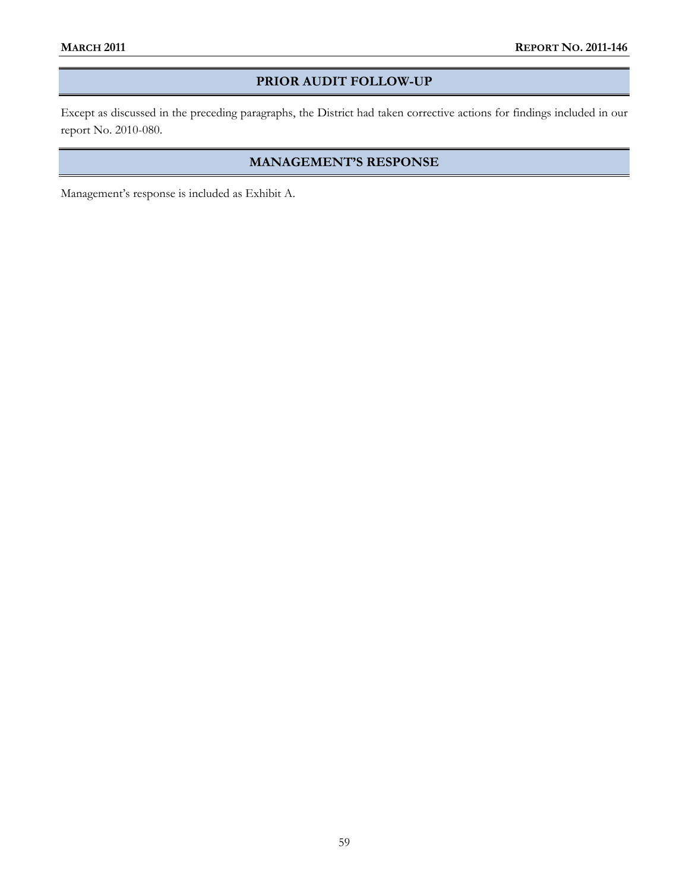## PRIOR AUDIT FOLLOW-UP

Except as discussed in the preceding paragraphs, the District had taken corrective actions for findings included in our report No. 2010-080.

## MANAGEMENT'S RESPONSE

Management's response is included as Exhibit A.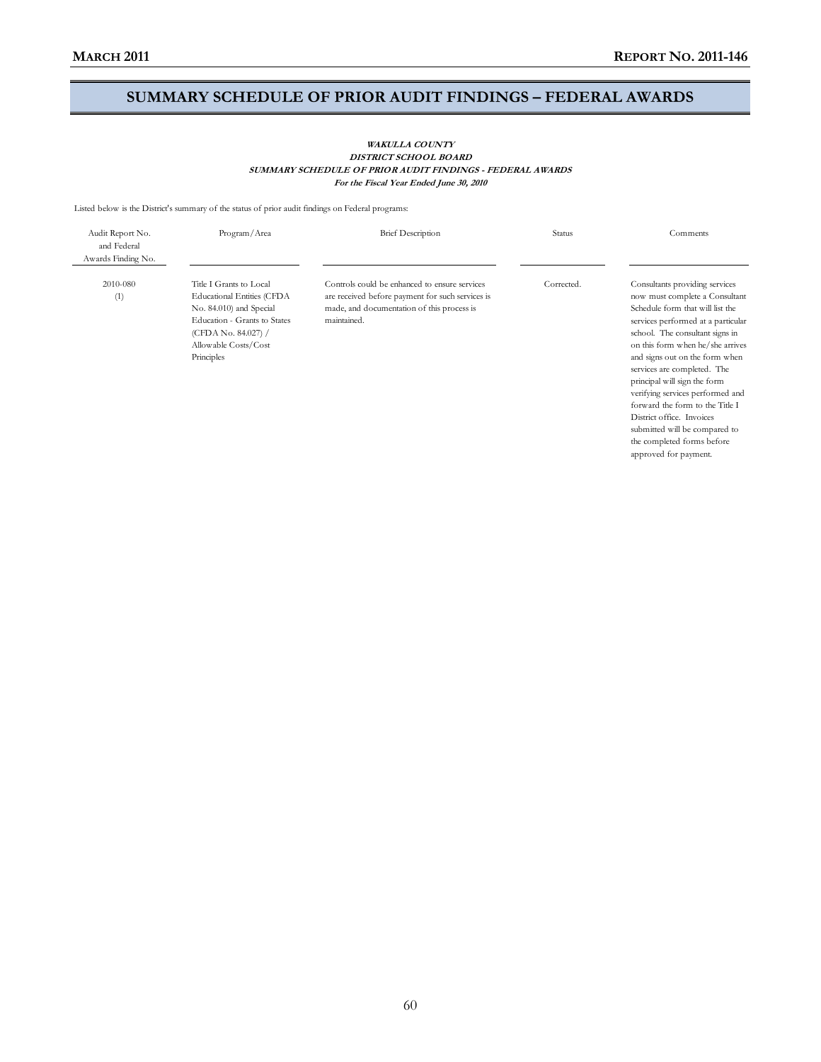# SUMMARY SCHEDULE OF PRIOR AUDIT FINDINGS – FEDERAL AWARDS

***WAKULLA COUNTY***
***DISTRICT SCHOOL BOARD***
***SUMMARY SCHEDULE OF PRIOR AUDIT FINDINGS - FEDERAL AWARDS***
***For the Fiscal Year Ended June 30, 2010***

Listed below is the District's summary of the status of prior audit findings on Federal programs:

| Audit Report No. and Federal Awards Finding No. | Program/Area | Brief Description | Status | Comments |
|---|---|---|---|---|
| 2010-080 (1) | Title I Grants to Local Educational Entities (CFDA No. 84.010) and Special Education - Grants to States (CFDA No. 84.027) / Allowable Costs/Cost Principles | Controls could be enhanced to ensure services are received before payment for such services is made, and documentation of this process is maintained. | Corrected. | Consultants providing services now must complete a Consultant Schedule form that will list the services performed at a particular school. The consultant signs in on this form when he/she arrives and signs out on the form when services are completed. The principal will sign the form verifying services performed and forward the form to the Title I District office. Invoices submitted will be compared to the completed forms before approved for payment. |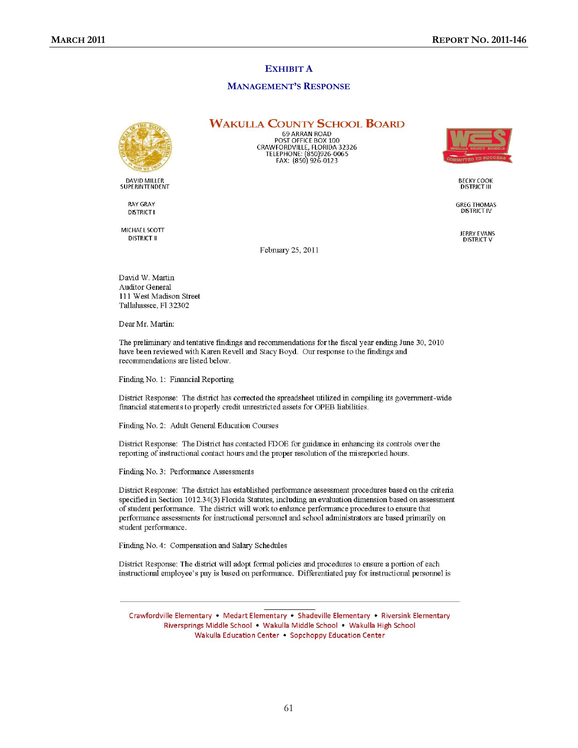# EXHIBIT A

## MANAGEMENT'S RESPONSE

**WAKULLA COUNTY SCHOOL BOARD**

69 ARRAN ROAD
POST OFFICE BOX 100
CRAWFORDVILLE, FLORIDA 32326
TELEPHONE: (850)926-0065
FAX: (850) 926-0123

DAVID MILLER
SUPERINTENDENT

RAY GRAY
DISTRICT I

MICHAEL SCOTT
DISTRICT II

BECKY COOK
DISTRICT III

GREG THOMAS
DISTRICT IV

JERRY EVANS
DISTRICT V

February 25, 2011

David W. Martin
Auditor General
111 West Madison Street
Tallahassee, Fl 32302

Dear Mr. Martin:

The preliminary and tentative findings and recommendations for the fiscal year ending June 30, 2010 have been reviewed with Karen Revell and Stacy Boyd. Our response to the findings and recommendations are listed below.

Finding No. 1: Financial Reporting

District Response: The district has corrected the spreadsheet utilized in compiling its government-wide financial statements to properly credit unrestricted assets for OPEB liabilities.

Finding No. 2: Adult General Education Courses

District Response: The District has contacted FDOE for guidance in enhancing its controls over the reporting of instructional contact hours and the proper resolution of the misreported hours.

Finding No. 3: Performance Assessments

District Response: The district has established performance assessment procedures based on the criteria specified in Section 1012.34(3) Florida Statutes, including an evaluation dimension based on assessment of student performance. The district will work to enhance performance procedures to ensure that performance assessments for instructional personnel and school administrators are based primarily on student performance.

Finding No. 4: Compensation and Salary Schedules

District Response: The district will adopt formal policies and procedures to ensure a portion of each instructional employee's pay is based on performance. Differentiated pay for instructional personnel is

Crawfordville Elementary • Medart Elementary • Shadeville Elementary • Riversink Elementary
Riversprings Middle School • Wakulla Middle School • Wakulla High School
Wakulla Education Center • Sopchoppy Education Center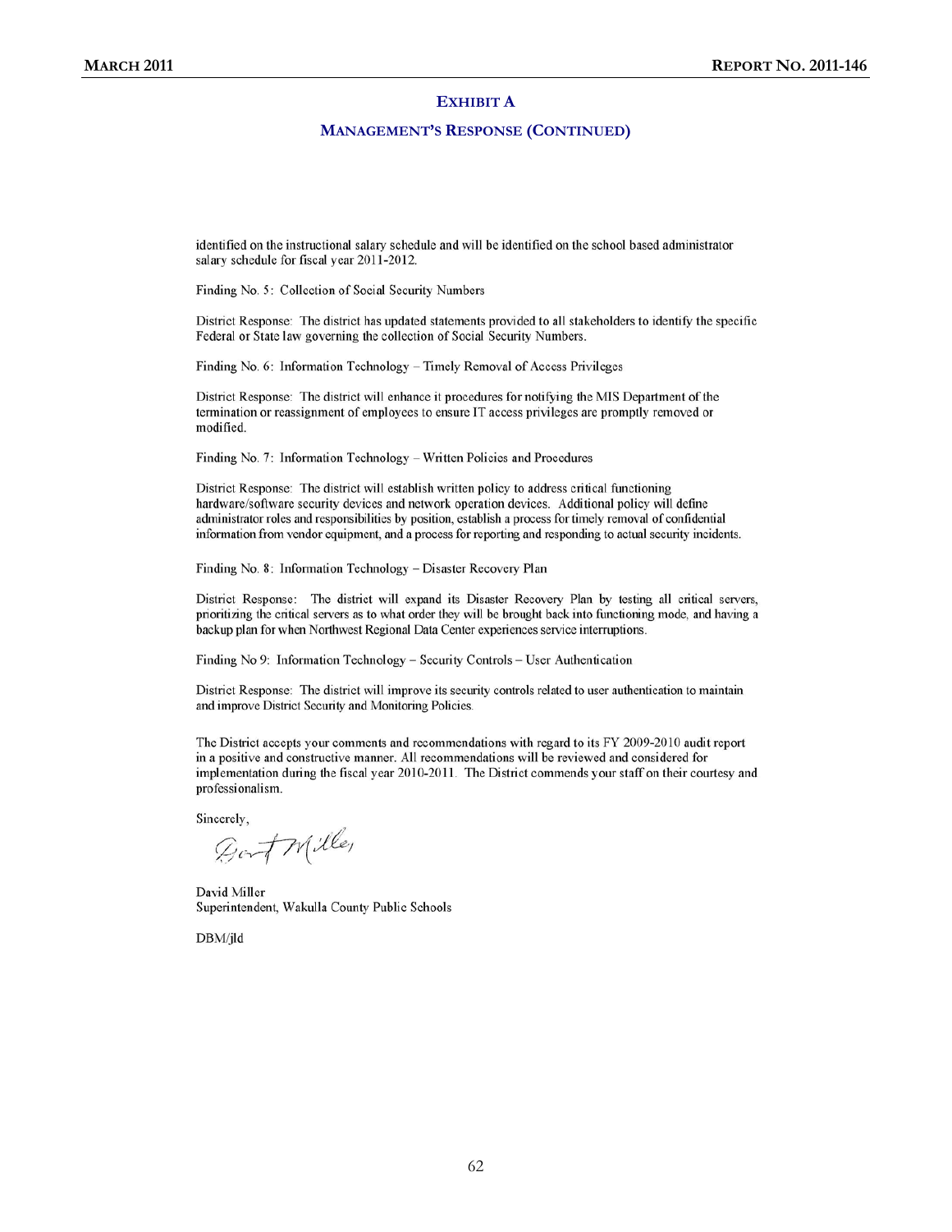## EXHIBIT A

### MANAGEMENT'S RESPONSE (CONTINUED)

identified on the instructional salary schedule and will be identified on the school based administrator salary schedule for fiscal year 2011-2012.

Finding No. 5: Collection of Social Security Numbers

District Response: The district has updated statements provided to all stakeholders to identify the specific Federal or State law governing the collection of Social Security Numbers.

Finding No. 6: Information Technology – Timely Removal of Access Privileges

District Response: The district will enhance it procedures for notifying the MIS Department of the termination or reassignment of employees to ensure IT access privileges are promptly removed or modified.

Finding No. 7: Information Technology – Written Policies and Procedures

District Response: The district will establish written policy to address critical functioning hardware/software security devices and network operation devices. Additional policy will define administrator roles and responsibilities by position, establish a process for timely removal of confidential information from vendor equipment, and a process for reporting and responding to actual security incidents.

Finding No. 8: Information Technology – Disaster Recovery Plan

District Response: The district will expand its Disaster Recovery Plan by testing all critical servers, prioritizing the critical servers as to what order they will be brought back into functioning mode, and having a backup plan for when Northwest Regional Data Center experiences service interruptions.

Finding No 9: Information Technology – Security Controls – User Authentication

District Response: The district will improve its security controls related to user authentication to maintain and improve District Security and Monitoring Policies.

The District accepts your comments and recommendations with regard to its FY 2009-2010 audit report in a positive and constructive manner. All recommendations will be reviewed and considered for implementation during the fiscal year 2010-2011. The District commends your staff on their courtesy and professionalism.

Sincerely,

David Miller
Superintendent, Wakulla County Public Schools

DBM/jld